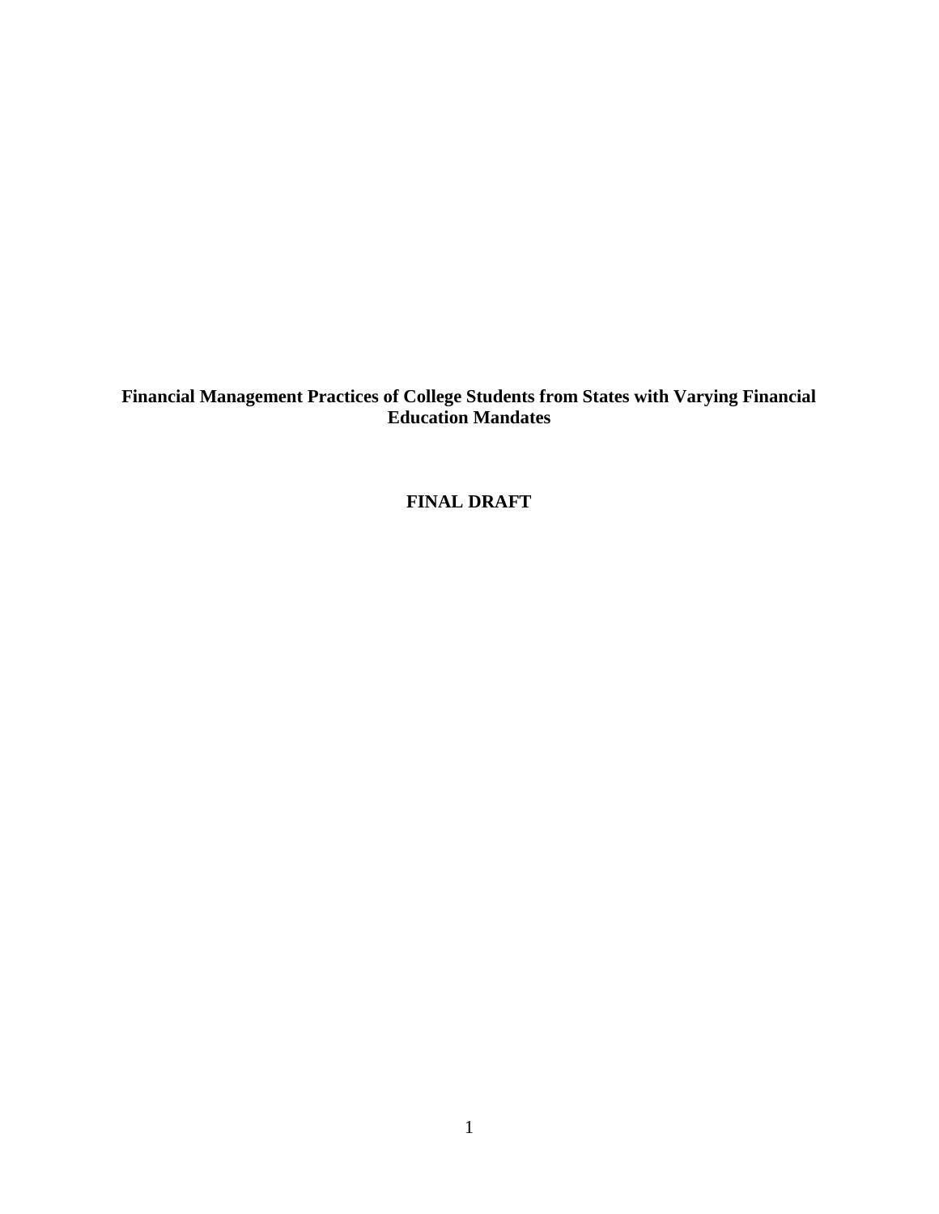# Financial Management Practices of College Students from States with Varying Financial Education Mandates

**FINAL DRAFT**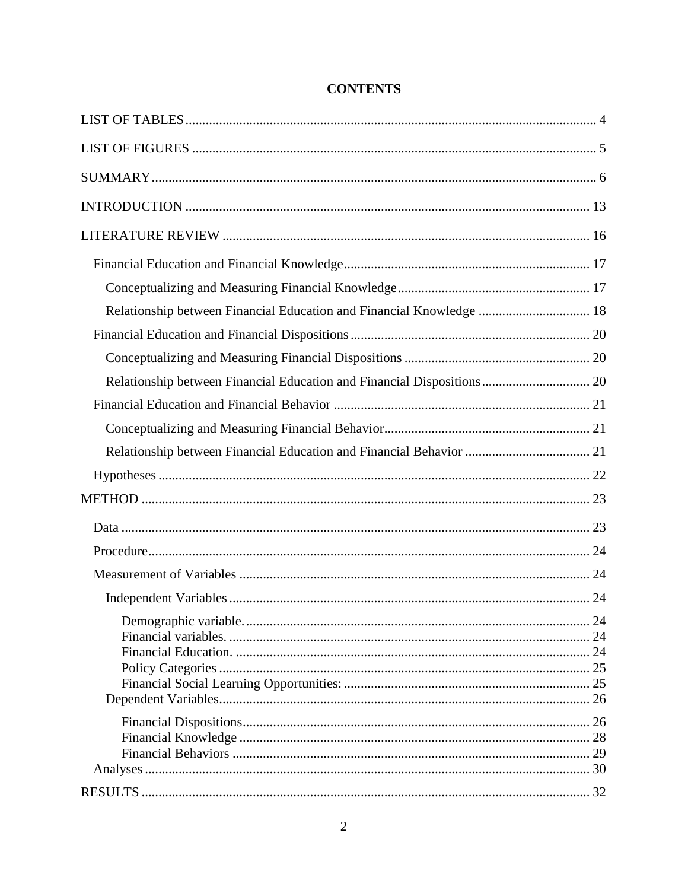# CONTENTS

LIST OF TABLES ........ 4

LIST OF FIGURES ........ 5

SUMMARY ........ 6

INTRODUCTION ........ 13

LITERATURE REVIEW ........ 16

- Financial Education and Financial Knowledge ........ 17
  - Conceptualizing and Measuring Financial Knowledge ........ 17
  - Relationship between Financial Education and Financial Knowledge ........ 18
- Financial Education and Financial Dispositions ........ 20
  - Conceptualizing and Measuring Financial Dispositions ........ 20
  - Relationship between Financial Education and Financial Dispositions ........ 20
- Financial Education and Financial Behavior ........ 21
  - Conceptualizing and Measuring Financial Behavior ........ 21
  - Relationship between Financial Education and Financial Behavior ........ 21
- Hypotheses ........ 22

METHOD ........ 23

- Data ........ 23
- Procedure ........ 24
- Measurement of Variables ........ 24
  - Independent Variables ........ 24
    - Demographic variable. ........ 24
    - Financial variables. ........ 24
    - Financial Education. ........ 24
    - Policy Categories ........ 25
    - Financial Social Learning Opportunities: ........ 25
  - Dependent Variables ........ 26
    - Financial Dispositions ........ 26
    - Financial Knowledge ........ 28
    - Financial Behaviors ........ 29
- Analyses ........ 30

RESULTS ........ 32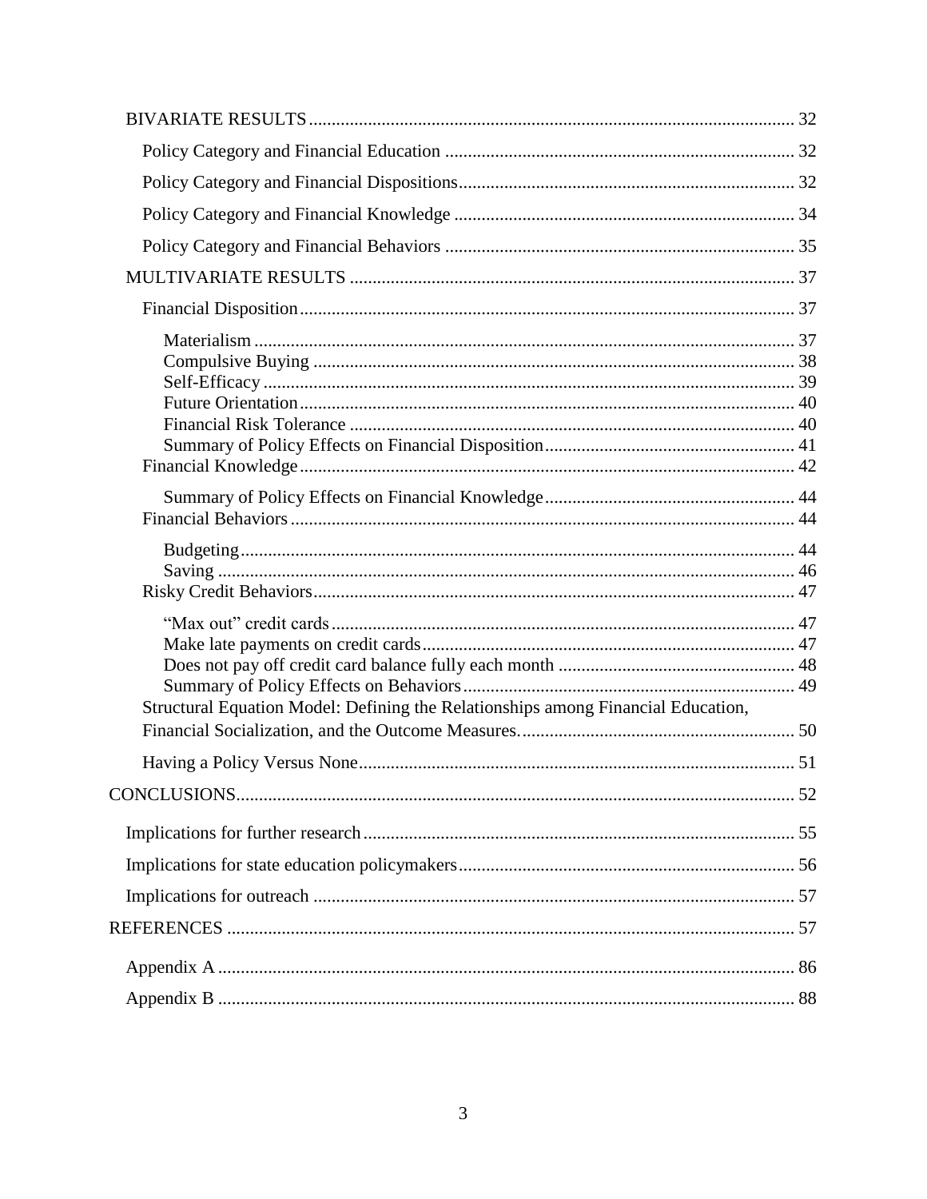- BIVARIATE RESULTS ... 32
  - Policy Category and Financial Education ... 32
  - Policy Category and Financial Dispositions ... 32
  - Policy Category and Financial Knowledge ... 34
  - Policy Category and Financial Behaviors ... 35
- MULTIVARIATE RESULTS ... 37
  - Financial Disposition ... 37
    - Materialism ... 37
    - Compulsive Buying ... 38
    - Self-Efficacy ... 39
    - Future Orientation ... 40
    - Financial Risk Tolerance ... 40
    - Summary of Policy Effects on Financial Disposition ... 41
  - Financial Knowledge ... 42
    - Summary of Policy Effects on Financial Knowledge ... 44
  - Financial Behaviors ... 44
    - Budgeting ... 44
    - Saving ... 46
  - Risky Credit Behaviors ... 47
    - "Max out" credit cards ... 47
    - Make late payments on credit cards ... 47
    - Does not pay off credit card balance fully each month ... 48
    - Summary of Policy Effects on Behaviors ... 49
  - Structural Equation Model: Defining the Relationships among Financial Education, Financial Socialization, and the Outcome Measures. ... 50
  - Having a Policy Versus None ... 51

CONCLUSIONS ... 52

- Implications for further research ... 55
- Implications for state education policymakers ... 56
- Implications for outreach ... 57

REFERENCES ... 57

- Appendix A ... 86
- Appendix B ... 88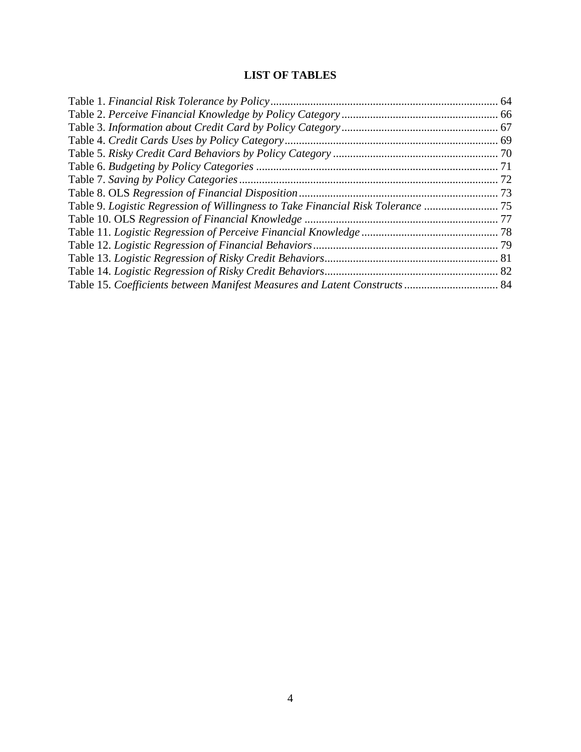# LIST OF TABLES

Table 1. *Financial Risk Tolerance by Policy* ............................................................................... 64
Table 2. *Perceive Financial Knowledge by Policy Category* ....................................................... 66
Table 3. *Information about Credit Card by Policy Category* ...................................................... 67
Table 4. *Credit Cards Uses by Policy Category* .......................................................................... 69
Table 5. *Risky Credit Card Behaviors by Policy Category* .......................................................... 70
Table 6. *Budgeting by Policy Categories* .................................................................................... 71
Table 7. *Saving by Policy Categories* .......................................................................................... 72
Table 8. OLS *Regression of Financial Disposition* ..................................................................... 73
Table 9. *Logistic Regression of Willingness to Take Financial Risk Tolerance* .......................... 75
Table 10. OLS *Regression of Financial Knowledge* .................................................................... 77
Table 11. *Logistic Regression of Perceive Financial Knowledge* ................................................ 78
Table 12. *Logistic Regression of Financial Behaviors* ................................................................. 79
Table 13. *Logistic Regression of Risky Credit Behaviors* ............................................................ 81
Table 14. *Logistic Regression of Risky Credit Behaviors* ............................................................ 82
Table 15. *Coefficients between Manifest Measures and Latent Constructs* ................................. 84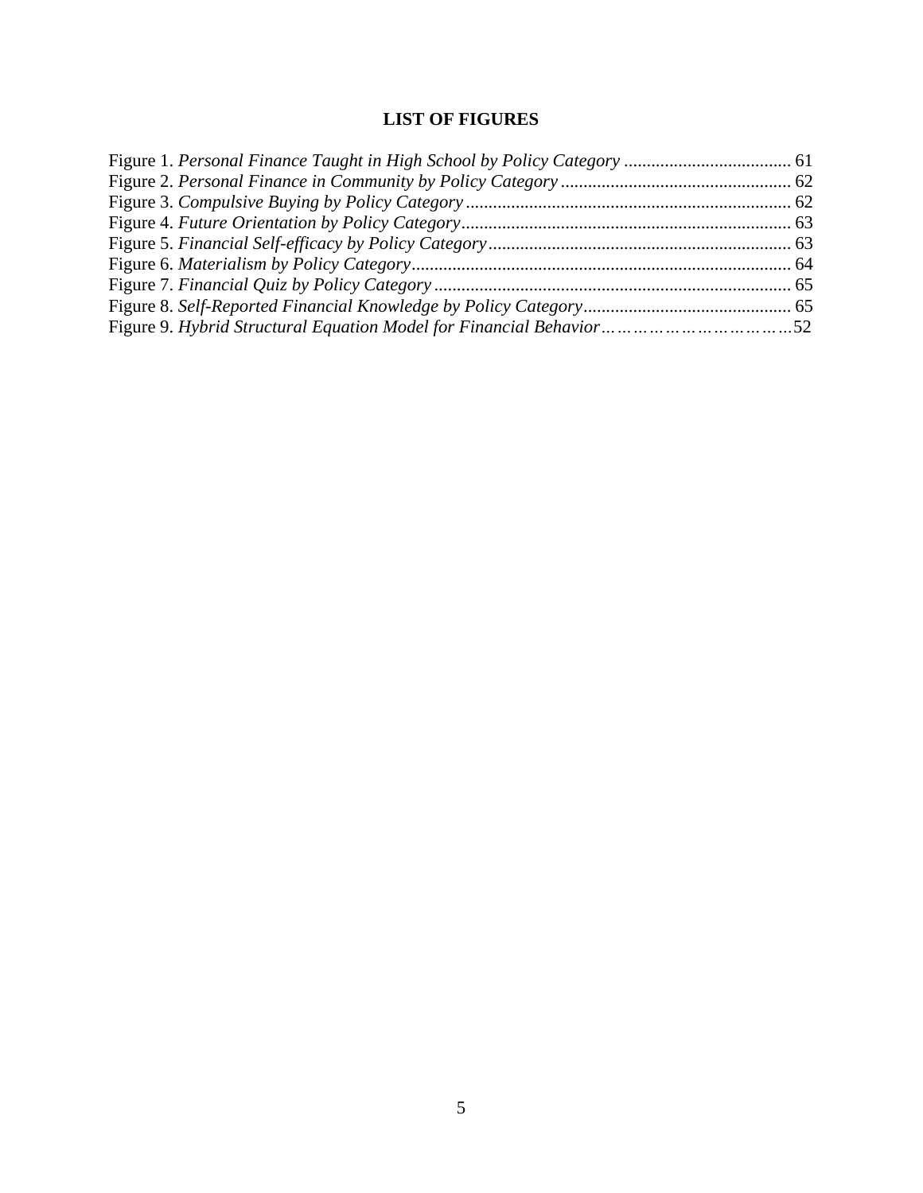# LIST OF FIGURES

Figure 1. *Personal Finance Taught in High School by Policy Category* ..................................... 61
Figure 2. *Personal Finance in Community by Policy Category* ................................................... 62
Figure 3. *Compulsive Buying by Policy Category* ........................................................................ 62
Figure 4. *Future Orientation by Policy Category* .......................................................................... 63
Figure 5. *Financial Self-efficacy by Policy Category* ................................................................... 63
Figure 6. *Materialism by Policy Category* .................................................................................... 64
Figure 7. *Financial Quiz by Policy Category* ............................................................................... 65
Figure 8. *Self-Reported Financial Knowledge by Policy Category* .............................................. 65
Figure 9. *Hybrid Structural Equation Model for Financial Behavior*……………………………52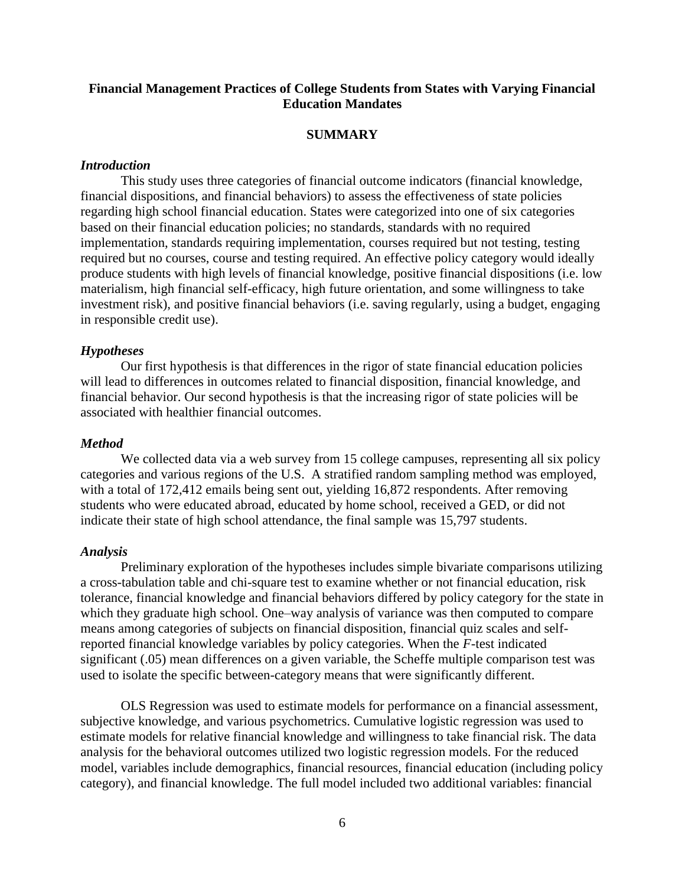## Financial Management Practices of College Students from States with Varying Financial Education Mandates

### SUMMARY

#### *Introduction*

This study uses three categories of financial outcome indicators (financial knowledge, financial dispositions, and financial behaviors) to assess the effectiveness of state policies regarding high school financial education. States were categorized into one of six categories based on their financial education policies; no standards, standards with no required implementation, standards requiring implementation, courses required but not testing, testing required but no courses, course and testing required. An effective policy category would ideally produce students with high levels of financial knowledge, positive financial dispositions (i.e. low materialism, high financial self-efficacy, high future orientation, and some willingness to take investment risk), and positive financial behaviors (i.e. saving regularly, using a budget, engaging in responsible credit use).

#### *Hypotheses*

Our first hypothesis is that differences in the rigor of state financial education policies will lead to differences in outcomes related to financial disposition, financial knowledge, and financial behavior. Our second hypothesis is that the increasing rigor of state policies will be associated with healthier financial outcomes.

#### *Method*

We collected data via a web survey from 15 college campuses, representing all six policy categories and various regions of the U.S. A stratified random sampling method was employed, with a total of 172,412 emails being sent out, yielding 16,872 respondents. After removing students who were educated abroad, educated by home school, received a GED, or did not indicate their state of high school attendance, the final sample was 15,797 students.

#### *Analysis*

Preliminary exploration of the hypotheses includes simple bivariate comparisons utilizing a cross-tabulation table and chi-square test to examine whether or not financial education, risk tolerance, financial knowledge and financial behaviors differed by policy category for the state in which they graduate high school. One–way analysis of variance was then computed to compare means among categories of subjects on financial disposition, financial quiz scales and self-reported financial knowledge variables by policy categories. When the *F*-test indicated significant (.05) mean differences on a given variable, the Scheffe multiple comparison test was used to isolate the specific between-category means that were significantly different.

OLS Regression was used to estimate models for performance on a financial assessment, subjective knowledge, and various psychometrics. Cumulative logistic regression was used to estimate models for relative financial knowledge and willingness to take financial risk. The data analysis for the behavioral outcomes utilized two logistic regression models. For the reduced model, variables include demographics, financial resources, financial education (including policy category), and financial knowledge. The full model included two additional variables: financial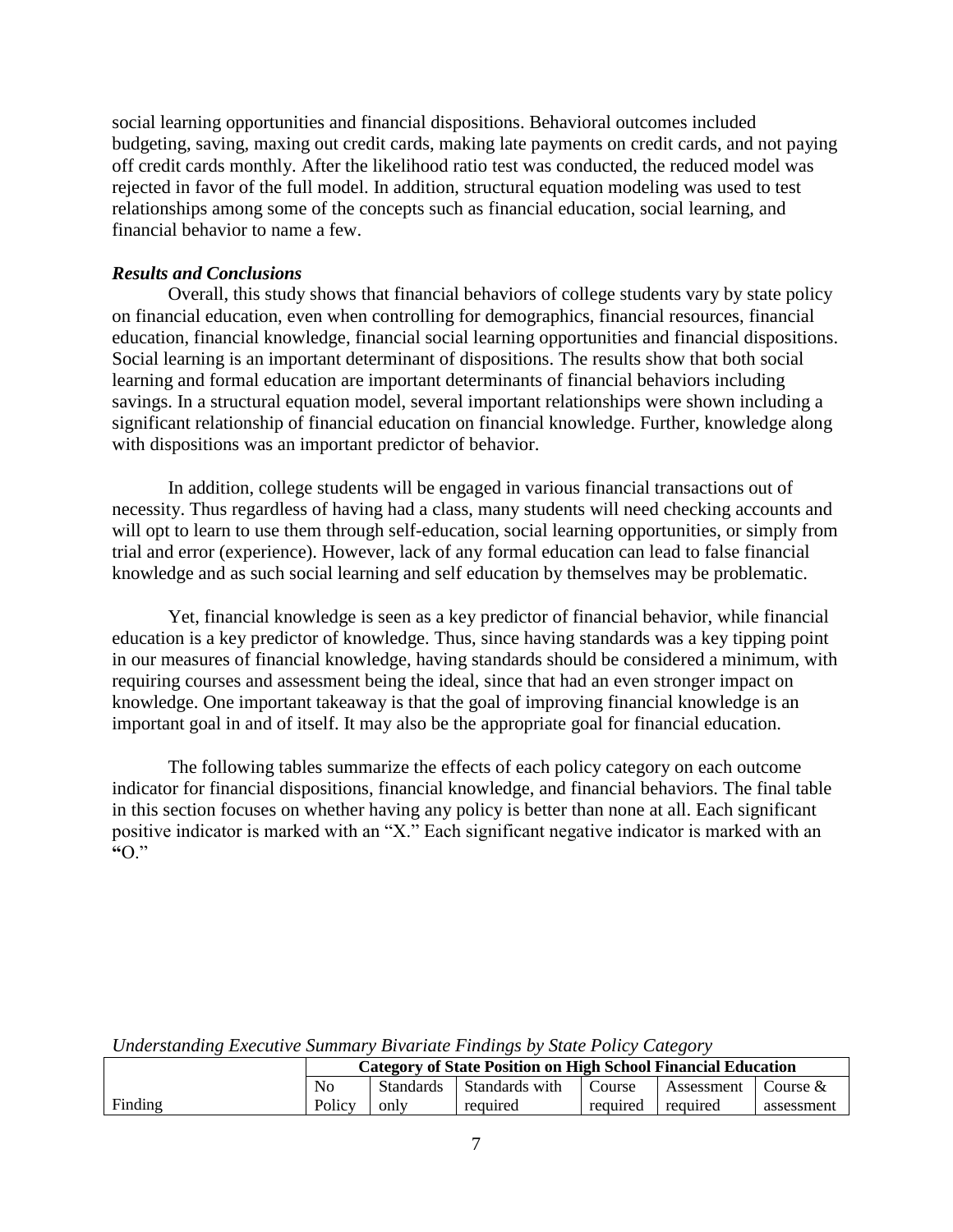social learning opportunities and financial dispositions. Behavioral outcomes included budgeting, saving, maxing out credit cards, making late payments on credit cards, and not paying off credit cards monthly. After the likelihood ratio test was conducted, the reduced model was rejected in favor of the full model. In addition, structural equation modeling was used to test relationships among some of the concepts such as financial education, social learning, and financial behavior to name a few.

### *Results and Conclusions*

Overall, this study shows that financial behaviors of college students vary by state policy on financial education, even when controlling for demographics, financial resources, financial education, financial knowledge, financial social learning opportunities and financial dispositions. Social learning is an important determinant of dispositions. The results show that both social learning and formal education are important determinants of financial behaviors including savings. In a structural equation model, several important relationships were shown including a significant relationship of financial education on financial knowledge. Further, knowledge along with dispositions was an important predictor of behavior.

In addition, college students will be engaged in various financial transactions out of necessity. Thus regardless of having had a class, many students will need checking accounts and will opt to learn to use them through self-education, social learning opportunities, or simply from trial and error (experience). However, lack of any formal education can lead to false financial knowledge and as such social learning and self education by themselves may be problematic.

Yet, financial knowledge is seen as a key predictor of financial behavior, while financial education is a key predictor of knowledge. Thus, since having standards was a key tipping point in our measures of financial knowledge, having standards should be considered a minimum, with requiring courses and assessment being the ideal, since that had an even stronger impact on knowledge. One important takeaway is that the goal of improving financial knowledge is an important goal in and of itself. It may also be the appropriate goal for financial education.

The following tables summarize the effects of each policy category on each outcome indicator for financial dispositions, financial knowledge, and financial behaviors. The final table in this section focuses on whether having any policy is better than none at all. Each significant positive indicator is marked with an "X." Each significant negative indicator is marked with an "O."

*Understanding Executive Summary Bivariate Findings by State Policy Category*

| | **Category of State Position on High School Financial Education** | | | | | |
|---|---|---|---|---|---|---|
| Finding | No Policy | Standards only | Standards with required | Course required | Assessment required | Course & assessment |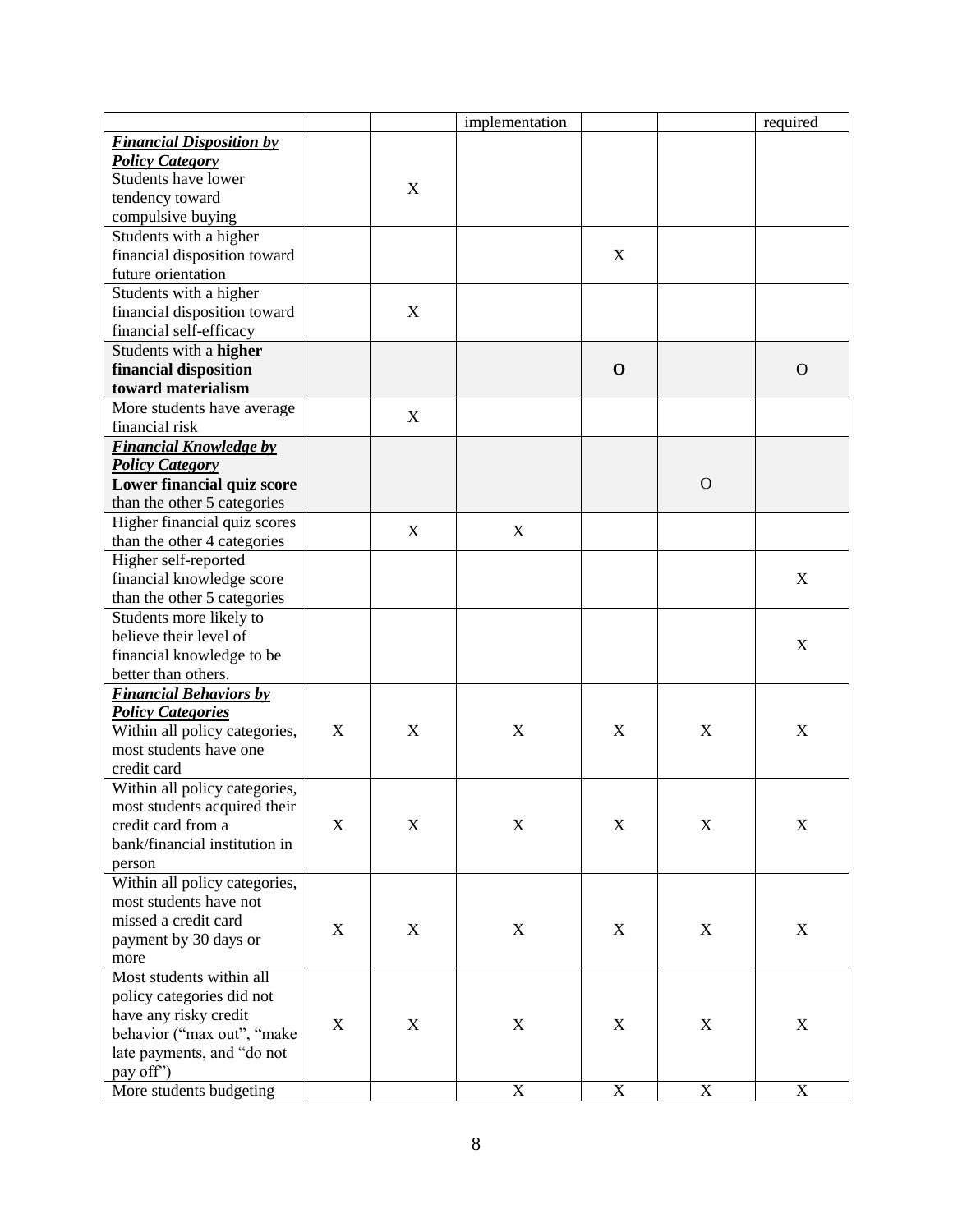| | | | implementation | | | required |
|---|---|---|---|---|---|---|
| ***Financial Disposition by Policy Category*** Students have lower tendency toward compulsive buying | | X | | | | |
| Students with a higher financial disposition toward future orientation | | | | X | | |
| Students with a higher financial disposition toward financial self-efficacy | | X | | | | |
| Students with a **higher financial disposition toward materialism** | | | | **O** | | O |
| More students have average financial risk | | X | | | | |
| ***Financial Knowledge by Policy Category*** **Lower financial quiz score** than the other 5 categories | | | | | O | |
| Higher financial quiz scores than the other 4 categories | | X | X | | | |
| Higher self-reported financial knowledge score than the other 5 categories | | | | | | X |
| Students more likely to believe their level of financial knowledge to be better than others. | | | | | | X |
| ***Financial Behaviors by Policy Categories*** Within all policy categories, most students have one credit card | X | X | X | X | X | X |
| Within all policy categories, most students acquired their credit card from a bank/financial institution in person | X | X | X | X | X | X |
| Within all policy categories, most students have not missed a credit card payment by 30 days or more | X | X | X | X | X | X |
| Most students within all policy categories did not have any risky credit behavior ("max out", "make late payments, and "do not pay off") | X | X | X | X | X | X |
| More students budgeting | | | X | X | X | X |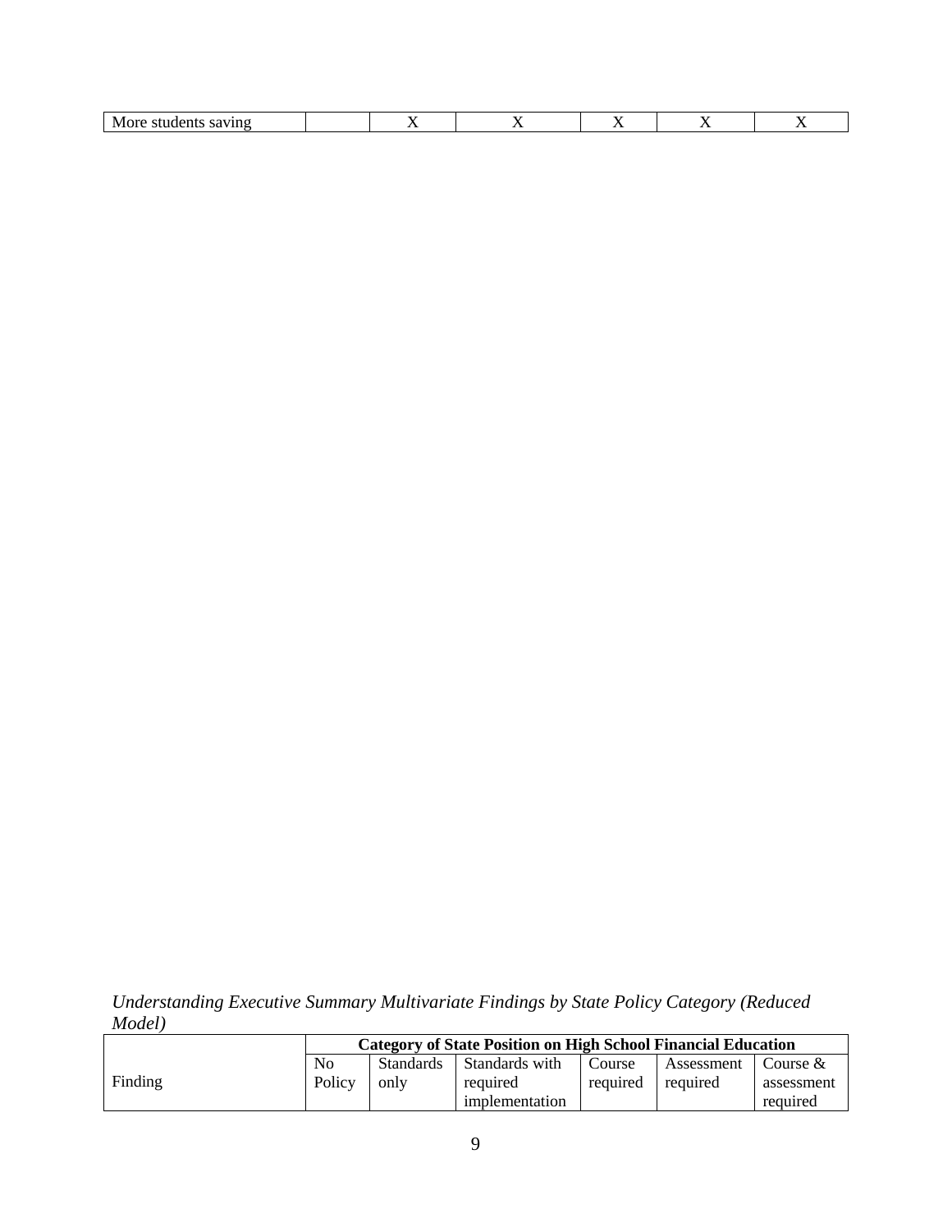| More students saving | | X | X | X | X | X |
|---|---|---|---|---|---|---|

*Understanding Executive Summary Multivariate Findings by State Policy Category (Reduced Model)*

| | Category of State Position on High School Financial Education | | | | | |
|---|---|---|---|---|---|---|
| Finding | No Policy | Standards only | Standards with required implementation | Course required | Assessment required | Course & assessment required |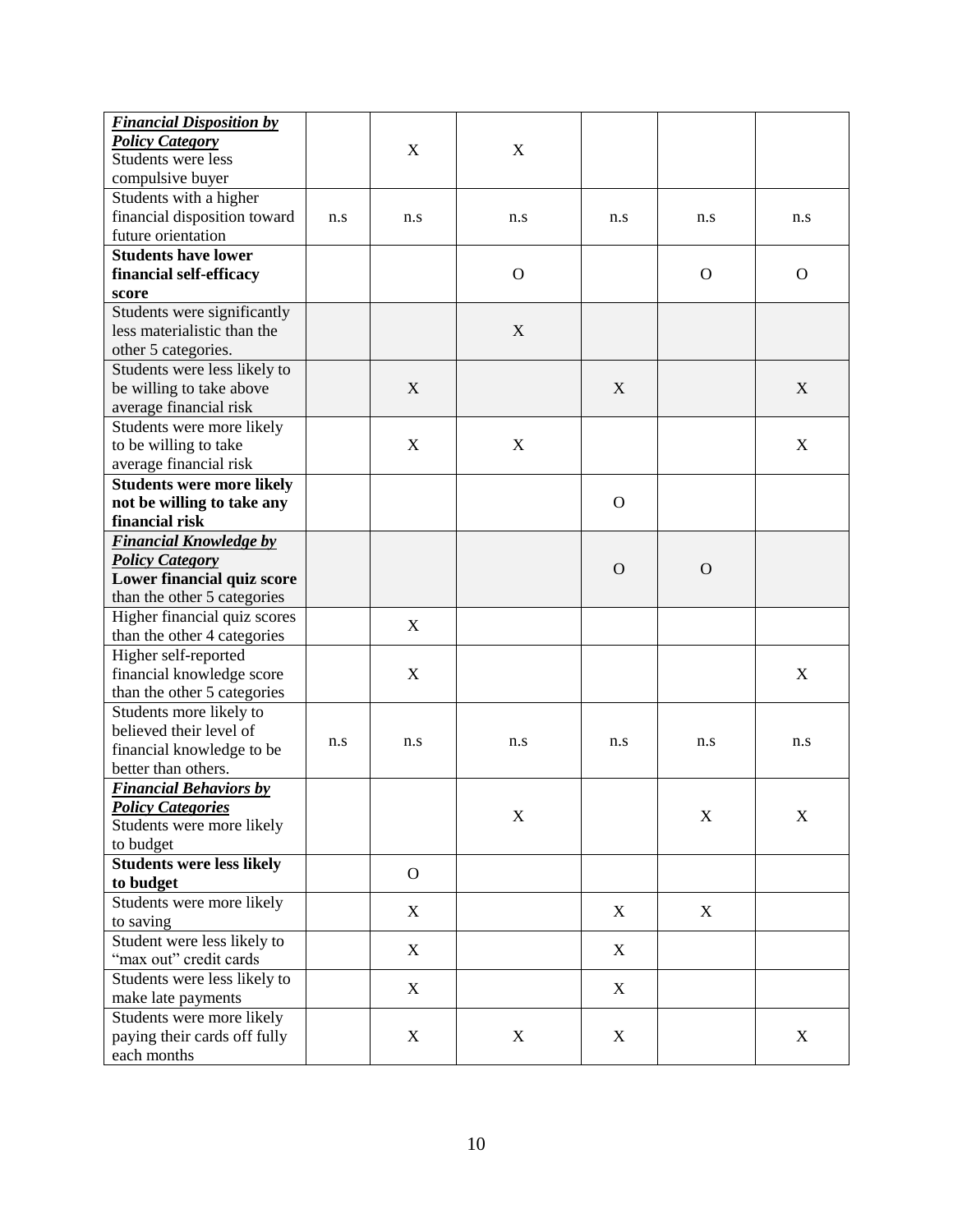| | | | | | | |
|---|---|---|---|---|---|---|
| ***Financial Disposition by Policy Category*** Students were less compulsive buyer | | X | X | | | |
| Students with a higher financial disposition toward future orientation | n.s | n.s | n.s | n.s | n.s | n.s |
| **Students have lower financial self-efficacy score** | | | O | | O | O |
| Students were significantly less materialistic than the other 5 categories. | | | X | | | |
| Students were less likely to be willing to take above average financial risk | | X | | X | | X |
| Students were more likely to be willing to take average financial risk | | X | X | | | X |
| **Students were more likely not be willing to take any financial risk** | | | | O | | |
| ***Financial Knowledge by Policy Category*** **Lower financial quiz score** than the other 5 categories | | | | O | O | |
| Higher financial quiz scores than the other 4 categories | | X | | | | |
| Higher self-reported financial knowledge score than the other 5 categories | | X | | | | X |
| Students more likely to believed their level of financial knowledge to be better than others. | n.s | n.s | n.s | n.s | n.s | n.s |
| ***Financial Behaviors by Policy Categories*** Students were more likely to budget | | | X | | X | X |
| **Students were less likely to budget** | | O | | | | |
| Students were more likely to saving | | X | | X | X | |
| Student were less likely to "max out" credit cards | | X | | X | | |
| Students were less likely to make late payments | | X | | X | | |
| Students were more likely paying their cards off fully each months | | X | X | X | | X |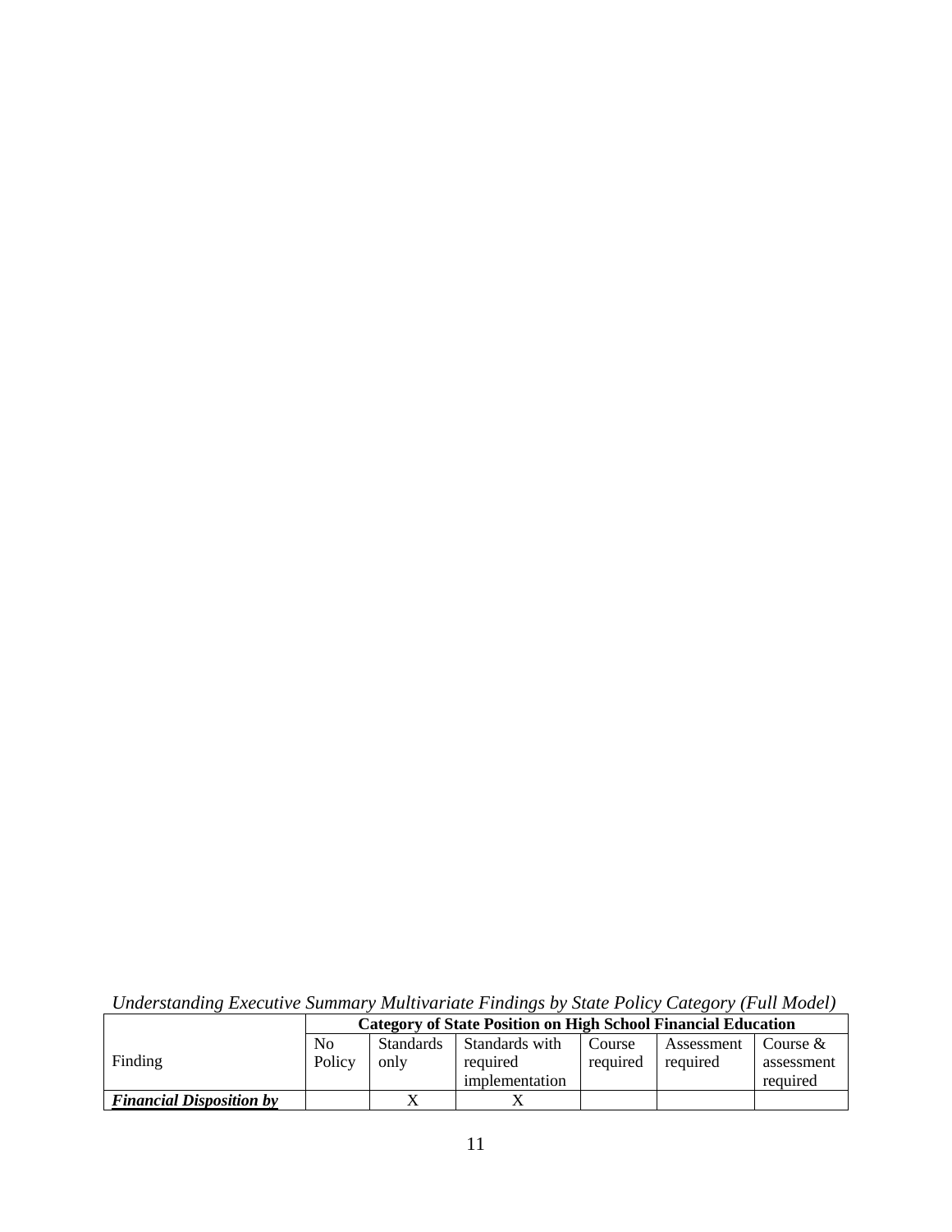*Understanding Executive Summary Multivariate Findings by State Policy Category (Full Model)*

| Finding | Category of State Position on High School Financial Education | | | | | |
|---|---|---|---|---|---|---|
| | No Policy | Standards only | Standards with required implementation | Course required | Assessment required | Course & assessment required |
| ***Financial Disposition by*** | | X | X | | | |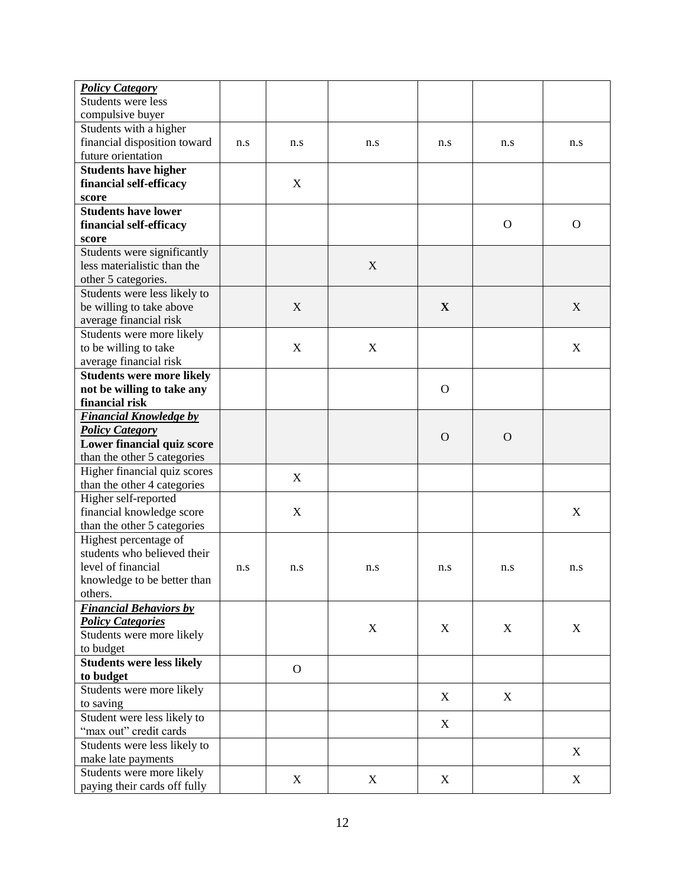| | | | | | | |
|---|---|---|---|---|---|---|
| ***Policy Category*** Students were less compulsive buyer | | | | | | |
| Students with a higher financial disposition toward future orientation | n.s | n.s | n.s | n.s | n.s | n.s |
| **Students have higher financial self-efficacy score** | | X | | | | |
| **Students have lower financial self-efficacy score** | | | | | O | O |
| Students were significantly less materialistic than the other 5 categories. | | | X | | | |
| Students were less likely to be willing to take above average financial risk | | X | | **X** | | X |
| Students were more likely to be willing to take average financial risk | | X | X | | | X |
| **Students were more likely not be willing to take any financial risk** | | | | O | | |
| ***Financial Knowledge by Policy Category*** **Lower financial quiz score** than the other 5 categories | | | | O | O | |
| Higher financial quiz scores than the other 4 categories | | X | | | | |
| Higher self-reported financial knowledge score than the other 5 categories | | X | | | | X |
| Highest percentage of students who believed their level of financial knowledge to be better than others. | n.s | n.s | n.s | n.s | n.s | n.s |
| ***Financial Behaviors by Policy Categories*** Students were more likely to budget | | | X | X | X | X |
| **Students were less likely to budget** | | O | | | | |
| Students were more likely to saving | | | | X | X | |
| Student were less likely to "max out" credit cards | | | | X | | |
| Students were less likely to make late payments | | | | | | X |
| Students were more likely paying their cards off fully | | X | X | X | | X |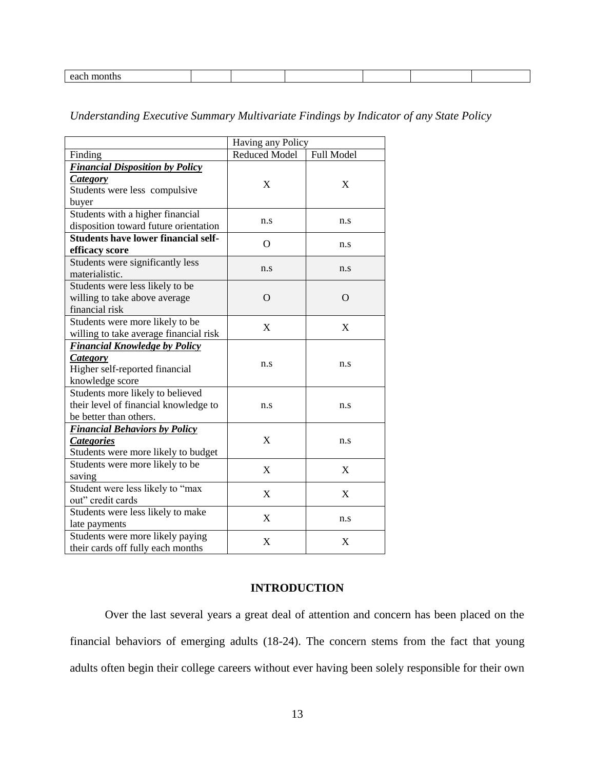| each months | | | | | | | |
|---|---|---|---|---|---|---|---|

*Understanding Executive Summary Multivariate Findings by Indicator of any State Policy*

| | Having any Policy | |
|---|---|---|
| Finding | Reduced Model | Full Model |
| ***Financial Disposition by Policy Category*** Students were less compulsive buyer | X | X |
| Students with a higher financial disposition toward future orientation | n.s | n.s |
| **Students have lower financial self-efficacy score** | O | n.s |
| Students were significantly less materialistic. | n.s | n.s |
| Students were less likely to be willing to take above average financial risk | O | O |
| Students were more likely to be willing to take average financial risk | X | X |
| ***Financial Knowledge by Policy Category*** Higher self-reported financial knowledge score | n.s | n.s |
| Students more likely to believed their level of financial knowledge to be better than others. | n.s | n.s |
| ***Financial Behaviors by Policy Categories*** Students were more likely to budget | X | n.s |
| Students were more likely to be saving | X | X |
| Student were less likely to "max out" credit cards | X | X |
| Students were less likely to make late payments | X | n.s |
| Students were more likely paying their cards off fully each months | X | X |

## INTRODUCTION

Over the last several years a great deal of attention and concern has been placed on the financial behaviors of emerging adults (18-24). The concern stems from the fact that young adults often begin their college careers without ever having been solely responsible for their own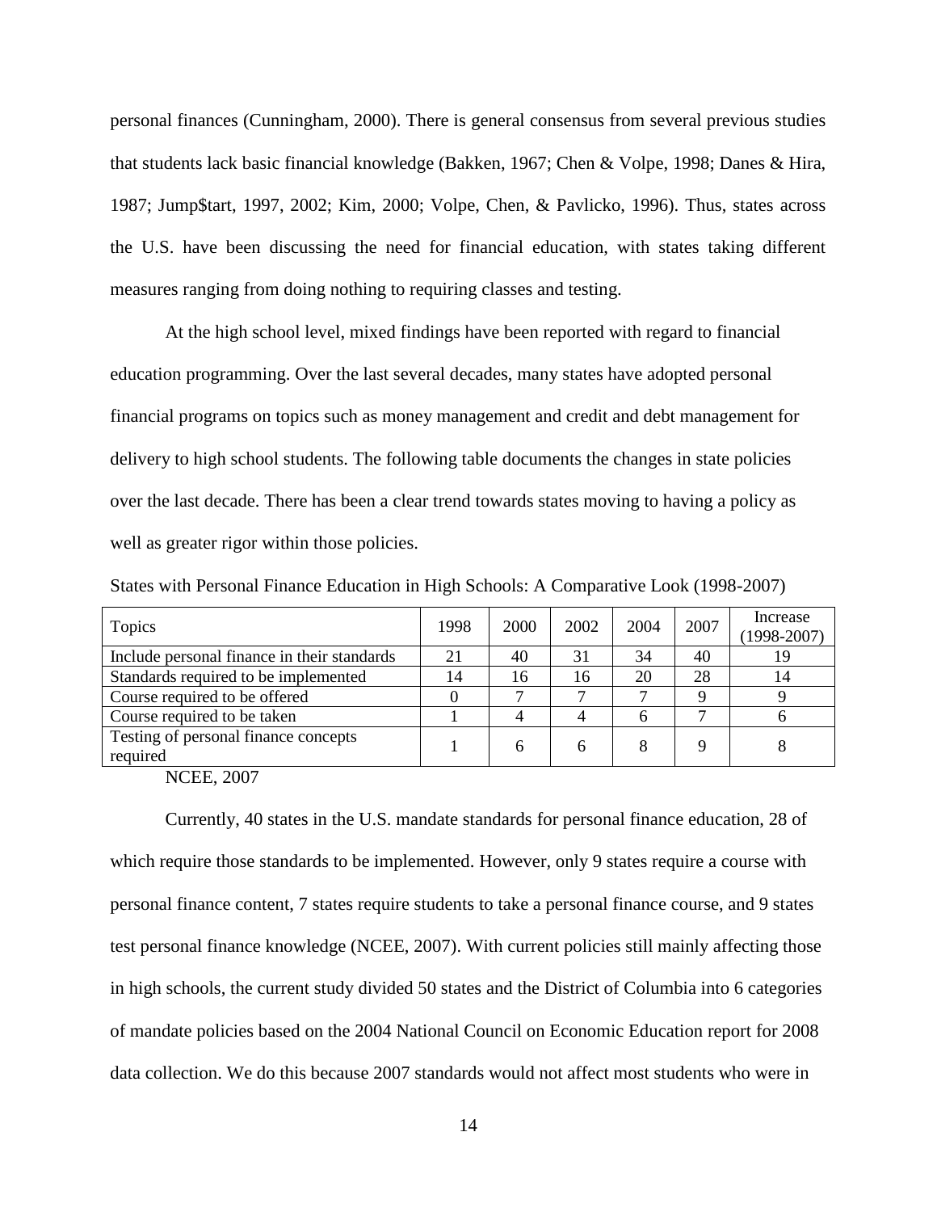personal finances (Cunningham, 2000). There is general consensus from several previous studies that students lack basic financial knowledge (Bakken, 1967; Chen & Volpe, 1998; Danes & Hira, 1987; Jump$tart, 1997, 2002; Kim, 2000; Volpe, Chen, & Pavlicko, 1996). Thus, states across the U.S. have been discussing the need for financial education, with states taking different measures ranging from doing nothing to requiring classes and testing.

At the high school level, mixed findings have been reported with regard to financial education programming. Over the last several decades, many states have adopted personal financial programs on topics such as money management and credit and debt management for delivery to high school students. The following table documents the changes in state policies over the last decade. There has been a clear trend towards states moving to having a policy as well as greater rigor within those policies.

States with Personal Finance Education in High Schools: A Comparative Look (1998-2007)

| Topics | 1998 | 2000 | 2002 | 2004 | 2007 | Increase (1998-2007) |
|---|---|---|---|---|---|---|
| Include personal finance in their standards | 21 | 40 | 31 | 34 | 40 | 19 |
| Standards required to be implemented | 14 | 16 | 16 | 20 | 28 | 14 |
| Course required to be offered | 0 | 7 | 7 | 7 | 9 | 9 |
| Course required to be taken | 1 | 4 | 4 | 6 | 7 | 6 |
| Testing of personal finance concepts required | 1 | 6 | 6 | 8 | 9 | 8 |

NCEE, 2007

Currently, 40 states in the U.S. mandate standards for personal finance education, 28 of which require those standards to be implemented. However, only 9 states require a course with personal finance content, 7 states require students to take a personal finance course, and 9 states test personal finance knowledge (NCEE, 2007). With current policies still mainly affecting those in high schools, the current study divided 50 states and the District of Columbia into 6 categories of mandate policies based on the 2004 National Council on Economic Education report for 2008 data collection. We do this because 2007 standards would not affect most students who were in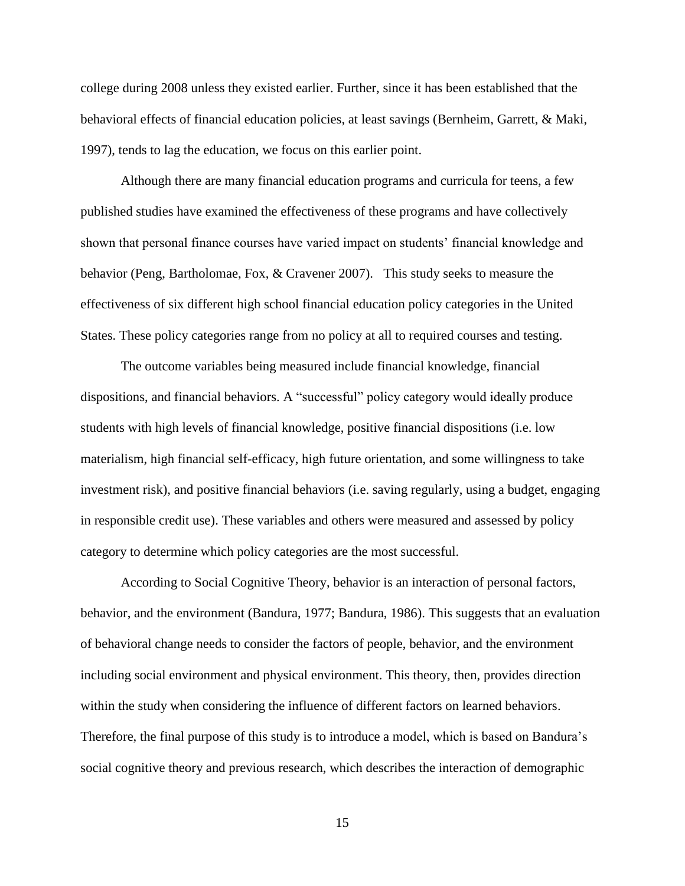college during 2008 unless they existed earlier. Further, since it has been established that the behavioral effects of financial education policies, at least savings (Bernheim, Garrett, & Maki, 1997), tends to lag the education, we focus on this earlier point.

Although there are many financial education programs and curricula for teens, a few published studies have examined the effectiveness of these programs and have collectively shown that personal finance courses have varied impact on students' financial knowledge and behavior (Peng, Bartholomae, Fox, & Cravener 2007). This study seeks to measure the effectiveness of six different high school financial education policy categories in the United States. These policy categories range from no policy at all to required courses and testing.

The outcome variables being measured include financial knowledge, financial dispositions, and financial behaviors. A "successful" policy category would ideally produce students with high levels of financial knowledge, positive financial dispositions (i.e. low materialism, high financial self-efficacy, high future orientation, and some willingness to take investment risk), and positive financial behaviors (i.e. saving regularly, using a budget, engaging in responsible credit use). These variables and others were measured and assessed by policy category to determine which policy categories are the most successful.

According to Social Cognitive Theory, behavior is an interaction of personal factors, behavior, and the environment (Bandura, 1977; Bandura, 1986). This suggests that an evaluation of behavioral change needs to consider the factors of people, behavior, and the environment including social environment and physical environment. This theory, then, provides direction within the study when considering the influence of different factors on learned behaviors. Therefore, the final purpose of this study is to introduce a model, which is based on Bandura's social cognitive theory and previous research, which describes the interaction of demographic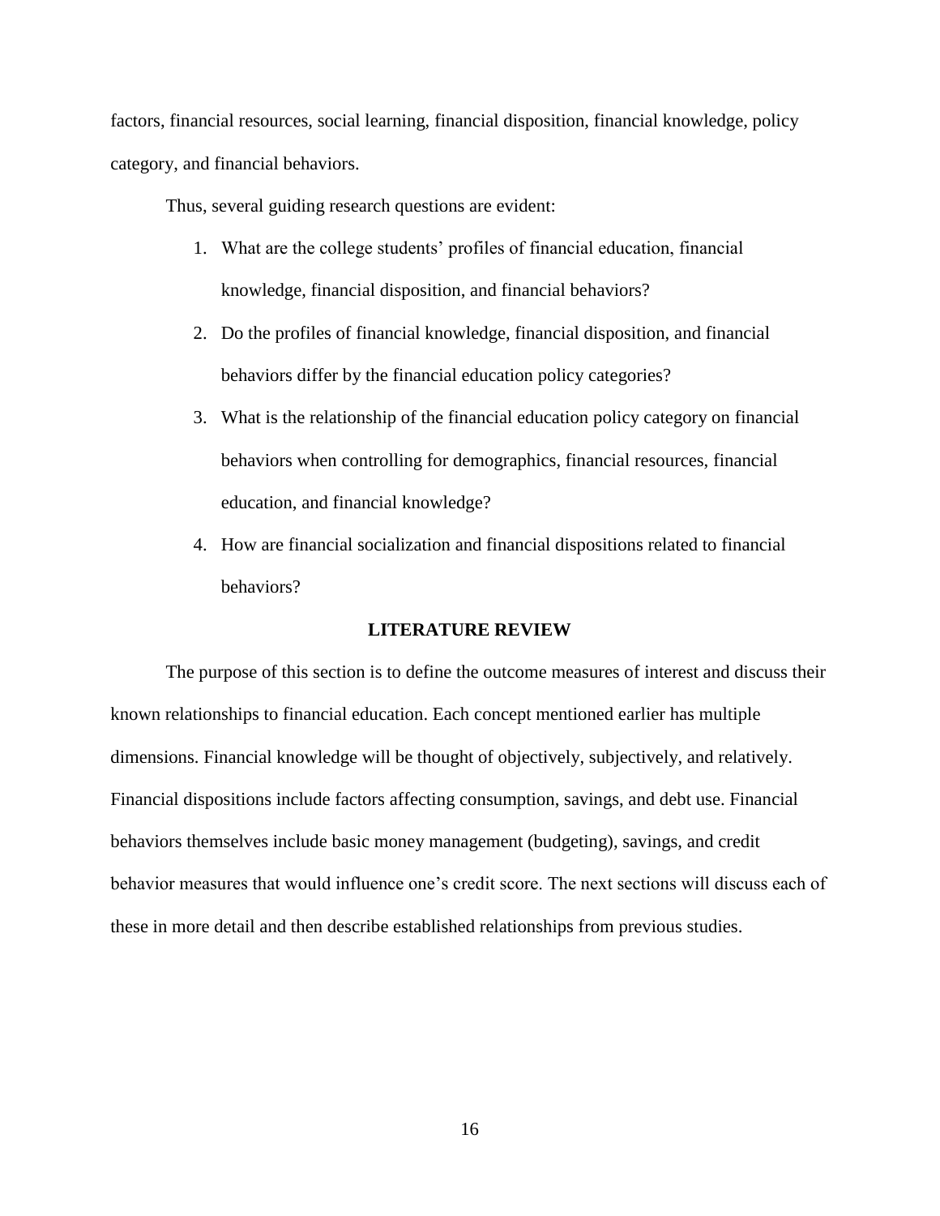factors, financial resources, social learning, financial disposition, financial knowledge, policy category, and financial behaviors.

Thus, several guiding research questions are evident:

1. What are the college students' profiles of financial education, financial knowledge, financial disposition, and financial behaviors?
2. Do the profiles of financial knowledge, financial disposition, and financial behaviors differ by the financial education policy categories?
3. What is the relationship of the financial education policy category on financial behaviors when controlling for demographics, financial resources, financial education, and financial knowledge?
4. How are financial socialization and financial dispositions related to financial behaviors?

## LITERATURE REVIEW

The purpose of this section is to define the outcome measures of interest and discuss their known relationships to financial education. Each concept mentioned earlier has multiple dimensions. Financial knowledge will be thought of objectively, subjectively, and relatively. Financial dispositions include factors affecting consumption, savings, and debt use. Financial behaviors themselves include basic money management (budgeting), savings, and credit behavior measures that would influence one's credit score. The next sections will discuss each of these in more detail and then describe established relationships from previous studies.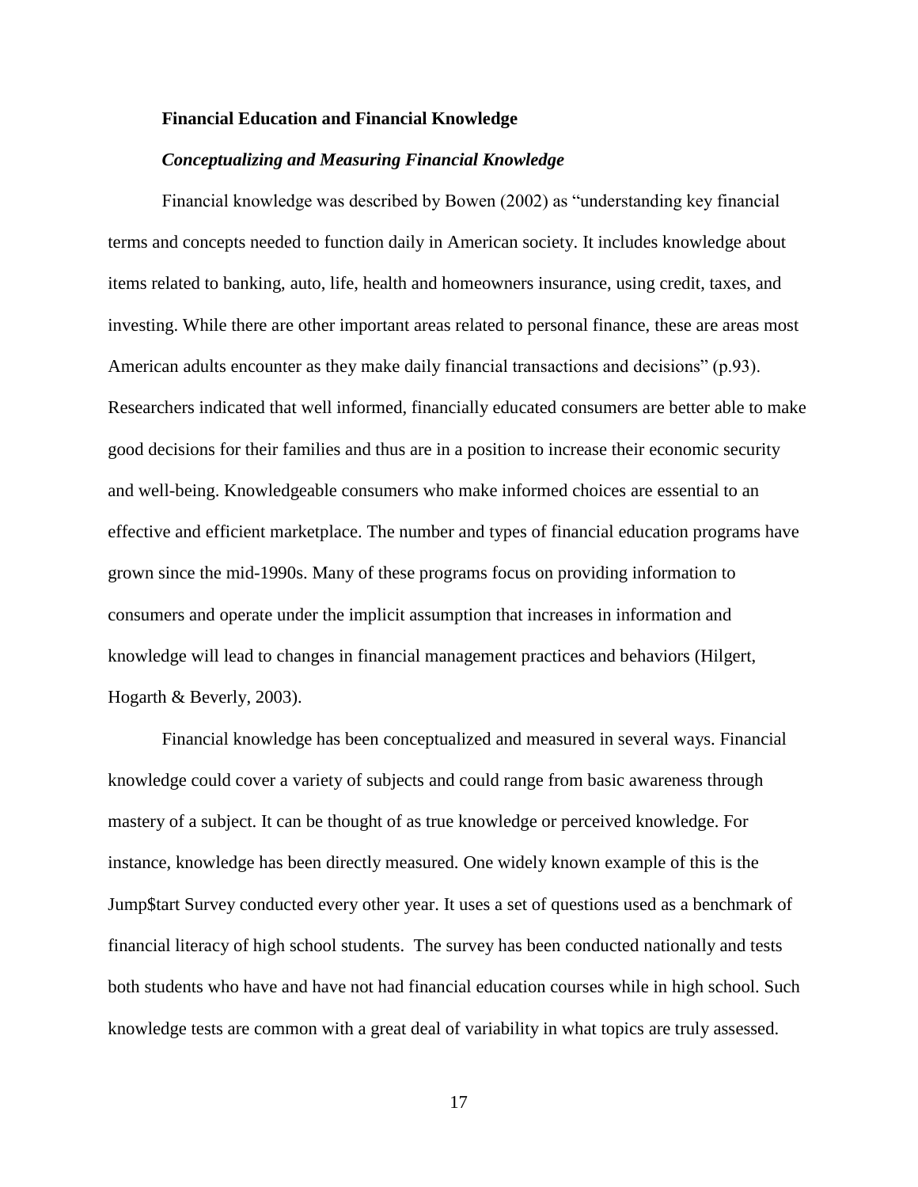## Financial Education and Financial Knowledge

### *Conceptualizing and Measuring Financial Knowledge*

Financial knowledge was described by Bowen (2002) as "understanding key financial terms and concepts needed to function daily in American society. It includes knowledge about items related to banking, auto, life, health and homeowners insurance, using credit, taxes, and investing. While there are other important areas related to personal finance, these are areas most American adults encounter as they make daily financial transactions and decisions" (p.93). Researchers indicated that well informed, financially educated consumers are better able to make good decisions for their families and thus are in a position to increase their economic security and well-being. Knowledgeable consumers who make informed choices are essential to an effective and efficient marketplace. The number and types of financial education programs have grown since the mid-1990s. Many of these programs focus on providing information to consumers and operate under the implicit assumption that increases in information and knowledge will lead to changes in financial management practices and behaviors (Hilgert, Hogarth & Beverly, 2003).

Financial knowledge has been conceptualized and measured in several ways. Financial knowledge could cover a variety of subjects and could range from basic awareness through mastery of a subject. It can be thought of as true knowledge or perceived knowledge. For instance, knowledge has been directly measured. One widely known example of this is the Jump$tart Survey conducted every other year. It uses a set of questions used as a benchmark of financial literacy of high school students. The survey has been conducted nationally and tests both students who have and have not had financial education courses while in high school. Such knowledge tests are common with a great deal of variability in what topics are truly assessed.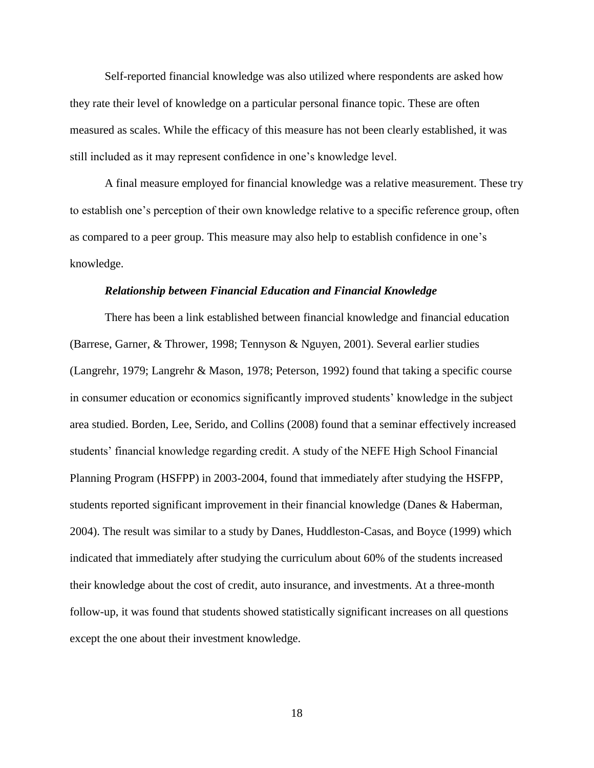Self-reported financial knowledge was also utilized where respondents are asked how they rate their level of knowledge on a particular personal finance topic. These are often measured as scales. While the efficacy of this measure has not been clearly established, it was still included as it may represent confidence in one's knowledge level.

A final measure employed for financial knowledge was a relative measurement. These try to establish one's perception of their own knowledge relative to a specific reference group, often as compared to a peer group. This measure may also help to establish confidence in one's knowledge.

### *Relationship between Financial Education and Financial Knowledge*

There has been a link established between financial knowledge and financial education (Barrese, Garner, & Thrower, 1998; Tennyson & Nguyen, 2001). Several earlier studies (Langrehr, 1979; Langrehr & Mason, 1978; Peterson, 1992) found that taking a specific course in consumer education or economics significantly improved students' knowledge in the subject area studied. Borden, Lee, Serido, and Collins (2008) found that a seminar effectively increased students' financial knowledge regarding credit. A study of the NEFE High School Financial Planning Program (HSFPP) in 2003-2004, found that immediately after studying the HSFPP, students reported significant improvement in their financial knowledge (Danes & Haberman, 2004). The result was similar to a study by Danes, Huddleston-Casas, and Boyce (1999) which indicated that immediately after studying the curriculum about 60% of the students increased their knowledge about the cost of credit, auto insurance, and investments. At a three-month follow-up, it was found that students showed statistically significant increases on all questions except the one about their investment knowledge.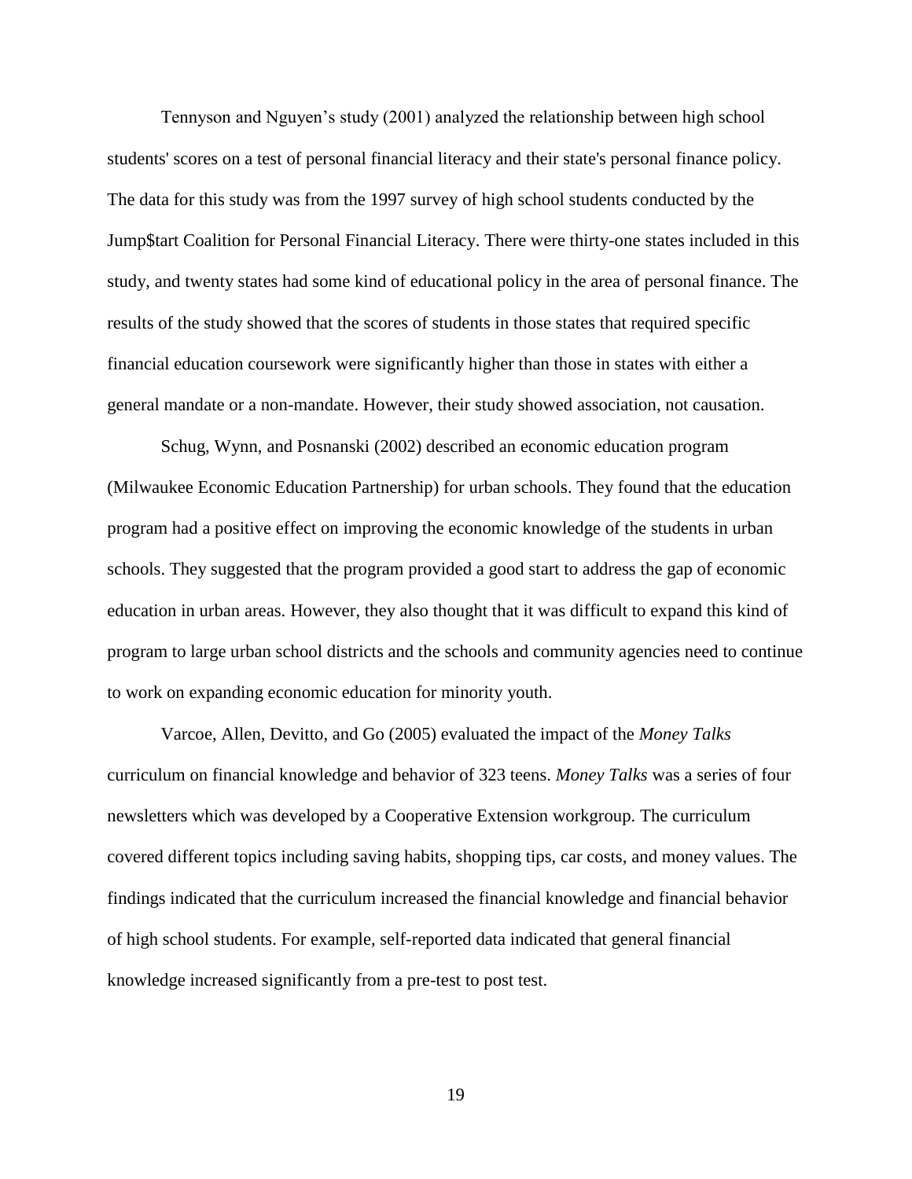Tennyson and Nguyen's study (2001) analyzed the relationship between high school students' scores on a test of personal financial literacy and their state's personal finance policy. The data for this study was from the 1997 survey of high school students conducted by the Jump$tart Coalition for Personal Financial Literacy. There were thirty-one states included in this study, and twenty states had some kind of educational policy in the area of personal finance. The results of the study showed that the scores of students in those states that required specific financial education coursework were significantly higher than those in states with either a general mandate or a non-mandate. However, their study showed association, not causation.

Schug, Wynn, and Posnanski (2002) described an economic education program (Milwaukee Economic Education Partnership) for urban schools. They found that the education program had a positive effect on improving the economic knowledge of the students in urban schools. They suggested that the program provided a good start to address the gap of economic education in urban areas. However, they also thought that it was difficult to expand this kind of program to large urban school districts and the schools and community agencies need to continue to work on expanding economic education for minority youth.

Varcoe, Allen, Devitto, and Go (2005) evaluated the impact of the *Money Talks* curriculum on financial knowledge and behavior of 323 teens. *Money Talks* was a series of four newsletters which was developed by a Cooperative Extension workgroup. The curriculum covered different topics including saving habits, shopping tips, car costs, and money values. The findings indicated that the curriculum increased the financial knowledge and financial behavior of high school students. For example, self-reported data indicated that general financial knowledge increased significantly from a pre-test to post test.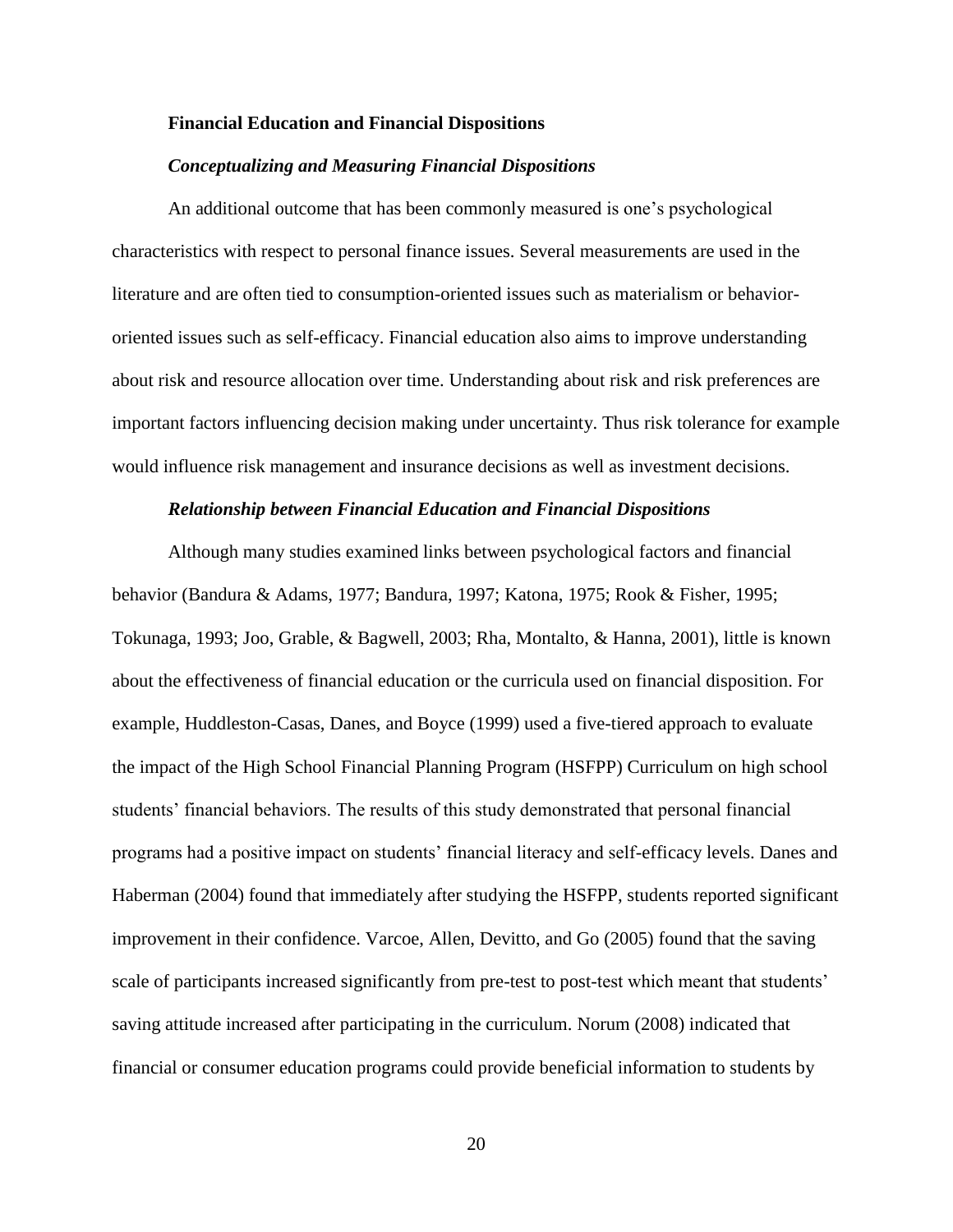## Financial Education and Financial Dispositions

### *Conceptualizing and Measuring Financial Dispositions*

An additional outcome that has been commonly measured is one's psychological characteristics with respect to personal finance issues. Several measurements are used in the literature and are often tied to consumption-oriented issues such as materialism or behavior-oriented issues such as self-efficacy. Financial education also aims to improve understanding about risk and resource allocation over time. Understanding about risk and risk preferences are important factors influencing decision making under uncertainty. Thus risk tolerance for example would influence risk management and insurance decisions as well as investment decisions.

### *Relationship between Financial Education and Financial Dispositions*

Although many studies examined links between psychological factors and financial behavior (Bandura & Adams, 1977; Bandura, 1997; Katona, 1975; Rook & Fisher, 1995; Tokunaga, 1993; Joo, Grable, & Bagwell, 2003; Rha, Montalto, & Hanna, 2001), little is known about the effectiveness of financial education or the curricula used on financial disposition. For example, Huddleston-Casas, Danes, and Boyce (1999) used a five-tiered approach to evaluate the impact of the High School Financial Planning Program (HSFPP) Curriculum on high school students' financial behaviors. The results of this study demonstrated that personal financial programs had a positive impact on students' financial literacy and self-efficacy levels. Danes and Haberman (2004) found that immediately after studying the HSFPP, students reported significant improvement in their confidence. Varcoe, Allen, Devitto, and Go (2005) found that the saving scale of participants increased significantly from pre-test to post-test which meant that students' saving attitude increased after participating in the curriculum. Norum (2008) indicated that financial or consumer education programs could provide beneficial information to students by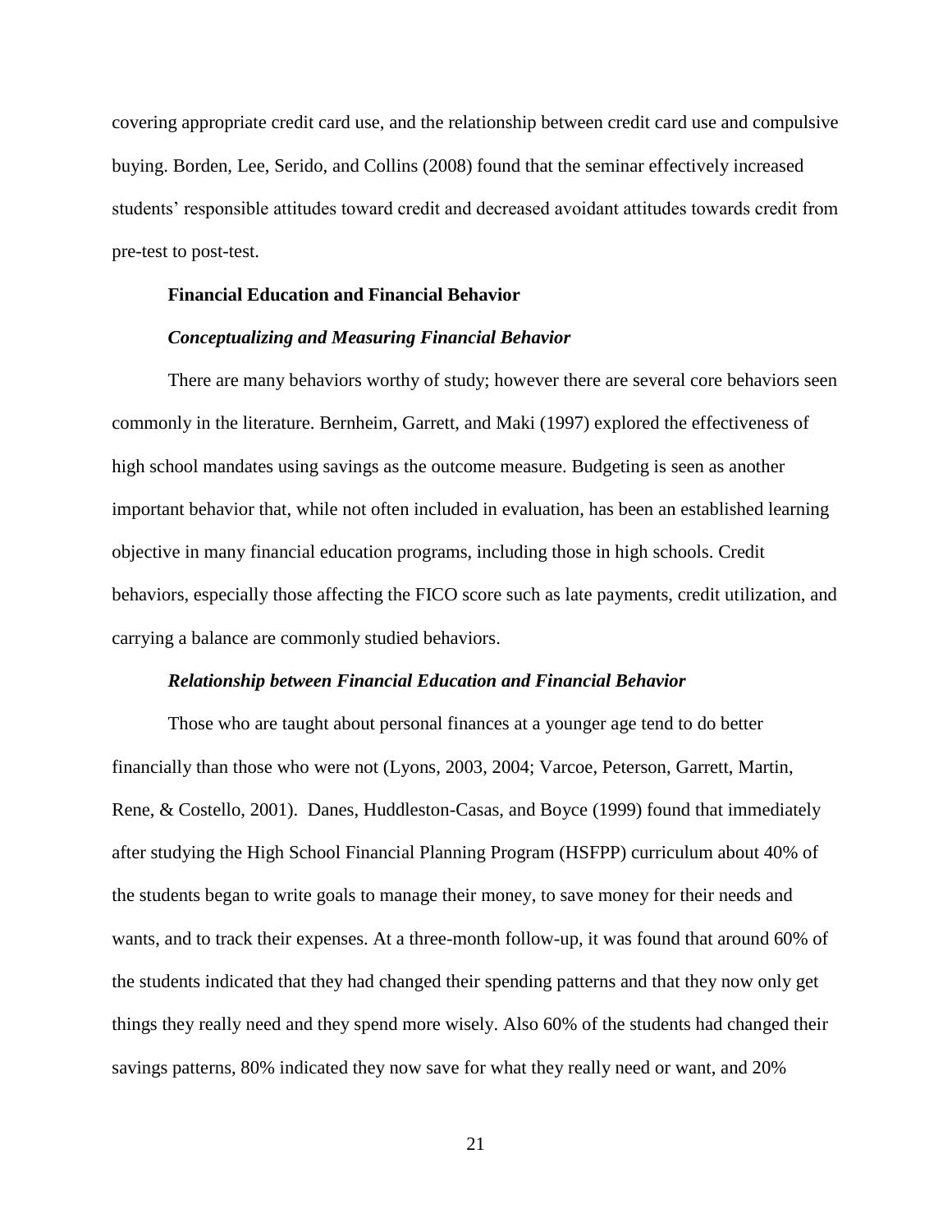covering appropriate credit card use, and the relationship between credit card use and compulsive buying. Borden, Lee, Serido, and Collins (2008) found that the seminar effectively increased students' responsible attitudes toward credit and decreased avoidant attitudes towards credit from pre-test to post-test.

## Financial Education and Financial Behavior

### *Conceptualizing and Measuring Financial Behavior*

There are many behaviors worthy of study; however there are several core behaviors seen commonly in the literature. Bernheim, Garrett, and Maki (1997) explored the effectiveness of high school mandates using savings as the outcome measure. Budgeting is seen as another important behavior that, while not often included in evaluation, has been an established learning objective in many financial education programs, including those in high schools. Credit behaviors, especially those affecting the FICO score such as late payments, credit utilization, and carrying a balance are commonly studied behaviors.

### *Relationship between Financial Education and Financial Behavior*

Those who are taught about personal finances at a younger age tend to do better financially than those who were not (Lyons, 2003, 2004; Varcoe, Peterson, Garrett, Martin, Rene, & Costello, 2001). Danes, Huddleston-Casas, and Boyce (1999) found that immediately after studying the High School Financial Planning Program (HSFPP) curriculum about 40% of the students began to write goals to manage their money, to save money for their needs and wants, and to track their expenses. At a three-month follow-up, it was found that around 60% of the students indicated that they had changed their spending patterns and that they now only get things they really need and they spend more wisely. Also 60% of the students had changed their savings patterns, 80% indicated they now save for what they really need or want, and 20%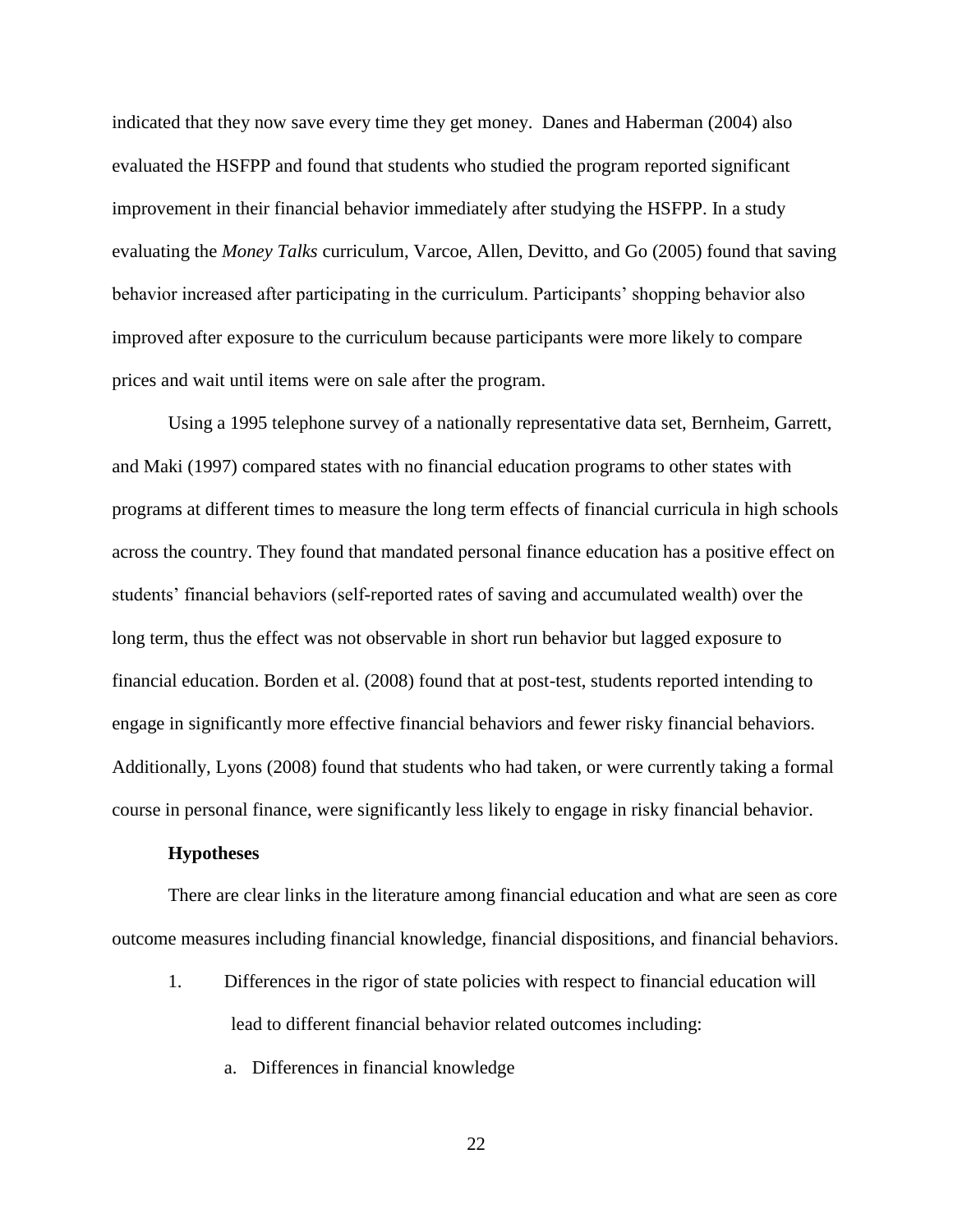indicated that they now save every time they get money. Danes and Haberman (2004) also evaluated the HSFPP and found that students who studied the program reported significant improvement in their financial behavior immediately after studying the HSFPP. In a study evaluating the *Money Talks* curriculum, Varcoe, Allen, Devitto, and Go (2005) found that saving behavior increased after participating in the curriculum. Participants' shopping behavior also improved after exposure to the curriculum because participants were more likely to compare prices and wait until items were on sale after the program.

Using a 1995 telephone survey of a nationally representative data set, Bernheim, Garrett, and Maki (1997) compared states with no financial education programs to other states with programs at different times to measure the long term effects of financial curricula in high schools across the country. They found that mandated personal finance education has a positive effect on students' financial behaviors (self-reported rates of saving and accumulated wealth) over the long term, thus the effect was not observable in short run behavior but lagged exposure to financial education. Borden et al. (2008) found that at post-test, students reported intending to engage in significantly more effective financial behaviors and fewer risky financial behaviors. Additionally, Lyons (2008) found that students who had taken, or were currently taking a formal course in personal finance, were significantly less likely to engage in risky financial behavior.

**Hypotheses**

There are clear links in the literature among financial education and what are seen as core outcome measures including financial knowledge, financial dispositions, and financial behaviors.

1. Differences in the rigor of state policies with respect to financial education will lead to different financial behavior related outcomes including:
   a. Differences in financial knowledge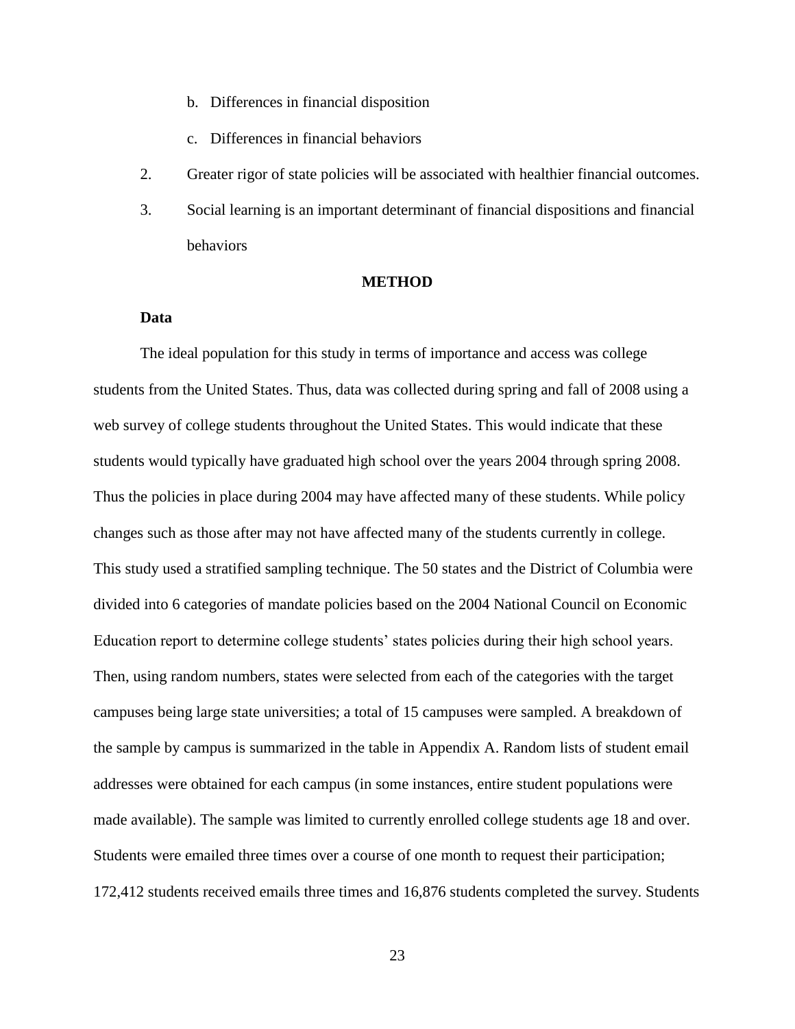b. Differences in financial disposition

   c. Differences in financial behaviors

2. Greater rigor of state policies will be associated with healthier financial outcomes.

3. Social learning is an important determinant of financial dispositions and financial behaviors

## METHOD

### Data

The ideal population for this study in terms of importance and access was college students from the United States. Thus, data was collected during spring and fall of 2008 using a web survey of college students throughout the United States. This would indicate that these students would typically have graduated high school over the years 2004 through spring 2008. Thus the policies in place during 2004 may have affected many of these students. While policy changes such as those after may not have affected many of the students currently in college. This study used a stratified sampling technique. The 50 states and the District of Columbia were divided into 6 categories of mandate policies based on the 2004 National Council on Economic Education report to determine college students' states policies during their high school years. Then, using random numbers, states were selected from each of the categories with the target campuses being large state universities; a total of 15 campuses were sampled. A breakdown of the sample by campus is summarized in the table in Appendix A. Random lists of student email addresses were obtained for each campus (in some instances, entire student populations were made available). The sample was limited to currently enrolled college students age 18 and over. Students were emailed three times over a course of one month to request their participation; 172,412 students received emails three times and 16,876 students completed the survey. Students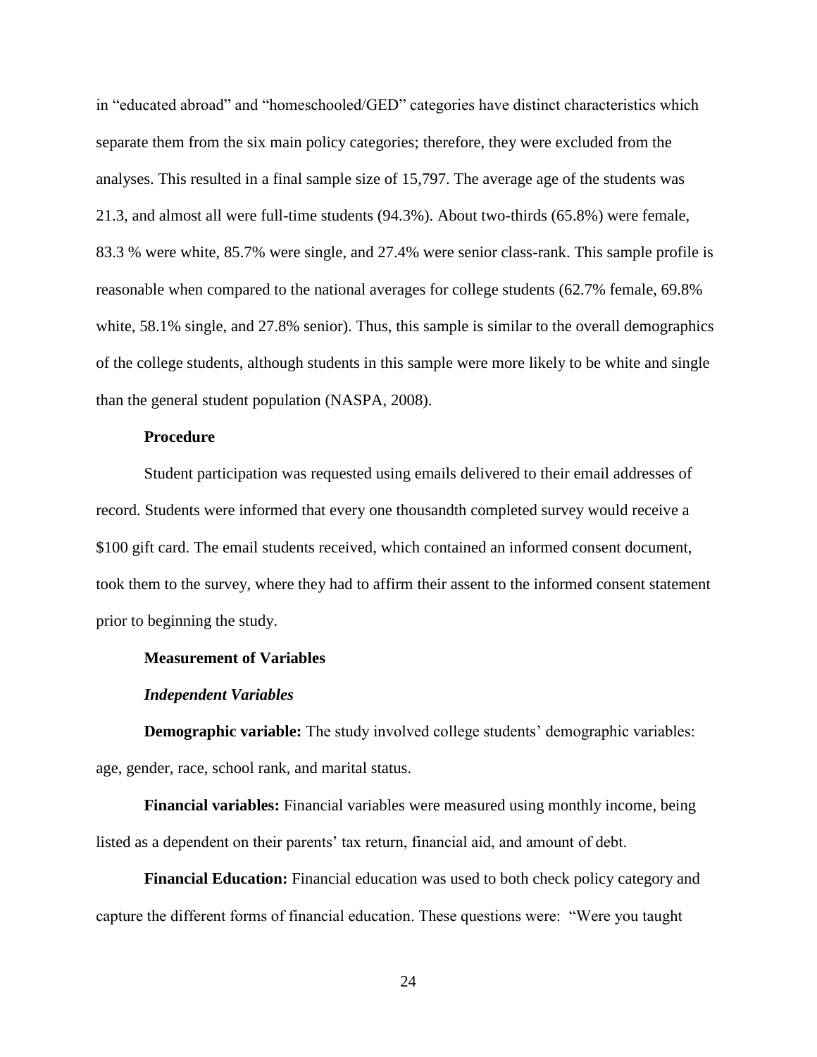in "educated abroad" and "homeschooled/GED" categories have distinct characteristics which separate them from the six main policy categories; therefore, they were excluded from the analyses. This resulted in a final sample size of 15,797. The average age of the students was 21.3, and almost all were full-time students (94.3%). About two-thirds (65.8%) were female, 83.3 % were white, 85.7% were single, and 27.4% were senior class-rank. This sample profile is reasonable when compared to the national averages for college students (62.7% female, 69.8% white, 58.1% single, and 27.8% senior). Thus, this sample is similar to the overall demographics of the college students, although students in this sample were more likely to be white and single than the general student population (NASPA, 2008).

## Procedure

Student participation was requested using emails delivered to their email addresses of record. Students were informed that every one thousandth completed survey would receive a $100 gift card. The email students received, which contained an informed consent document, took them to the survey, where they had to affirm their assent to the informed consent statement prior to beginning the study.

## Measurement of Variables

### *Independent Variables*

**Demographic variable:** The study involved college students' demographic variables: age, gender, race, school rank, and marital status.

**Financial variables:** Financial variables were measured using monthly income, being listed as a dependent on their parents' tax return, financial aid, and amount of debt.

**Financial Education:** Financial education was used to both check policy category and capture the different forms of financial education. These questions were: "Were you taught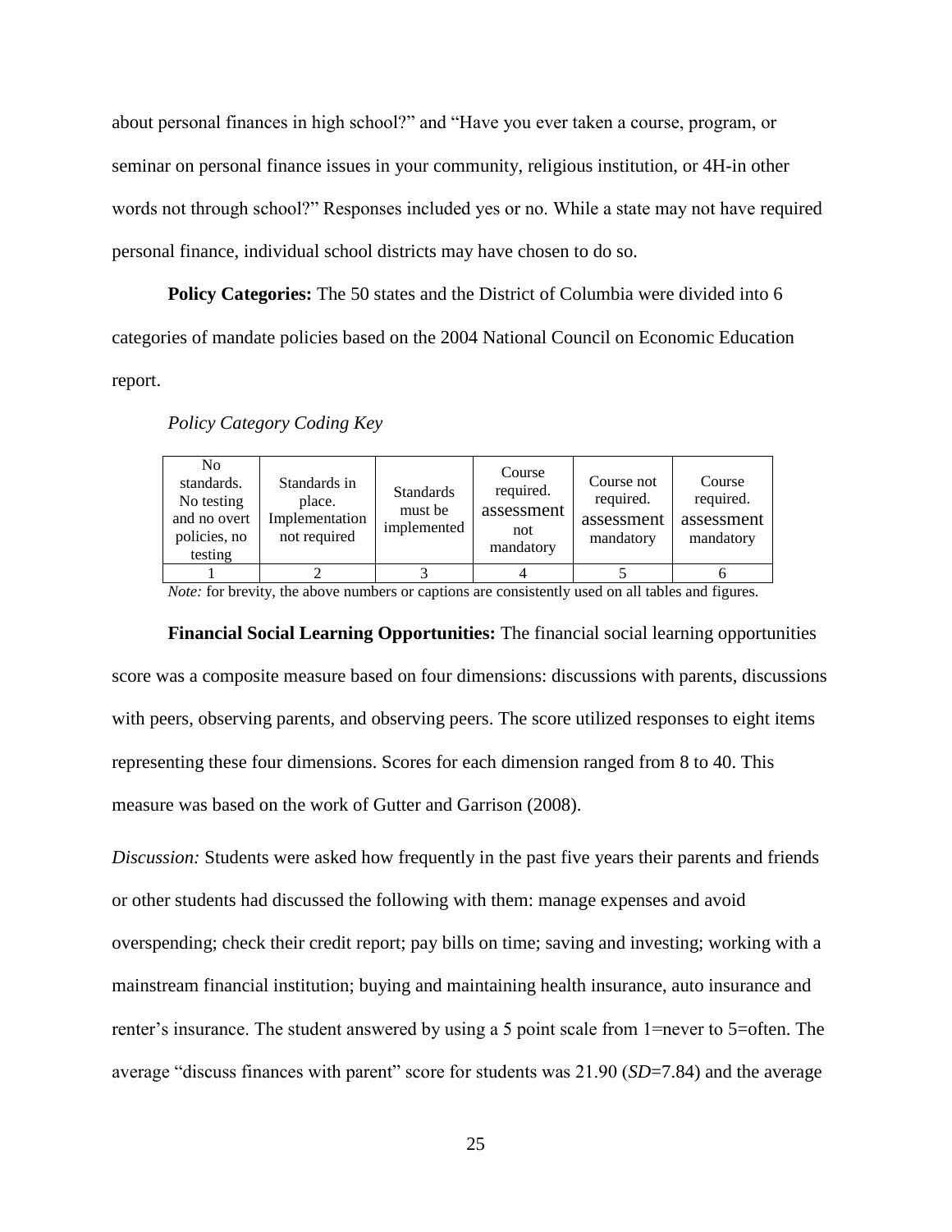about personal finances in high school?" and "Have you ever taken a course, program, or seminar on personal finance issues in your community, religious institution, or 4H-in other words not through school?" Responses included yes or no. While a state may not have required personal finance, individual school districts may have chosen to do so.

**Policy Categories:** The 50 states and the District of Columbia were divided into 6 categories of mandate policies based on the 2004 National Council on Economic Education report.

*Policy Category Coding Key*

| No standards. No testing and no overt policies, no testing | Standards in place. Implementation not required | Standards must be implemented | Course required. assessment not mandatory | Course not required. assessment mandatory | Course required. assessment mandatory |
|---|---|---|---|---|---|
| 1 | 2 | 3 | 4 | 5 | 6 |

*Note:* for brevity, the above numbers or captions are consistently used on all tables and figures.

**Financial Social Learning Opportunities:** The financial social learning opportunities score was a composite measure based on four dimensions: discussions with parents, discussions with peers, observing parents, and observing peers. The score utilized responses to eight items representing these four dimensions. Scores for each dimension ranged from 8 to 40. This measure was based on the work of Gutter and Garrison (2008).

*Discussion:* Students were asked how frequently in the past five years their parents and friends or other students had discussed the following with them: manage expenses and avoid overspending; check their credit report; pay bills on time; saving and investing; working with a mainstream financial institution; buying and maintaining health insurance, auto insurance and renter's insurance. The student answered by using a 5 point scale from 1=never to 5=often. The average "discuss finances with parent" score for students was 21.90 (*SD*=7.84) and the average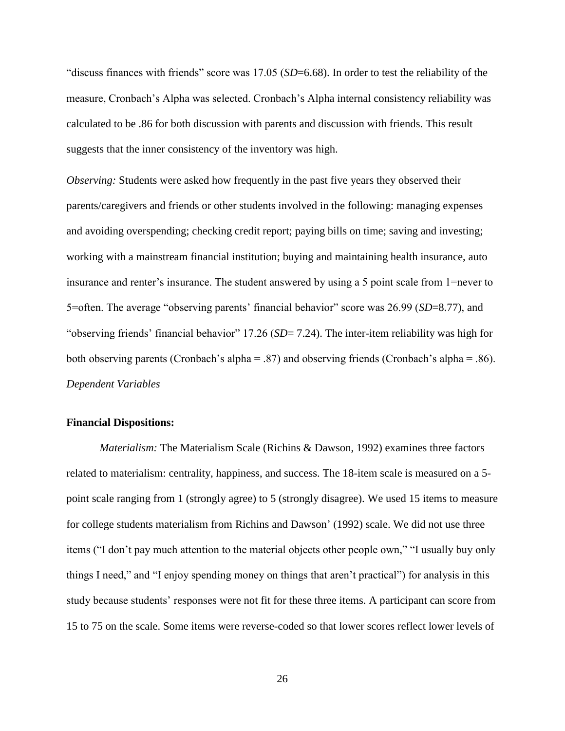"discuss finances with friends" score was 17.05 (*SD*=6.68). In order to test the reliability of the measure, Cronbach's Alpha was selected. Cronbach's Alpha internal consistency reliability was calculated to be .86 for both discussion with parents and discussion with friends. This result suggests that the inner consistency of the inventory was high.

*Observing:* Students were asked how frequently in the past five years they observed their parents/caregivers and friends or other students involved in the following: managing expenses and avoiding overspending; checking credit report; paying bills on time; saving and investing; working with a mainstream financial institution; buying and maintaining health insurance, auto insurance and renter's insurance. The student answered by using a 5 point scale from 1=never to 5=often. The average "observing parents' financial behavior" score was 26.99 (*SD*=8.77), and "observing friends' financial behavior" 17.26 (*SD*= 7.24). The inter-item reliability was high for both observing parents (Cronbach's alpha = .87) and observing friends (Cronbach's alpha = .86).

*Dependent Variables*

**Financial Dispositions:**

*Materialism:* The Materialism Scale (Richins & Dawson, 1992) examines three factors related to materialism: centrality, happiness, and success. The 18-item scale is measured on a 5-point scale ranging from 1 (strongly agree) to 5 (strongly disagree). We used 15 items to measure for college students materialism from Richins and Dawson' (1992) scale. We did not use three items ("I don't pay much attention to the material objects other people own," "I usually buy only things I need," and "I enjoy spending money on things that aren't practical") for analysis in this study because students' responses were not fit for these three items. A participant can score from 15 to 75 on the scale. Some items were reverse-coded so that lower scores reflect lower levels of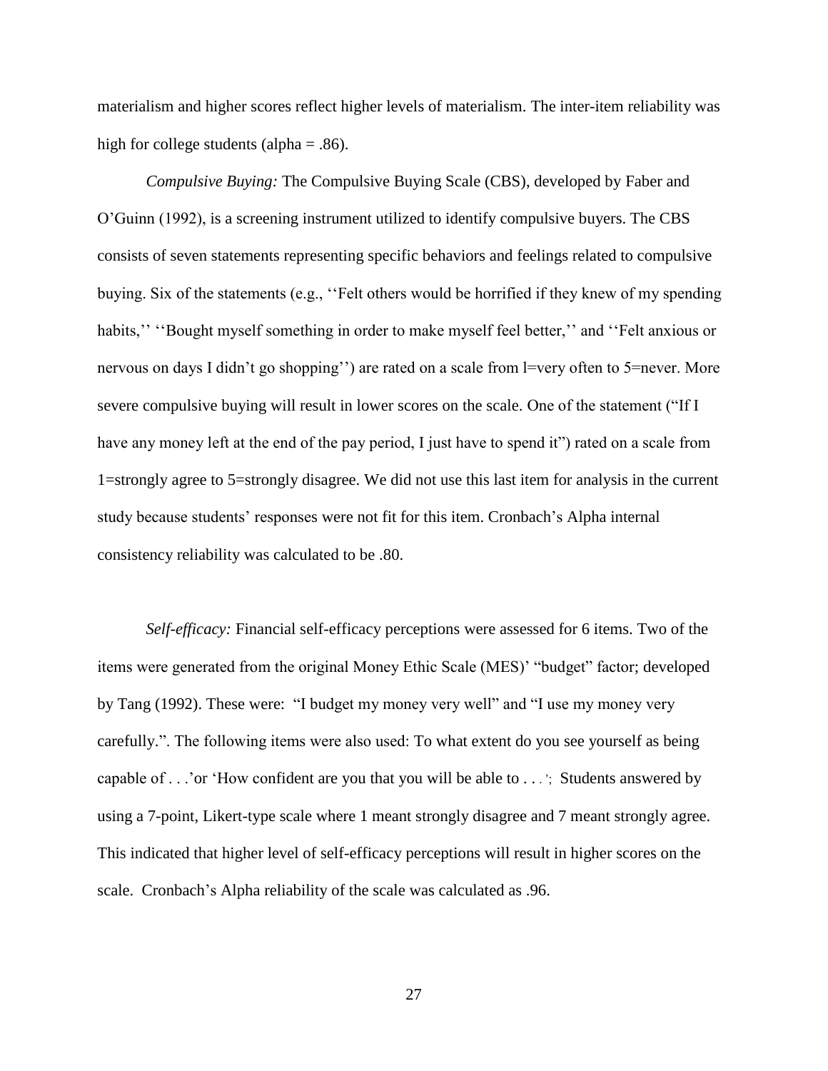materialism and higher scores reflect higher levels of materialism. The inter-item reliability was high for college students (alpha = .86).

*Compulsive Buying:* The Compulsive Buying Scale (CBS), developed by Faber and O'Guinn (1992), is a screening instrument utilized to identify compulsive buyers. The CBS consists of seven statements representing specific behaviors and feelings related to compulsive buying. Six of the statements (e.g., ''Felt others would be horrified if they knew of my spending habits,'' ''Bought myself something in order to make myself feel better,'' and ''Felt anxious or nervous on days I didn't go shopping'') are rated on a scale from l=very often to 5=never. More severe compulsive buying will result in lower scores on the scale. One of the statement ("If I have any money left at the end of the pay period, I just have to spend it") rated on a scale from 1=strongly agree to 5=strongly disagree. We did not use this last item for analysis in the current study because students' responses were not fit for this item. Cronbach's Alpha internal consistency reliability was calculated to be .80.

*Self-efficacy:* Financial self-efficacy perceptions were assessed for 6 items. Two of the items were generated from the original Money Ethic Scale (MES)' "budget" factor; developed by Tang (1992). These were: "I budget my money very well" and "I use my money very carefully.". The following items were also used: To what extent do you see yourself as being capable of . . .'or 'How confident are you that you will be able to . . .'; Students answered by using a 7-point, Likert-type scale where 1 meant strongly disagree and 7 meant strongly agree. This indicated that higher level of self-efficacy perceptions will result in higher scores on the scale. Cronbach's Alpha reliability of the scale was calculated as .96.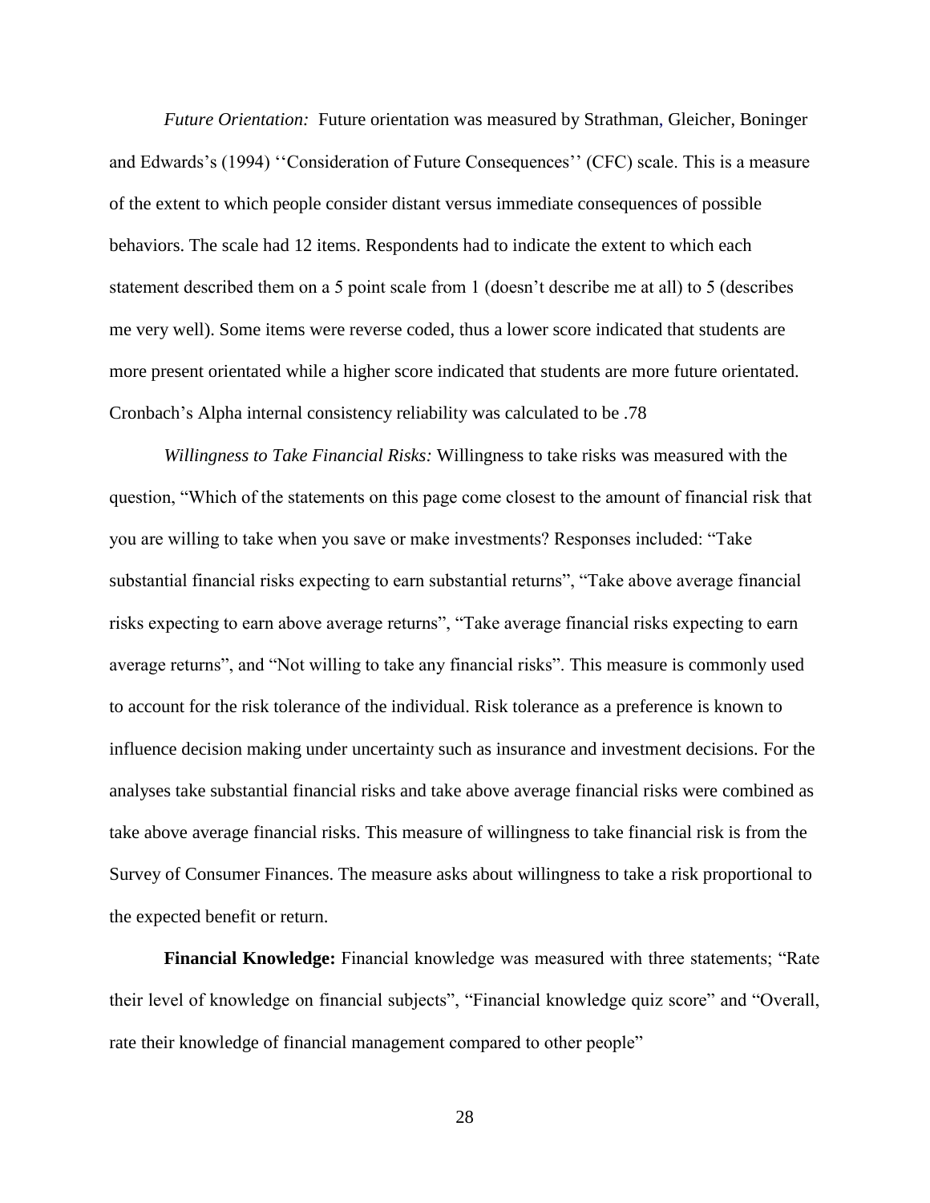*Future Orientation:* Future orientation was measured by Strathman, Gleicher, Boninger and Edwards's (1994) ''Consideration of Future Consequences'' (CFC) scale. This is a measure of the extent to which people consider distant versus immediate consequences of possible behaviors. The scale had 12 items. Respondents had to indicate the extent to which each statement described them on a 5 point scale from 1 (doesn't describe me at all) to 5 (describes me very well). Some items were reverse coded, thus a lower score indicated that students are more present orientated while a higher score indicated that students are more future orientated. Cronbach's Alpha internal consistency reliability was calculated to be .78

*Willingness to Take Financial Risks:* Willingness to take risks was measured with the question, "Which of the statements on this page come closest to the amount of financial risk that you are willing to take when you save or make investments? Responses included: "Take substantial financial risks expecting to earn substantial returns", "Take above average financial risks expecting to earn above average returns", "Take average financial risks expecting to earn average returns", and "Not willing to take any financial risks". This measure is commonly used to account for the risk tolerance of the individual. Risk tolerance as a preference is known to influence decision making under uncertainty such as insurance and investment decisions. For the analyses take substantial financial risks and take above average financial risks were combined as take above average financial risks. This measure of willingness to take financial risk is from the Survey of Consumer Finances. The measure asks about willingness to take a risk proportional to the expected benefit or return.

**Financial Knowledge:** Financial knowledge was measured with three statements; "Rate their level of knowledge on financial subjects", "Financial knowledge quiz score" and "Overall, rate their knowledge of financial management compared to other people"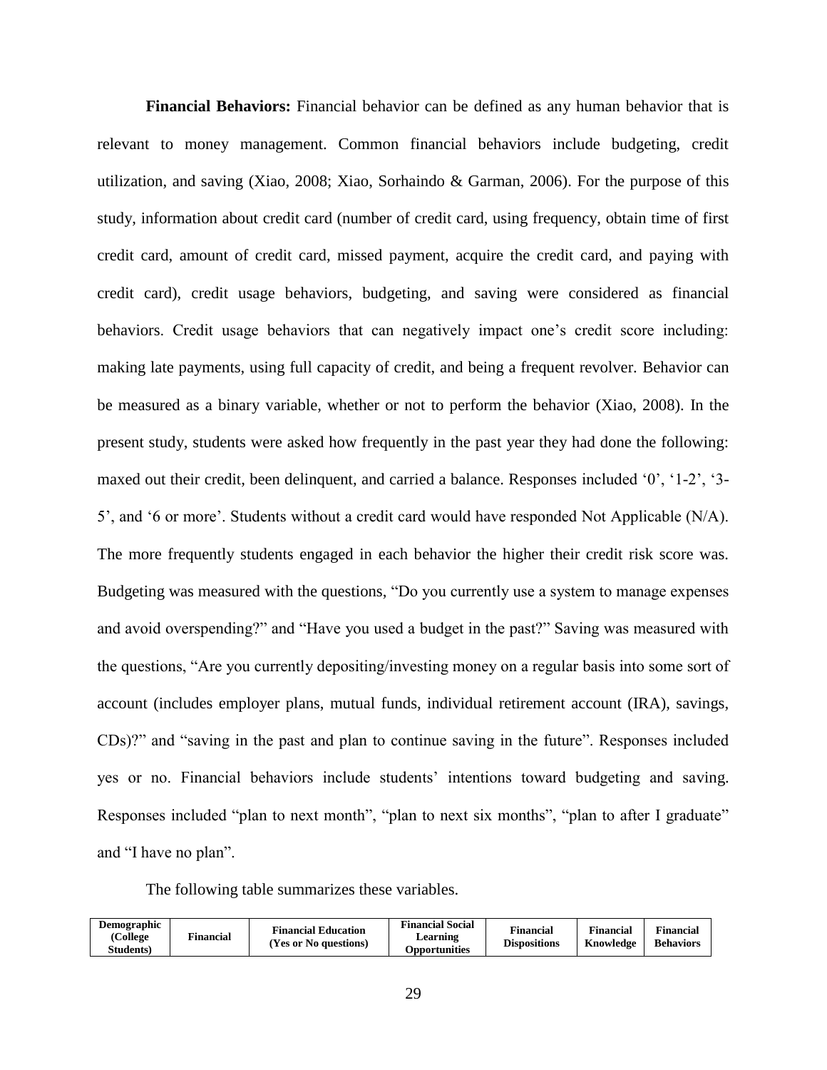**Financial Behaviors:** Financial behavior can be defined as any human behavior that is relevant to money management. Common financial behaviors include budgeting, credit utilization, and saving (Xiao, 2008; Xiao, Sorhaindo & Garman, 2006). For the purpose of this study, information about credit card (number of credit card, using frequency, obtain time of first credit card, amount of credit card, missed payment, acquire the credit card, and paying with credit card), credit usage behaviors, budgeting, and saving were considered as financial behaviors. Credit usage behaviors that can negatively impact one's credit score including: making late payments, using full capacity of credit, and being a frequent revolver. Behavior can be measured as a binary variable, whether or not to perform the behavior (Xiao, 2008). In the present study, students were asked how frequently in the past year they had done the following: maxed out their credit, been delinquent, and carried a balance. Responses included '0', '1-2', '3-5', and '6 or more'. Students without a credit card would have responded Not Applicable (N/A). The more frequently students engaged in each behavior the higher their credit risk score was. Budgeting was measured with the questions, "Do you currently use a system to manage expenses and avoid overspending?" and "Have you used a budget in the past?" Saving was measured with the questions, "Are you currently depositing/investing money on a regular basis into some sort of account (includes employer plans, mutual funds, individual retirement account (IRA), savings, CDs)?" and "saving in the past and plan to continue saving in the future". Responses included yes or no. Financial behaviors include students' intentions toward budgeting and saving. Responses included "plan to next month", "plan to next six months", "plan to after I graduate" and "I have no plan".

The following table summarizes these variables.

| Demographic (College Students) | Financial | Financial Education (Yes or No questions) | Financial Social Learning Opportunities | Financial Dispositions | Financial Knowledge | Financial Behaviors |
|---|---|---|---|---|---|---|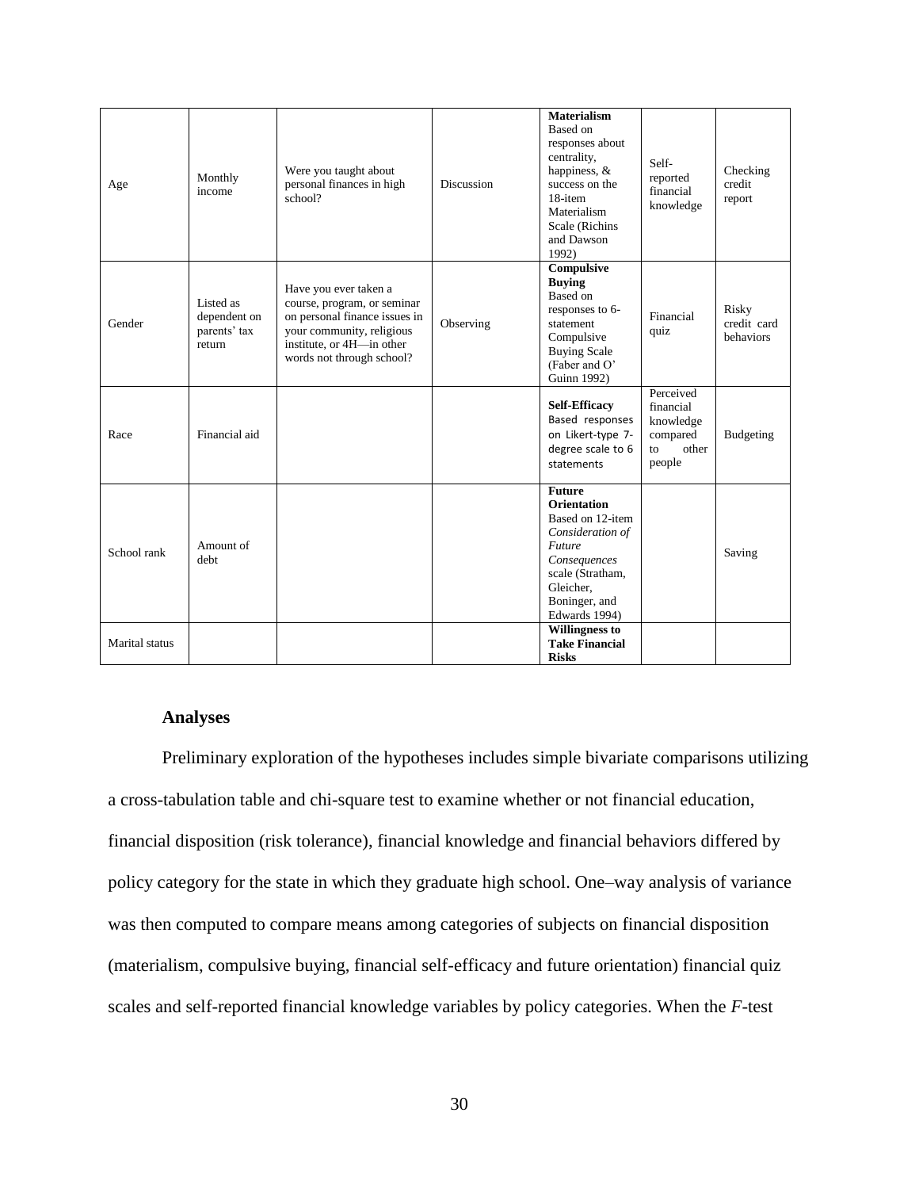| | | | | | | |
|---|---|---|---|---|---|---|
| Age | Monthly income | Were you taught about personal finances in high school? | Discussion | **Materialism** Based on responses about centrality, happiness, & success on the 18-item Materialism Scale (Richins and Dawson 1992) | Self-reported financial knowledge | Checking credit report |
| Gender | Listed as dependent on parents' tax return | Have you ever taken a course, program, or seminar on personal finance issues in your community, religious institute, or 4H—in other words not through school? | Observing | **Compulsive Buying** Based on responses to 6-statement Compulsive Buying Scale (Faber and O' Guinn 1992) | Financial quiz | Risky credit card behaviors |
| Race | Financial aid | | | **Self-Efficacy** Based responses on Likert-type 7-degree scale to 6 statements | Perceived financial knowledge compared to other people | Budgeting |
| School rank | Amount of debt | | | **Future Orientation** Based on 12-item *Consideration of Future Consequences* scale (Stratham, Gleicher, Boninger, and Edwards 1994) | | Saving |
| Marital status | | | | **Willingness to Take Financial Risks** | | |

### Analyses

Preliminary exploration of the hypotheses includes simple bivariate comparisons utilizing a cross-tabulation table and chi-square test to examine whether or not financial education, financial disposition (risk tolerance), financial knowledge and financial behaviors differed by policy category for the state in which they graduate high school. One–way analysis of variance was then computed to compare means among categories of subjects on financial disposition (materialism, compulsive buying, financial self-efficacy and future orientation) financial quiz scales and self-reported financial knowledge variables by policy categories. When the *F*-test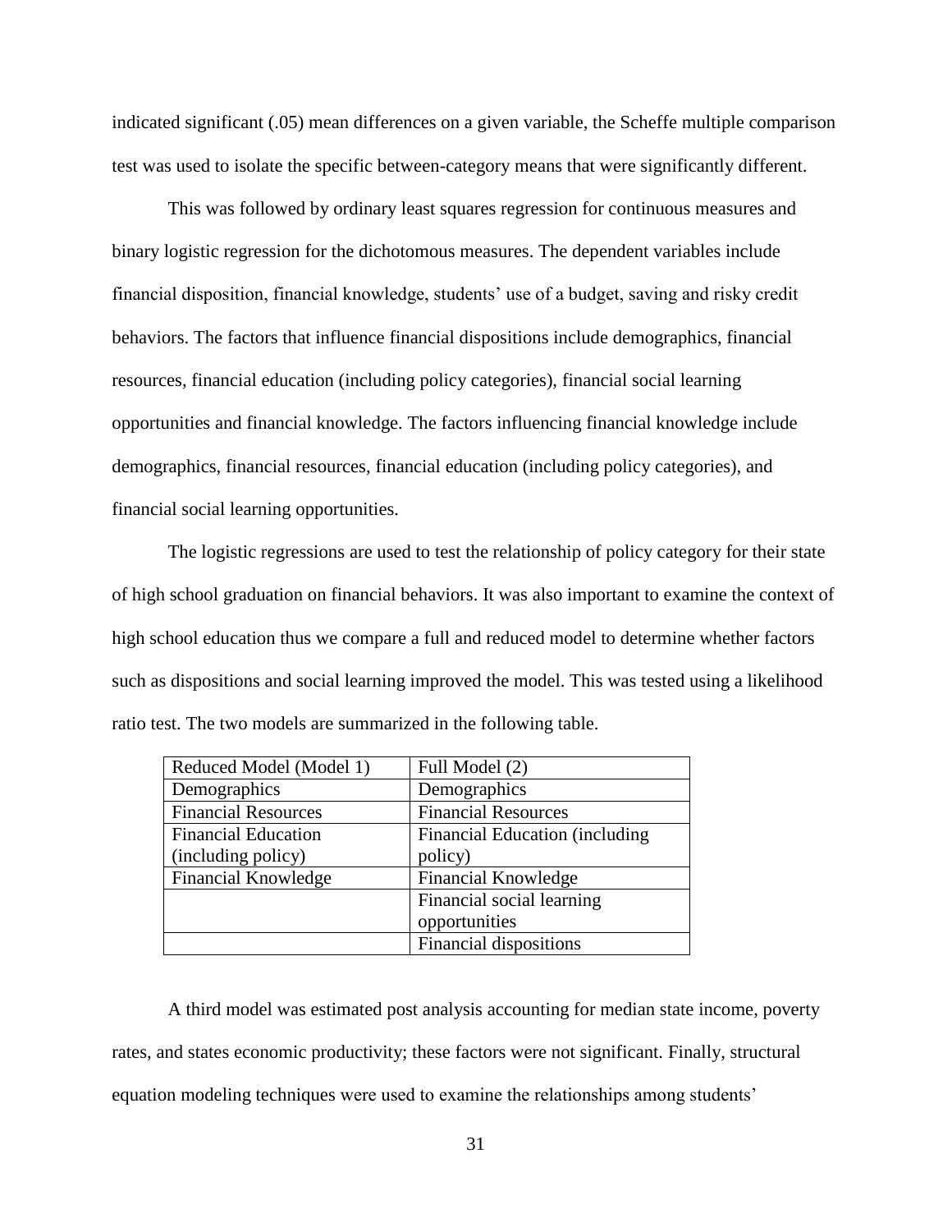indicated significant (.05) mean differences on a given variable, the Scheffe multiple comparison test was used to isolate the specific between-category means that were significantly different.

This was followed by ordinary least squares regression for continuous measures and binary logistic regression for the dichotomous measures. The dependent variables include financial disposition, financial knowledge, students' use of a budget, saving and risky credit behaviors. The factors that influence financial dispositions include demographics, financial resources, financial education (including policy categories), financial social learning opportunities and financial knowledge. The factors influencing financial knowledge include demographics, financial resources, financial education (including policy categories), and financial social learning opportunities.

The logistic regressions are used to test the relationship of policy category for their state of high school graduation on financial behaviors. It was also important to examine the context of high school education thus we compare a full and reduced model to determine whether factors such as dispositions and social learning improved the model. This was tested using a likelihood ratio test. The two models are summarized in the following table.

| Reduced Model (Model 1) | Full Model (2) |
|---|---|
| Demographics | Demographics |
| Financial Resources | Financial Resources |
| Financial Education (including policy) | Financial Education (including policy) |
| Financial Knowledge | Financial Knowledge |
| | Financial social learning opportunities |
| | Financial dispositions |

A third model was estimated post analysis accounting for median state income, poverty rates, and states economic productivity; these factors were not significant. Finally, structural equation modeling techniques were used to examine the relationships among students'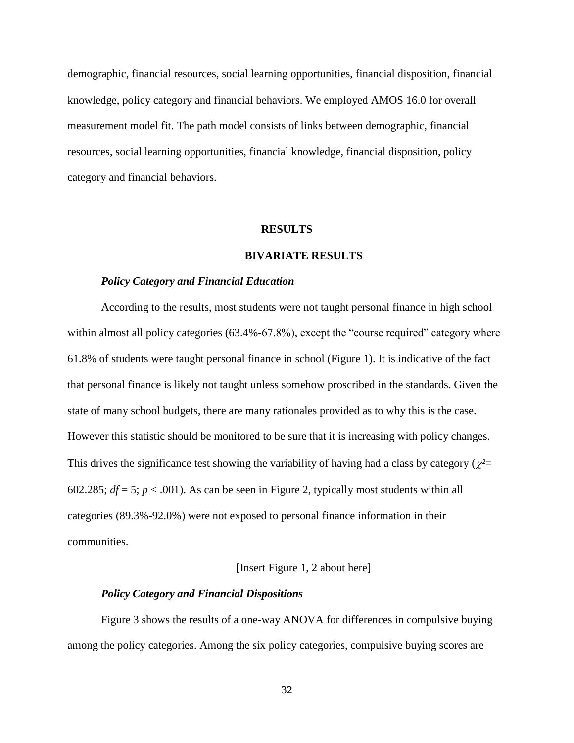demographic, financial resources, social learning opportunities, financial disposition, financial knowledge, policy category and financial behaviors. We employed AMOS 16.0 for overall measurement model fit. The path model consists of links between demographic, financial resources, social learning opportunities, financial knowledge, financial disposition, policy category and financial behaviors.

# RESULTS

## BIVARIATE RESULTS

### *Policy Category and Financial Education*

According to the results, most students were not taught personal finance in high school within almost all policy categories (63.4%-67.8%), except the "course required" category where 61.8% of students were taught personal finance in school (Figure 1). It is indicative of the fact that personal finance is likely not taught unless somehow proscribed in the standards. Given the state of many school budgets, there are many rationales provided as to why this is the case. However this statistic should be monitored to be sure that it is increasing with policy changes. This drives the significance test showing the variability of having had a class by category ($\chi^2$= 602.285; $df$ = 5; $p$ < .001). As can be seen in Figure 2, typically most students within all categories (89.3%-92.0%) were not exposed to personal finance information in their communities.

[Insert Figure 1, 2 about here]

### *Policy Category and Financial Dispositions*

Figure 3 shows the results of a one-way ANOVA for differences in compulsive buying among the policy categories. Among the six policy categories, compulsive buying scores are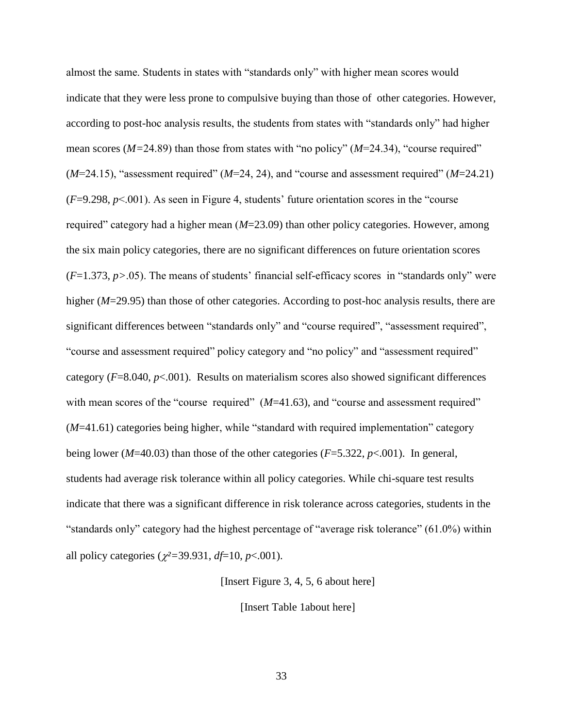almost the same. Students in states with "standards only" with higher mean scores would indicate that they were less prone to compulsive buying than those of other categories. However, according to post-hoc analysis results, the students from states with "standards only" had higher mean scores ($M$=24.89) than those from states with "no policy" ($M$=24.34), "course required" ($M$=24.15), "assessment required" ($M$=24, 24), and "course and assessment required" ($M$=24.21) ($F$=9.298, $p$<.001). As seen in Figure 4, students' future orientation scores in the "course required" category had a higher mean ($M$=23.09) than other policy categories. However, among the six main policy categories, there are no significant differences on future orientation scores ($F$=1.373, $p$>.05). The means of students' financial self-efficacy scores in "standards only" were higher ($M$=29.95) than those of other categories. According to post-hoc analysis results, there are significant differences between "standards only" and "course required", "assessment required", "course and assessment required" policy category and "no policy" and "assessment required" category ($F$=8.040, $p$<.001). Results on materialism scores also showed significant differences with mean scores of the "course required" ($M$=41.63), and "course and assessment required" ($M$=41.61) categories being higher, while "standard with required implementation" category being lower ($M$=40.03) than those of the other categories ($F$=5.322, $p$<.001). In general, students had average risk tolerance within all policy categories. While chi-square test results indicate that there was a significant difference in risk tolerance across categories, students in the "standards only" category had the highest percentage of "average risk tolerance" (61.0%) within all policy categories ($\chi^2$=39.931, $df$=10, $p$<.001).

[Insert Figure 3, 4, 5, 6 about here]

[Insert Table 1about here]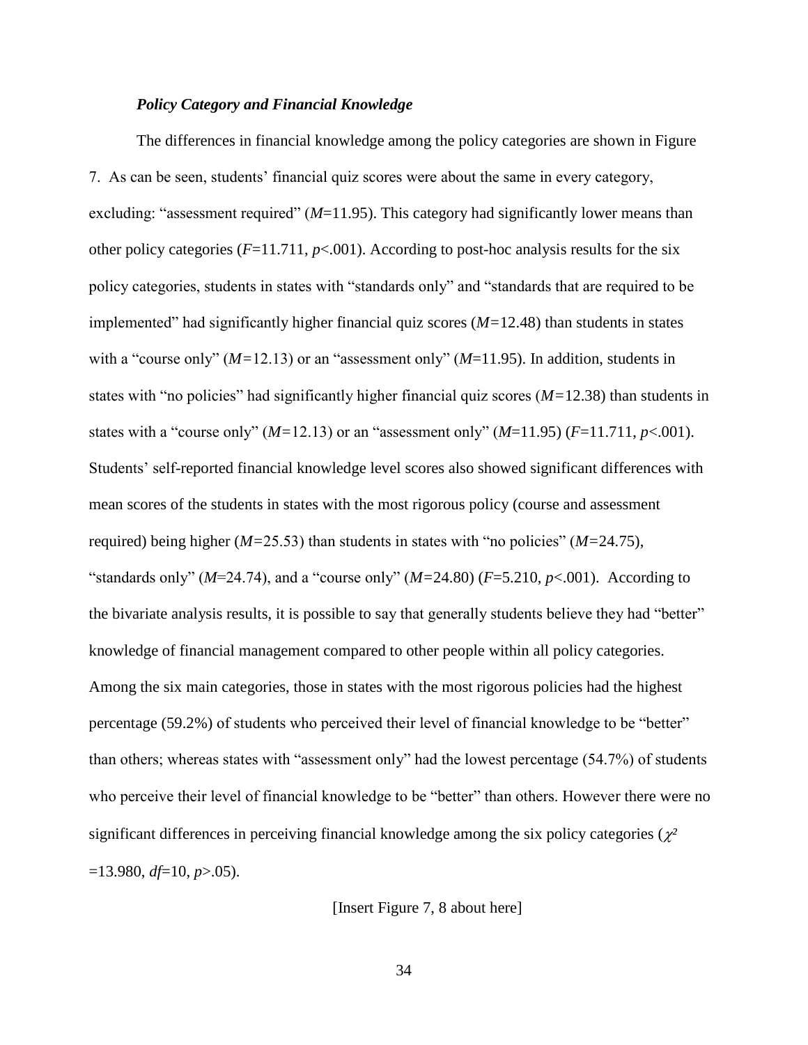***Policy Category and Financial Knowledge***

The differences in financial knowledge among the policy categories are shown in Figure 7. As can be seen, students' financial quiz scores were about the same in every category, excluding: "assessment required" (*M*=11.95). This category had significantly lower means than other policy categories ($F$=11.711, $p$<.001). According to post-hoc analysis results for the six policy categories, students in states with "standards only" and "standards that are required to be implemented" had significantly higher financial quiz scores (*M*=12.48) than students in states with a "course only" (*M*=12.13) or an "assessment only" (*M*=11.95). In addition, students in states with "no policies" had significantly higher financial quiz scores (*M*=12.38) than students in states with a "course only" (*M*=12.13) or an "assessment only" (*M*=11.95) ($F$=11.711, $p$<.001). Students' self-reported financial knowledge level scores also showed significant differences with mean scores of the students in states with the most rigorous policy (course and assessment required) being higher (*M*=25.53) than students in states with "no policies" (*M*=24.75), "standards only" (*M*=24.74), and a "course only" (*M*=24.80) ($F$=5.210, $p$<.001). According to the bivariate analysis results, it is possible to say that generally students believe they had "better" knowledge of financial management compared to other people within all policy categories. Among the six main categories, those in states with the most rigorous policies had the highest percentage (59.2%) of students who perceived their level of financial knowledge to be "better" than others; whereas states with "assessment only" had the lowest percentage (54.7%) of students who perceive their level of financial knowledge to be "better" than others. However there were no significant differences in perceiving financial knowledge among the six policy categories ($\chi^2$ =13.980, $df$=10, $p$>.05).

[Insert Figure 7, 8 about here]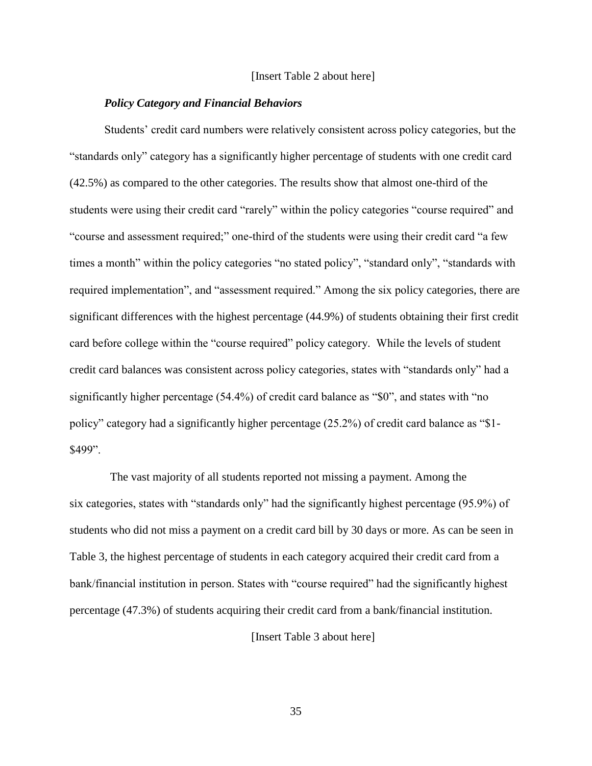[Insert Table 2 about here]

***Policy Category and Financial Behaviors***

Students' credit card numbers were relatively consistent across policy categories, but the "standards only" category has a significantly higher percentage of students with one credit card (42.5%) as compared to the other categories. The results show that almost one-third of the students were using their credit card "rarely" within the policy categories "course required" and "course and assessment required;" one-third of the students were using their credit card "a few times a month" within the policy categories "no stated policy", "standard only", "standards with required implementation", and "assessment required." Among the six policy categories, there are significant differences with the highest percentage (44.9%) of students obtaining their first credit card before college within the "course required" policy category. While the levels of student credit card balances was consistent across policy categories, states with "standards only" had a significantly higher percentage (54.4%) of credit card balance as "$0", and states with "no policy" category had a significantly higher percentage (25.2%) of credit card balance as "$1-$499".

The vast majority of all students reported not missing a payment. Among the six categories, states with "standards only" had the significantly highest percentage (95.9%) of students who did not miss a payment on a credit card bill by 30 days or more. As can be seen in Table 3, the highest percentage of students in each category acquired their credit card from a bank/financial institution in person. States with "course required" had the significantly highest percentage (47.3%) of students acquiring their credit card from a bank/financial institution.

[Insert Table 3 about here]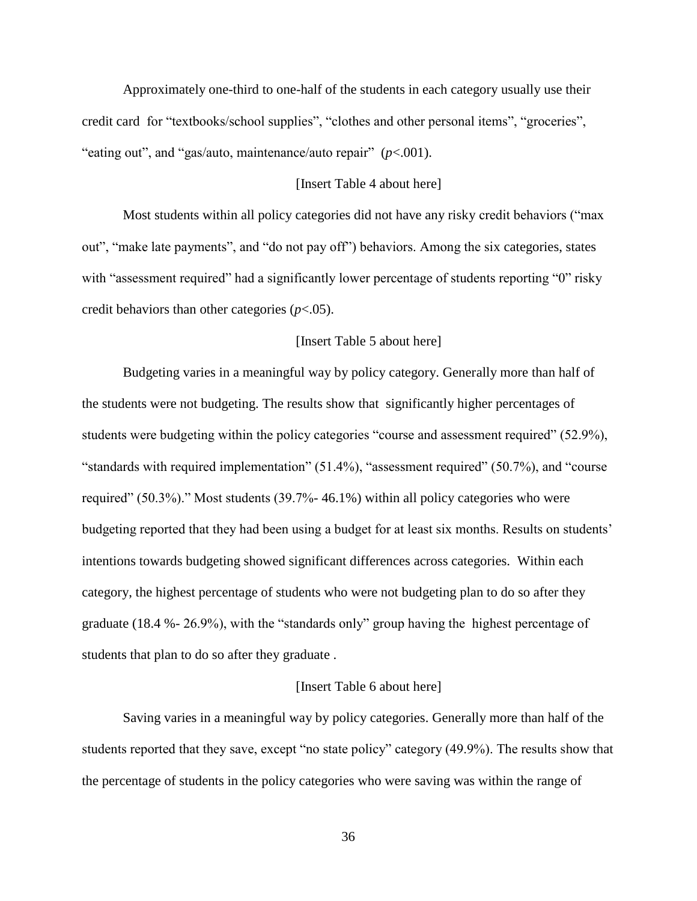Approximately one-third to one-half of the students in each category usually use their credit card for "textbooks/school supplies", "clothes and other personal items", "groceries", "eating out", and "gas/auto, maintenance/auto repair" ($p<.001$).

[Insert Table 4 about here]

Most students within all policy categories did not have any risky credit behaviors ("max out", "make late payments", and "do not pay off") behaviors. Among the six categories, states with "assessment required" had a significantly lower percentage of students reporting "0" risky credit behaviors than other categories ($p<.05$).

[Insert Table 5 about here]

Budgeting varies in a meaningful way by policy category. Generally more than half of the students were not budgeting. The results show that significantly higher percentages of students were budgeting within the policy categories "course and assessment required" (52.9%), "standards with required implementation" (51.4%), "assessment required" (50.7%), and "course required" (50.3%)." Most students (39.7%- 46.1%) within all policy categories who were budgeting reported that they had been using a budget for at least six months. Results on students' intentions towards budgeting showed significant differences across categories. Within each category, the highest percentage of students who were not budgeting plan to do so after they graduate (18.4 %- 26.9%), with the "standards only" group having the highest percentage of students that plan to do so after they graduate .

[Insert Table 6 about here]

Saving varies in a meaningful way by policy categories. Generally more than half of the students reported that they save, except "no state policy" category (49.9%). The results show that the percentage of students in the policy categories who were saving was within the range of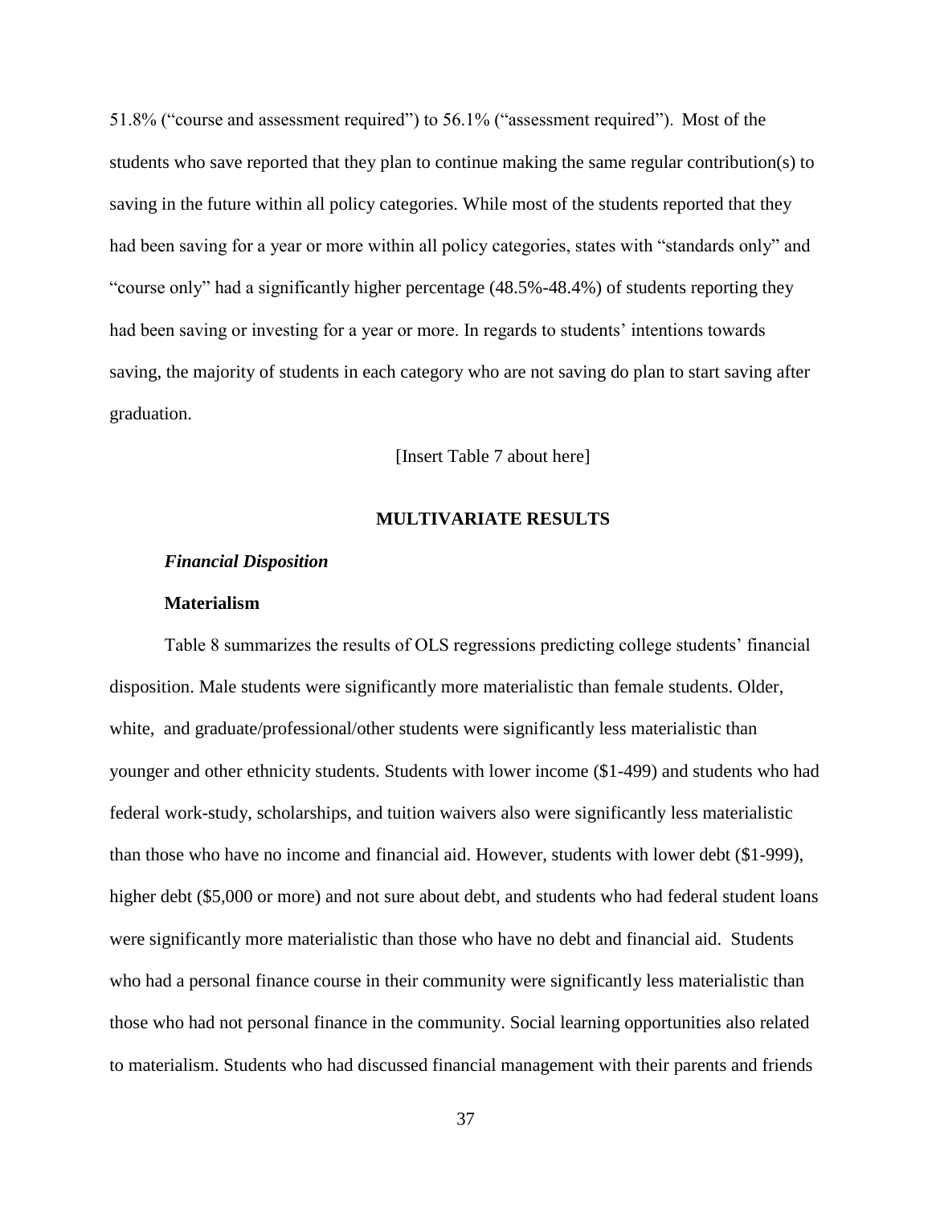51.8% ("course and assessment required") to 56.1% ("assessment required"). Most of the students who save reported that they plan to continue making the same regular contribution(s) to saving in the future within all policy categories. While most of the students reported that they had been saving for a year or more within all policy categories, states with "standards only" and "course only" had a significantly higher percentage (48.5%-48.4%) of students reporting they had been saving or investing for a year or more. In regards to students' intentions towards saving, the majority of students in each category who are not saving do plan to start saving after graduation.

[Insert Table 7 about here]

## MULTIVARIATE RESULTS

### *Financial Disposition*

#### **Materialism**

Table 8 summarizes the results of OLS regressions predicting college students' financial disposition. Male students were significantly more materialistic than female students. Older, white, and graduate/professional/other students were significantly less materialistic than younger and other ethnicity students. Students with lower income ($1-499) and students who had federal work-study, scholarships, and tuition waivers also were significantly less materialistic than those who have no income and financial aid. However, students with lower debt ($1-999), higher debt ($5,000 or more) and not sure about debt, and students who had federal student loans were significantly more materialistic than those who have no debt and financial aid. Students who had a personal finance course in their community were significantly less materialistic than those who had not personal finance in the community. Social learning opportunities also related to materialism. Students who had discussed financial management with their parents and friends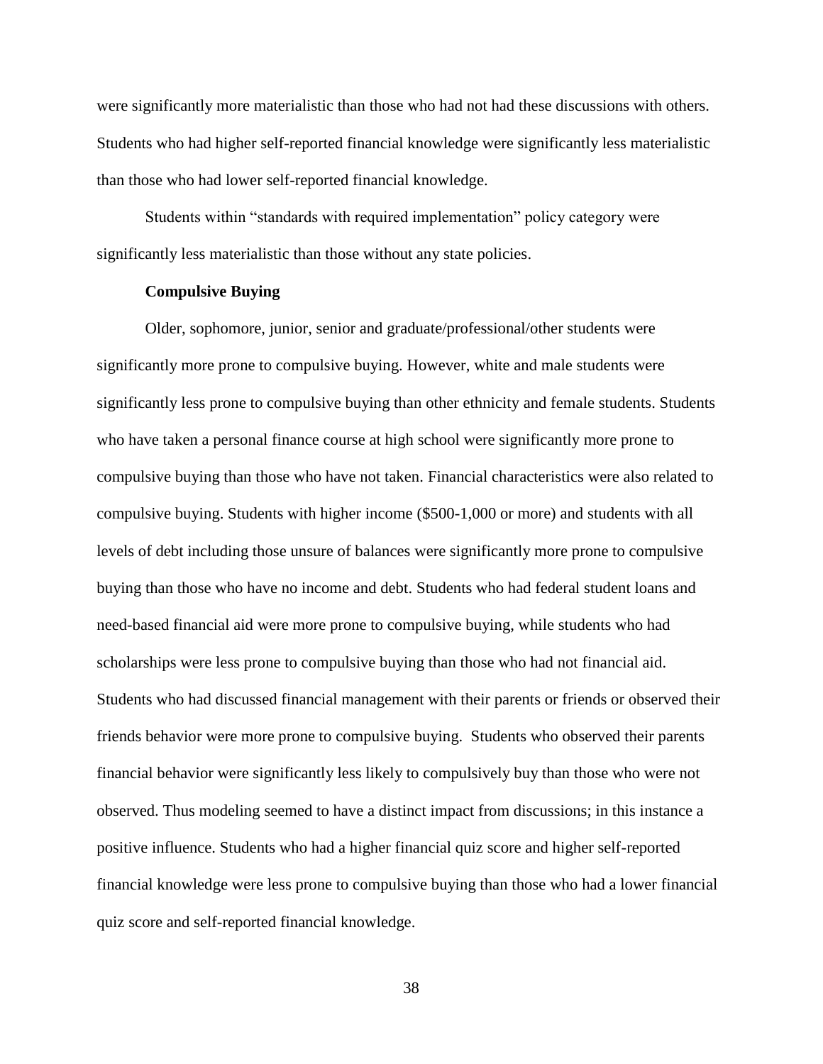were significantly more materialistic than those who had not had these discussions with others. Students who had higher self-reported financial knowledge were significantly less materialistic than those who had lower self-reported financial knowledge.

Students within "standards with required implementation" policy category were significantly less materialistic than those without any state policies.

**Compulsive Buying**

Older, sophomore, junior, senior and graduate/professional/other students were significantly more prone to compulsive buying. However, white and male students were significantly less prone to compulsive buying than other ethnicity and female students. Students who have taken a personal finance course at high school were significantly more prone to compulsive buying than those who have not taken. Financial characteristics were also related to compulsive buying. Students with higher income ($500-1,000 or more) and students with all levels of debt including those unsure of balances were significantly more prone to compulsive buying than those who have no income and debt. Students who had federal student loans and need-based financial aid were more prone to compulsive buying, while students who had scholarships were less prone to compulsive buying than those who had not financial aid. Students who had discussed financial management with their parents or friends or observed their friends behavior were more prone to compulsive buying. Students who observed their parents financial behavior were significantly less likely to compulsively buy than those who were not observed. Thus modeling seemed to have a distinct impact from discussions; in this instance a positive influence. Students who had a higher financial quiz score and higher self-reported financial knowledge were less prone to compulsive buying than those who had a lower financial quiz score and self-reported financial knowledge.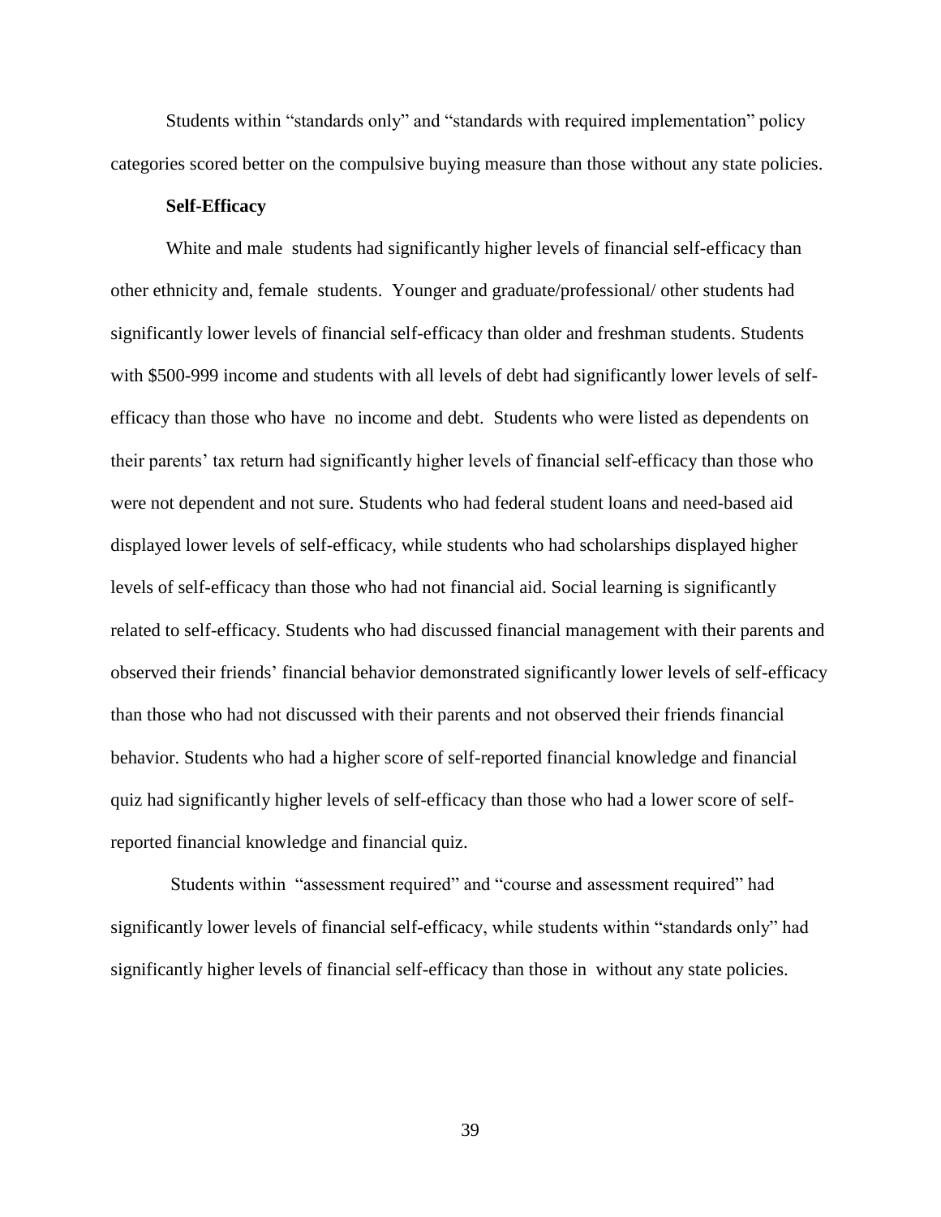Students within "standards only" and "standards with required implementation" policy categories scored better on the compulsive buying measure than those without any state policies.

**Self-Efficacy**

White and male students had significantly higher levels of financial self-efficacy than other ethnicity and, female students. Younger and graduate/professional/ other students had significantly lower levels of financial self-efficacy than older and freshman students. Students with $500-999 income and students with all levels of debt had significantly lower levels of self-efficacy than those who have no income and debt. Students who were listed as dependents on their parents' tax return had significantly higher levels of financial self-efficacy than those who were not dependent and not sure. Students who had federal student loans and need-based aid displayed lower levels of self-efficacy, while students who had scholarships displayed higher levels of self-efficacy than those who had not financial aid. Social learning is significantly related to self-efficacy. Students who had discussed financial management with their parents and observed their friends' financial behavior demonstrated significantly lower levels of self-efficacy than those who had not discussed with their parents and not observed their friends financial behavior. Students who had a higher score of self-reported financial knowledge and financial quiz had significantly higher levels of self-efficacy than those who had a lower score of self-reported financial knowledge and financial quiz.

Students within "assessment required" and "course and assessment required" had significantly lower levels of financial self-efficacy, while students within "standards only" had significantly higher levels of financial self-efficacy than those in without any state policies.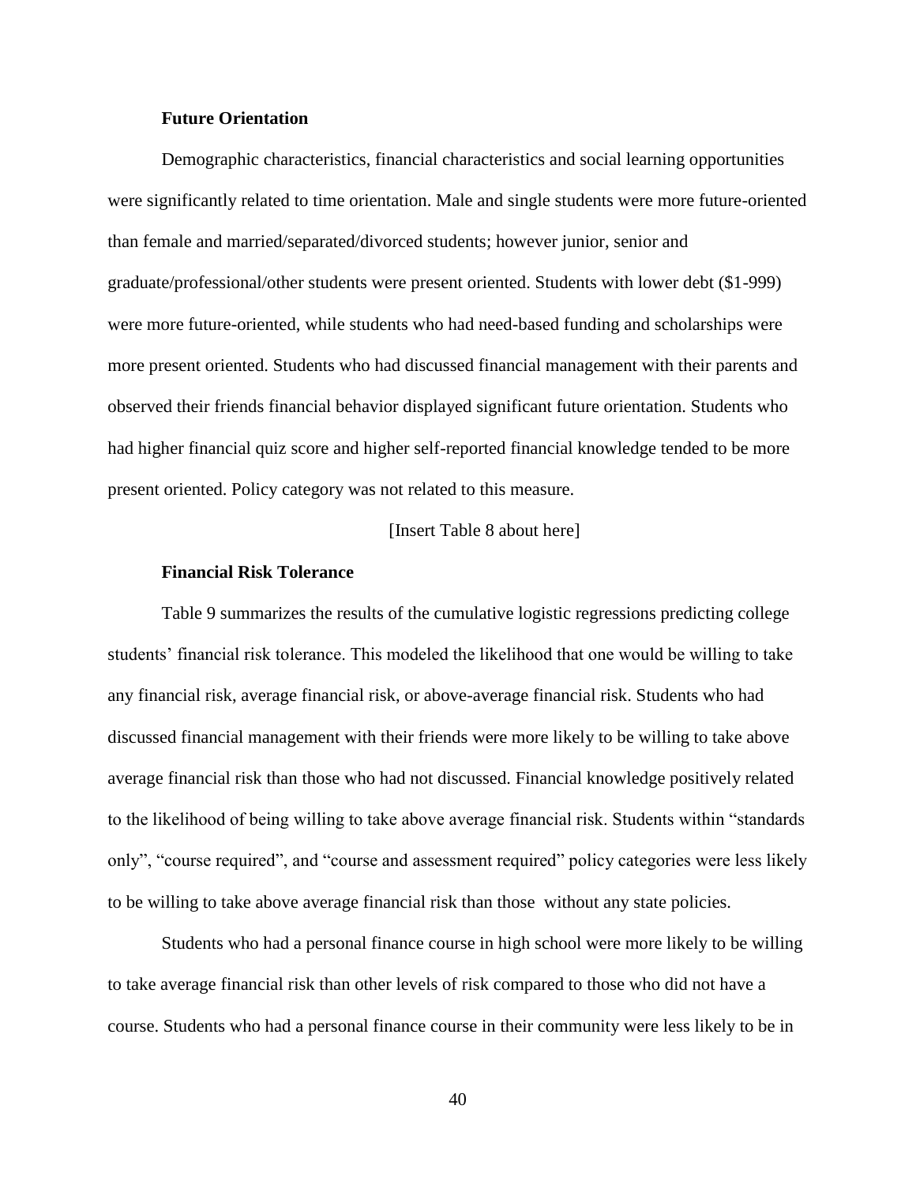### Future Orientation

Demographic characteristics, financial characteristics and social learning opportunities were significantly related to time orientation. Male and single students were more future-oriented than female and married/separated/divorced students; however junior, senior and graduate/professional/other students were present oriented. Students with lower debt ($1-999) were more future-oriented, while students who had need-based funding and scholarships were more present oriented. Students who had discussed financial management with their parents and observed their friends financial behavior displayed significant future orientation. Students who had higher financial quiz score and higher self-reported financial knowledge tended to be more present oriented. Policy category was not related to this measure.

[Insert Table 8 about here]

### Financial Risk Tolerance

Table 9 summarizes the results of the cumulative logistic regressions predicting college students' financial risk tolerance. This modeled the likelihood that one would be willing to take any financial risk, average financial risk, or above-average financial risk. Students who had discussed financial management with their friends were more likely to be willing to take above average financial risk than those who had not discussed. Financial knowledge positively related to the likelihood of being willing to take above average financial risk. Students within "standards only", "course required", and "course and assessment required" policy categories were less likely to be willing to take above average financial risk than those without any state policies.

Students who had a personal finance course in high school were more likely to be willing to take average financial risk than other levels of risk compared to those who did not have a course. Students who had a personal finance course in their community were less likely to be in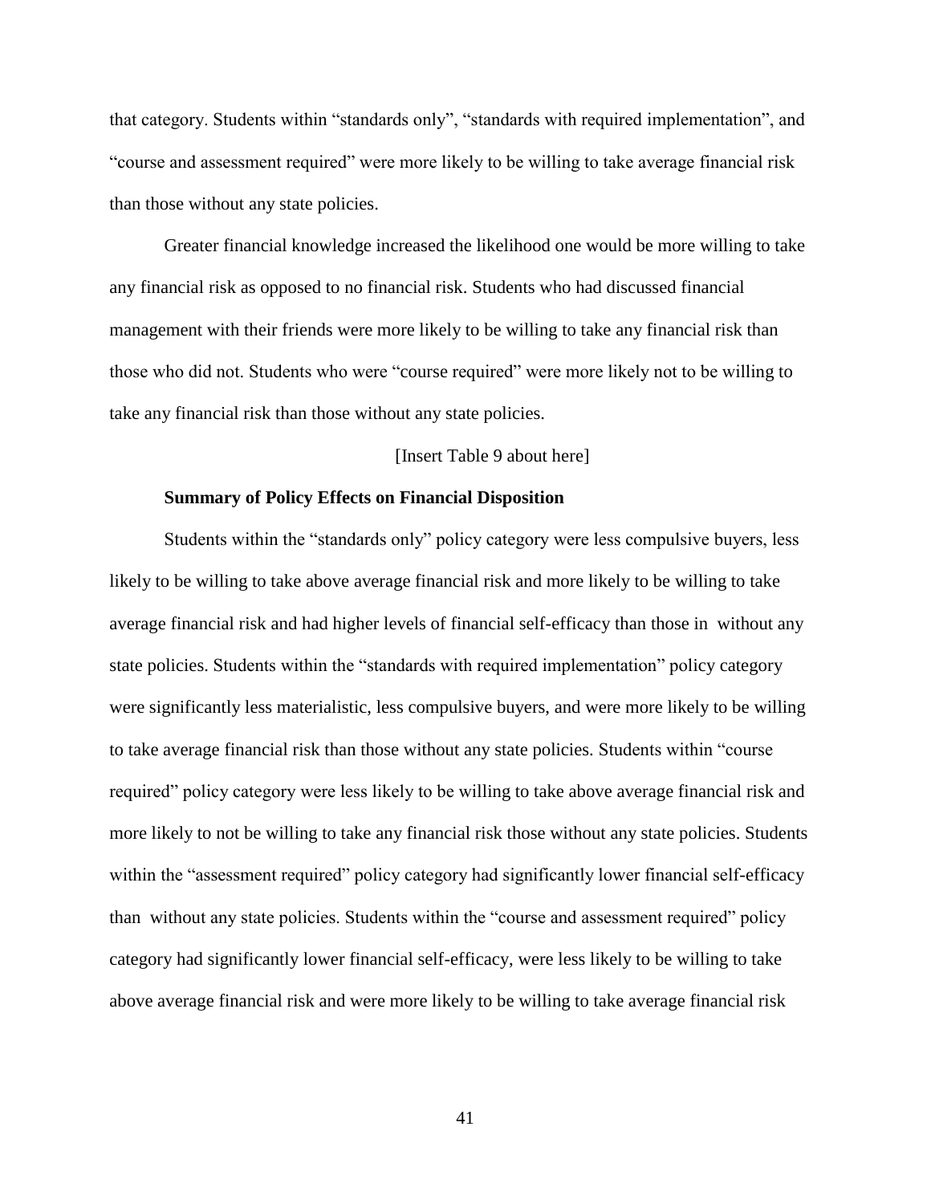that category. Students within “standards only”, “standards with required implementation”, and “course and assessment required” were more likely to be willing to take average financial risk than those without any state policies.

Greater financial knowledge increased the likelihood one would be more willing to take any financial risk as opposed to no financial risk. Students who had discussed financial management with their friends were more likely to be willing to take any financial risk than those who did not. Students who were “course required” were more likely not to be willing to take any financial risk than those without any state policies.

[Insert Table 9 about here]

**Summary of Policy Effects on Financial Disposition**

Students within the “standards only” policy category were less compulsive buyers, less likely to be willing to take above average financial risk and more likely to be willing to take average financial risk and had higher levels of financial self-efficacy than those in  without any state policies. Students within the “standards with required implementation” policy category were significantly less materialistic, less compulsive buyers, and were more likely to be willing to take average financial risk than those without any state policies. Students within “course required” policy category were less likely to be willing to take above average financial risk and more likely to not be willing to take any financial risk those without any state policies. Students within the “assessment required” policy category had significantly lower financial self-efficacy than  without any state policies. Students within the “course and assessment required” policy category had significantly lower financial self-efficacy, were less likely to be willing to take above average financial risk and were more likely to be willing to take average financial risk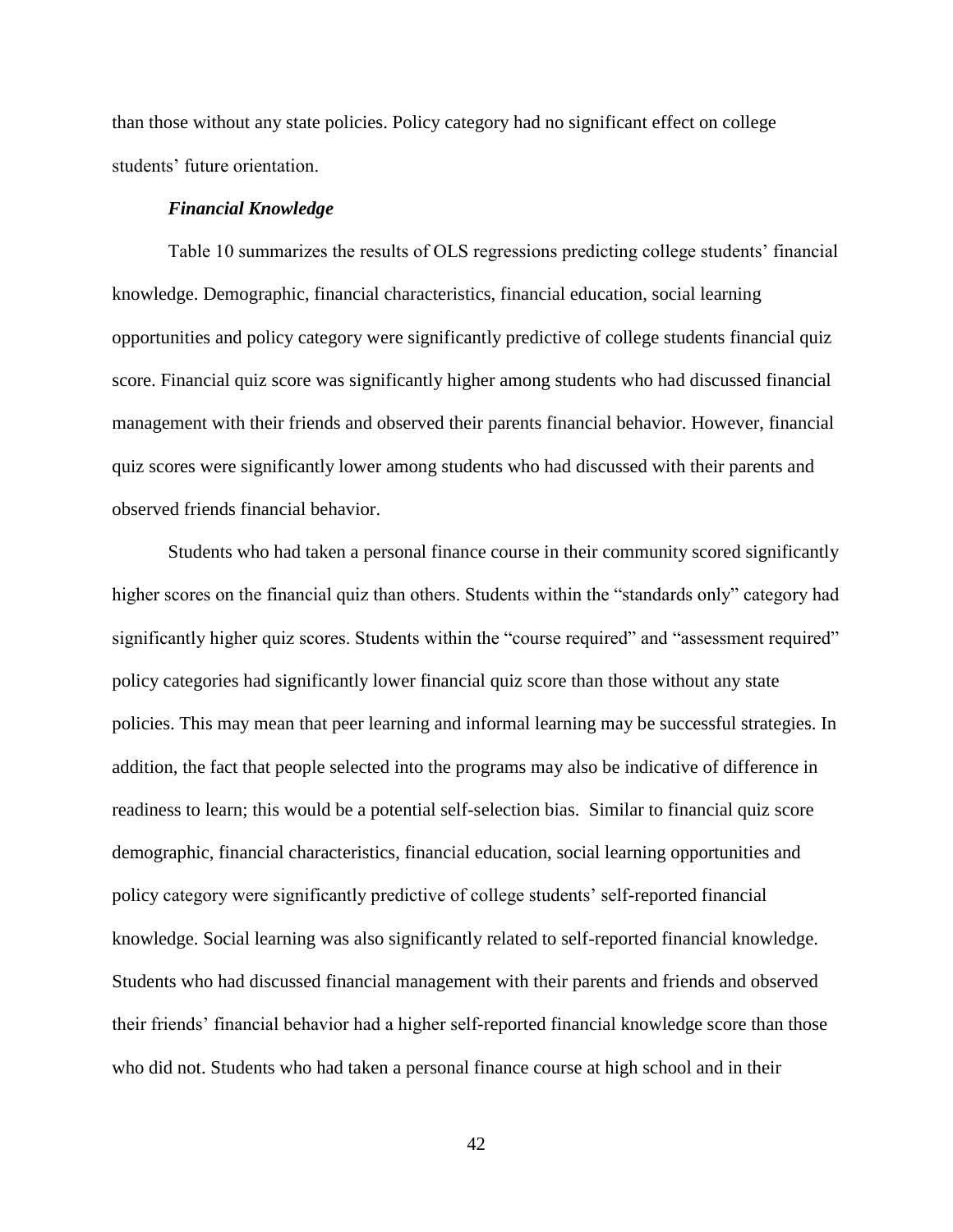than those without any state policies. Policy category had no significant effect on college students' future orientation.

### *Financial Knowledge*

Table 10 summarizes the results of OLS regressions predicting college students' financial knowledge. Demographic, financial characteristics, financial education, social learning opportunities and policy category were significantly predictive of college students financial quiz score. Financial quiz score was significantly higher among students who had discussed financial management with their friends and observed their parents financial behavior. However, financial quiz scores were significantly lower among students who had discussed with their parents and observed friends financial behavior.

Students who had taken a personal finance course in their community scored significantly higher scores on the financial quiz than others. Students within the "standards only" category had significantly higher quiz scores. Students within the "course required" and "assessment required" policy categories had significantly lower financial quiz score than those without any state policies. This may mean that peer learning and informal learning may be successful strategies. In addition, the fact that people selected into the programs may also be indicative of difference in readiness to learn; this would be a potential self-selection bias. Similar to financial quiz score demographic, financial characteristics, financial education, social learning opportunities and policy category were significantly predictive of college students' self-reported financial knowledge. Social learning was also significantly related to self-reported financial knowledge. Students who had discussed financial management with their parents and friends and observed their friends' financial behavior had a higher self-reported financial knowledge score than those who did not. Students who had taken a personal finance course at high school and in their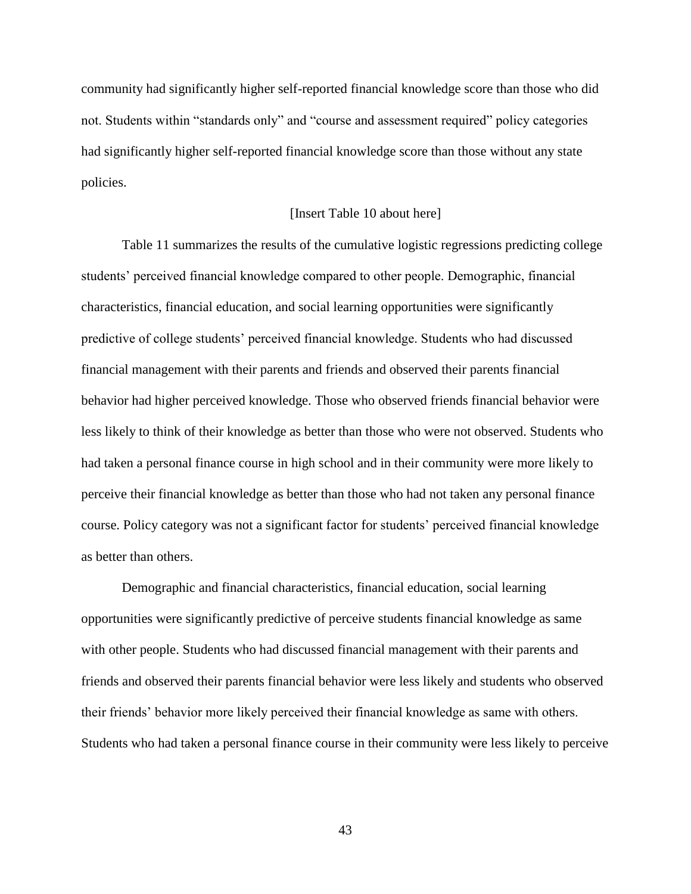community had significantly higher self-reported financial knowledge score than those who did not. Students within "standards only" and "course and assessment required" policy categories had significantly higher self-reported financial knowledge score than those without any state policies.

[Insert Table 10 about here]

Table 11 summarizes the results of the cumulative logistic regressions predicting college students' perceived financial knowledge compared to other people. Demographic, financial characteristics, financial education, and social learning opportunities were significantly predictive of college students' perceived financial knowledge. Students who had discussed financial management with their parents and friends and observed their parents financial behavior had higher perceived knowledge. Those who observed friends financial behavior were less likely to think of their knowledge as better than those who were not observed. Students who had taken a personal finance course in high school and in their community were more likely to perceive their financial knowledge as better than those who had not taken any personal finance course. Policy category was not a significant factor for students' perceived financial knowledge as better than others.

Demographic and financial characteristics, financial education, social learning opportunities were significantly predictive of perceive students financial knowledge as same with other people. Students who had discussed financial management with their parents and friends and observed their parents financial behavior were less likely and students who observed their friends' behavior more likely perceived their financial knowledge as same with others. Students who had taken a personal finance course in their community were less likely to perceive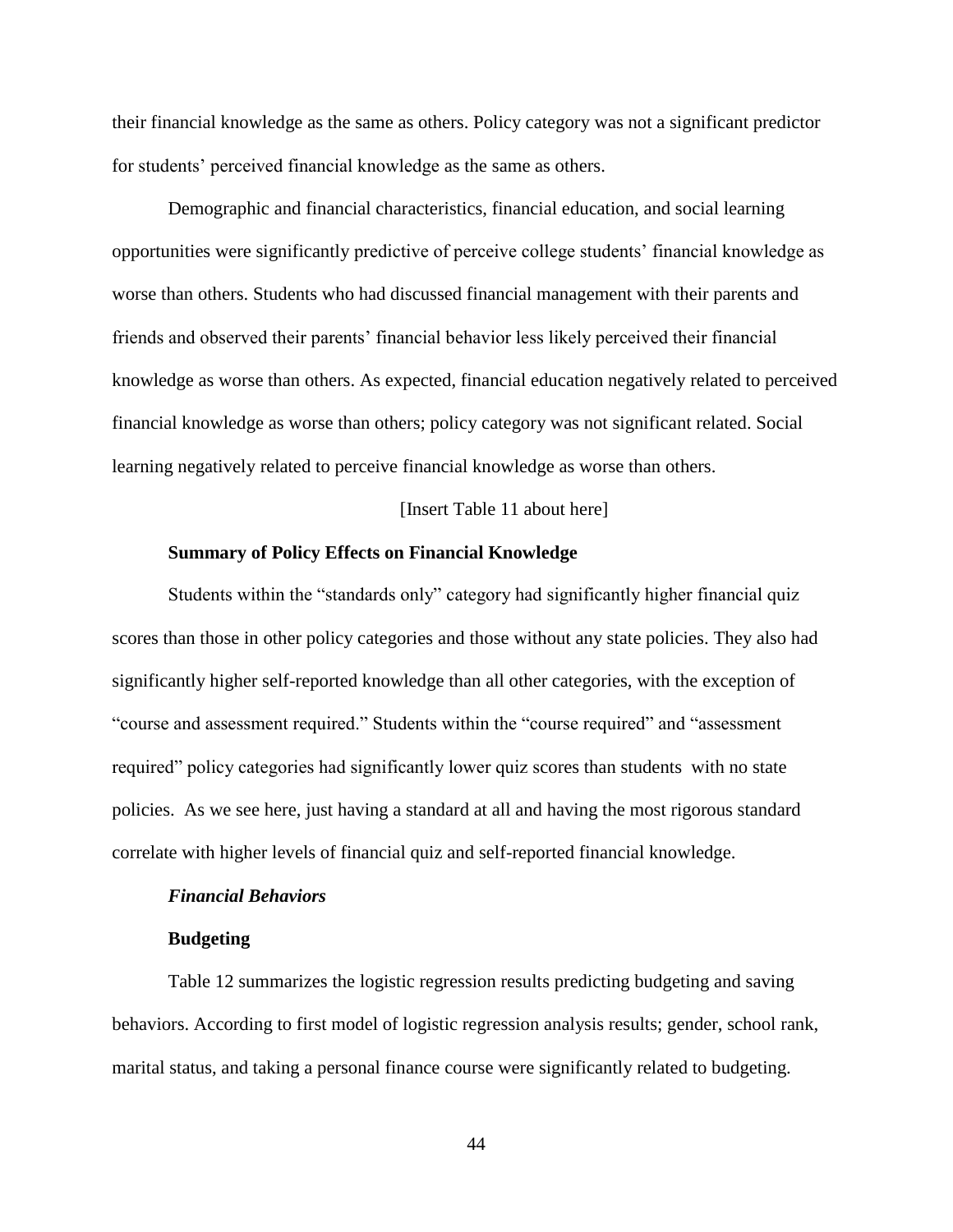their financial knowledge as the same as others. Policy category was not a significant predictor for students' perceived financial knowledge as the same as others.

Demographic and financial characteristics, financial education, and social learning opportunities were significantly predictive of perceive college students' financial knowledge as worse than others. Students who had discussed financial management with their parents and friends and observed their parents' financial behavior less likely perceived their financial knowledge as worse than others. As expected, financial education negatively related to perceived financial knowledge as worse than others; policy category was not significant related. Social learning negatively related to perceive financial knowledge as worse than others.

[Insert Table 11 about here]

**Summary of Policy Effects on Financial Knowledge**

Students within the "standards only" category had significantly higher financial quiz scores than those in other policy categories and those without any state policies. They also had significantly higher self-reported knowledge than all other categories, with the exception of "course and assessment required." Students within the "course required" and "assessment required" policy categories had significantly lower quiz scores than students with no state policies. As we see here, just having a standard at all and having the most rigorous standard correlate with higher levels of financial quiz and self-reported financial knowledge.

***Financial Behaviors***

**Budgeting**

Table 12 summarizes the logistic regression results predicting budgeting and saving behaviors. According to first model of logistic regression analysis results; gender, school rank, marital status, and taking a personal finance course were significantly related to budgeting.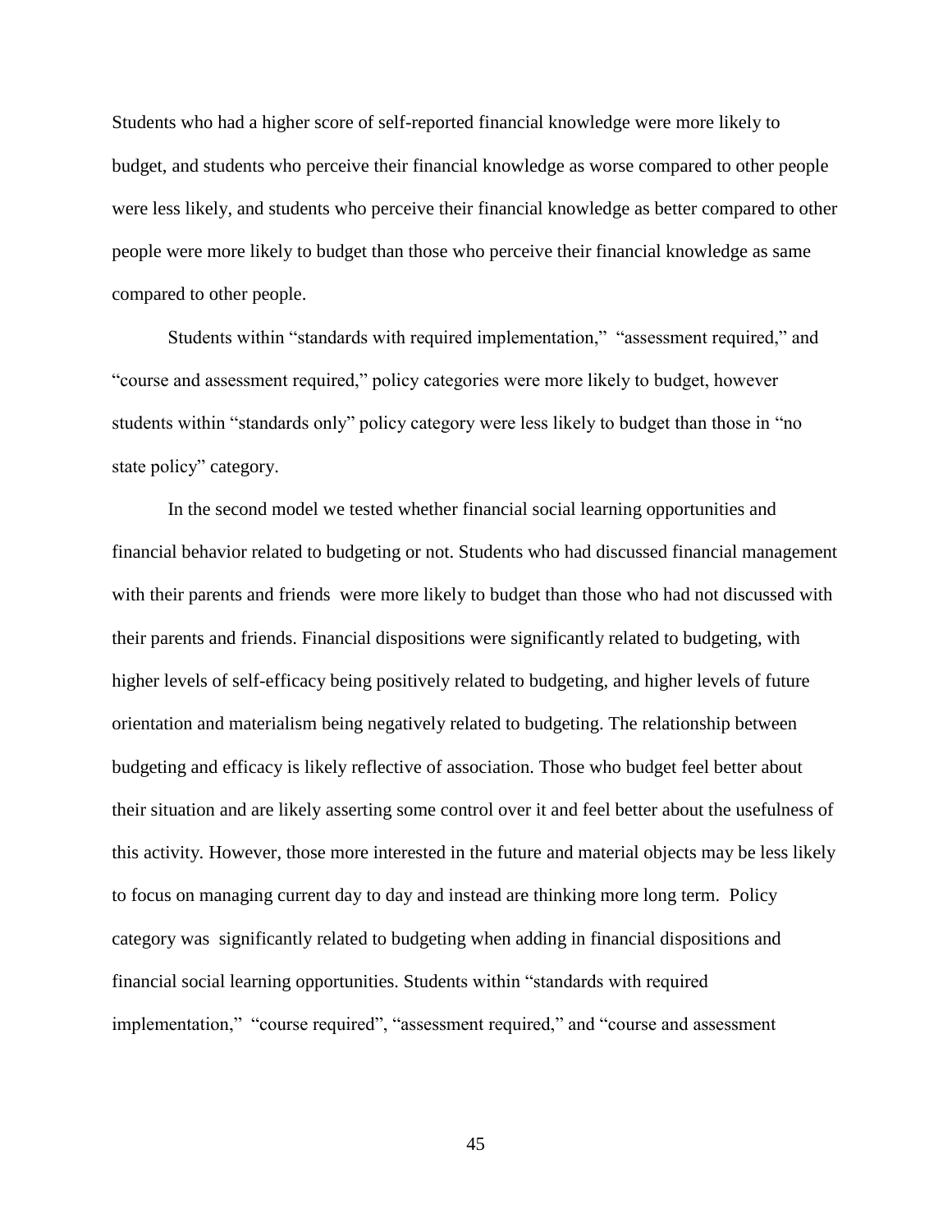Students who had a higher score of self-reported financial knowledge were more likely to budget, and students who perceive their financial knowledge as worse compared to other people were less likely, and students who perceive their financial knowledge as better compared to other people were more likely to budget than those who perceive their financial knowledge as same compared to other people.

Students within "standards with required implementation," "assessment required," and "course and assessment required," policy categories were more likely to budget, however students within "standards only" policy category were less likely to budget than those in "no state policy" category.

In the second model we tested whether financial social learning opportunities and financial behavior related to budgeting or not. Students who had discussed financial management with their parents and friends were more likely to budget than those who had not discussed with their parents and friends. Financial dispositions were significantly related to budgeting, with higher levels of self-efficacy being positively related to budgeting, and higher levels of future orientation and materialism being negatively related to budgeting. The relationship between budgeting and efficacy is likely reflective of association. Those who budget feel better about their situation and are likely asserting some control over it and feel better about the usefulness of this activity. However, those more interested in the future and material objects may be less likely to focus on managing current day to day and instead are thinking more long term. Policy category was significantly related to budgeting when adding in financial dispositions and financial social learning opportunities. Students within "standards with required implementation," "course required", "assessment required," and "course and assessment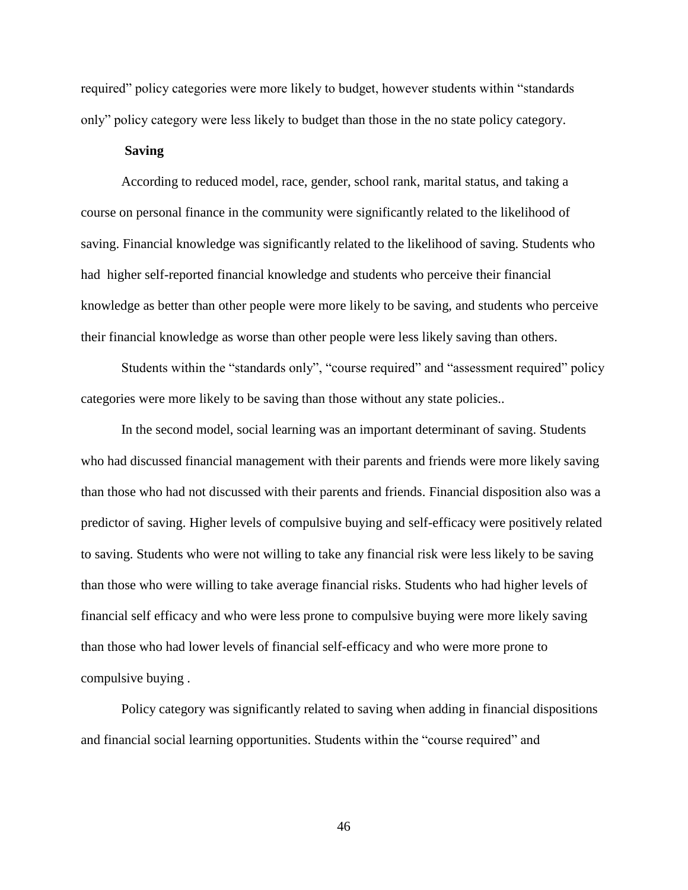required" policy categories were more likely to budget, however students within "standards only" policy category were less likely to budget than those in the no state policy category.

### Saving

According to reduced model, race, gender, school rank, marital status, and taking a course on personal finance in the community were significantly related to the likelihood of saving. Financial knowledge was significantly related to the likelihood of saving. Students who had higher self-reported financial knowledge and students who perceive their financial knowledge as better than other people were more likely to be saving, and students who perceive their financial knowledge as worse than other people were less likely saving than others.

Students within the "standards only", "course required" and "assessment required" policy categories were more likely to be saving than those without any state policies..

In the second model, social learning was an important determinant of saving. Students who had discussed financial management with their parents and friends were more likely saving than those who had not discussed with their parents and friends. Financial disposition also was a predictor of saving. Higher levels of compulsive buying and self-efficacy were positively related to saving. Students who were not willing to take any financial risk were less likely to be saving than those who were willing to take average financial risks. Students who had higher levels of financial self efficacy and who were less prone to compulsive buying were more likely saving than those who had lower levels of financial self-efficacy and who were more prone to compulsive buying .

Policy category was significantly related to saving when adding in financial dispositions and financial social learning opportunities. Students within the "course required" and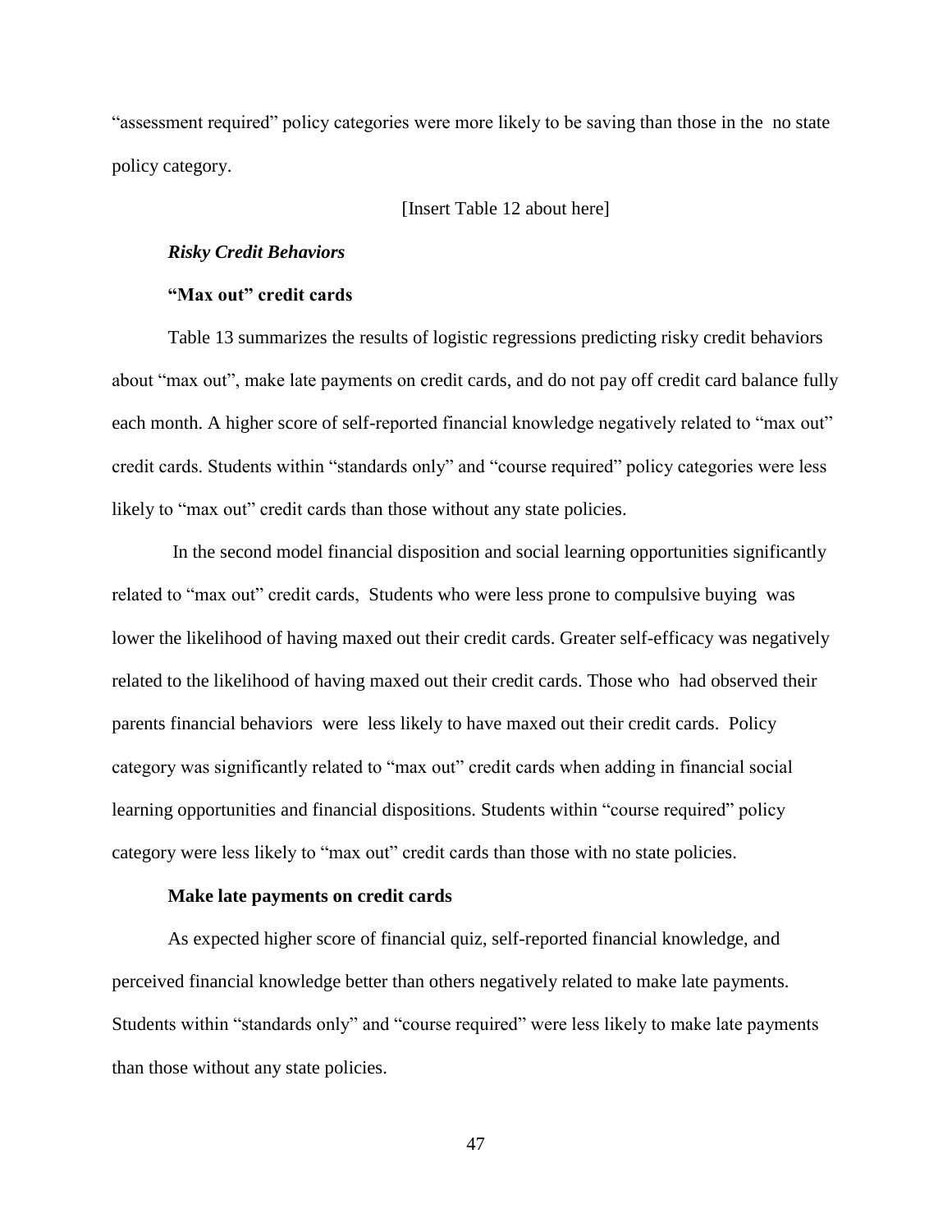"assessment required" policy categories were more likely to be saving than those in the no state policy category.

[Insert Table 12 about here]

### *Risky Credit Behaviors*

#### **"Max out" credit cards**

Table 13 summarizes the results of logistic regressions predicting risky credit behaviors about "max out", make late payments on credit cards, and do not pay off credit card balance fully each month. A higher score of self-reported financial knowledge negatively related to "max out" credit cards. Students within "standards only" and "course required" policy categories were less likely to "max out" credit cards than those without any state policies.

In the second model financial disposition and social learning opportunities significantly related to "max out" credit cards, Students who were less prone to compulsive buying was lower the likelihood of having maxed out their credit cards. Greater self-efficacy was negatively related to the likelihood of having maxed out their credit cards. Those who had observed their parents financial behaviors were less likely to have maxed out their credit cards. Policy category was significantly related to "max out" credit cards when adding in financial social learning opportunities and financial dispositions. Students within "course required" policy category were less likely to "max out" credit cards than those with no state policies.

#### **Make late payments on credit cards**

As expected higher score of financial quiz, self-reported financial knowledge, and perceived financial knowledge better than others negatively related to make late payments. Students within "standards only" and "course required" were less likely to make late payments than those without any state policies.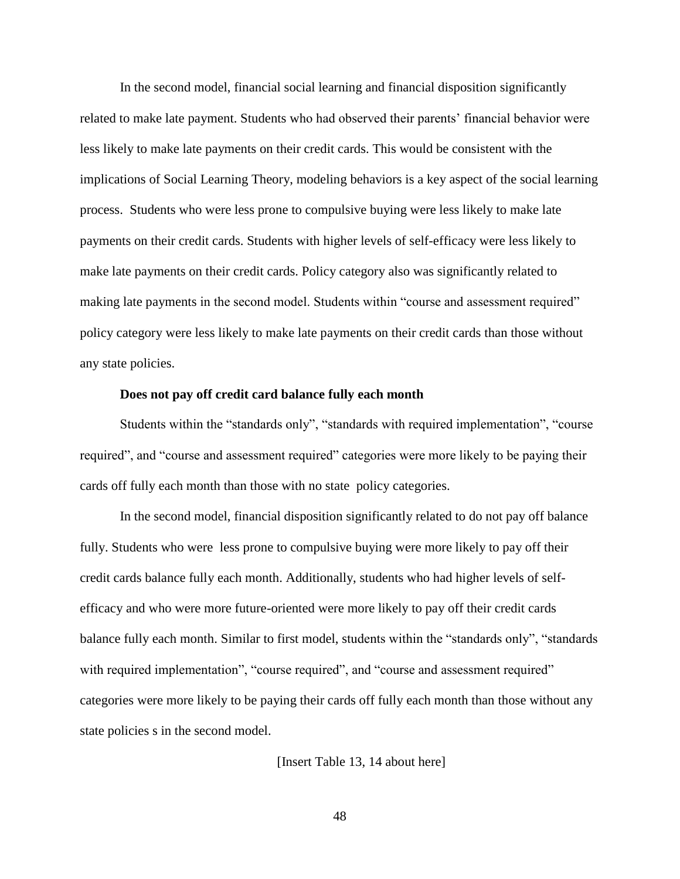In the second model, financial social learning and financial disposition significantly related to make late payment. Students who had observed their parents' financial behavior were less likely to make late payments on their credit cards. This would be consistent with the implications of Social Learning Theory, modeling behaviors is a key aspect of the social learning process. Students who were less prone to compulsive buying were less likely to make late payments on their credit cards. Students with higher levels of self-efficacy were less likely to make late payments on their credit cards. Policy category also was significantly related to making late payments in the second model. Students within "course and assessment required" policy category were less likely to make late payments on their credit cards than those without any state policies.

**Does not pay off credit card balance fully each month**

Students within the "standards only", "standards with required implementation", "course required", and "course and assessment required" categories were more likely to be paying their cards off fully each month than those with no state policy categories.

In the second model, financial disposition significantly related to do not pay off balance fully. Students who were less prone to compulsive buying were more likely to pay off their credit cards balance fully each month. Additionally, students who had higher levels of self-efficacy and who were more future-oriented were more likely to pay off their credit cards balance fully each month. Similar to first model, students within the "standards only", "standards with required implementation", "course required", and "course and assessment required" categories were more likely to be paying their cards off fully each month than those without any state policies s in the second model.

[Insert Table 13, 14 about here]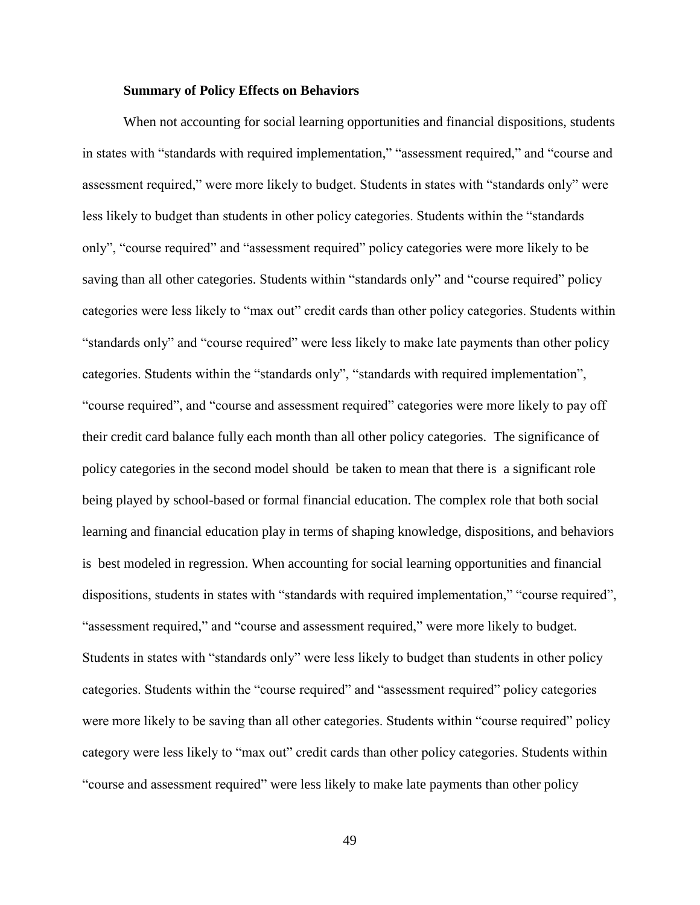### Summary of Policy Effects on Behaviors

When not accounting for social learning opportunities and financial dispositions, students in states with "standards with required implementation," "assessment required," and "course and assessment required," were more likely to budget. Students in states with "standards only" were less likely to budget than students in other policy categories. Students within the "standards only", "course required" and "assessment required" policy categories were more likely to be saving than all other categories. Students within "standards only" and "course required" policy categories were less likely to "max out" credit cards than other policy categories. Students within "standards only" and "course required" were less likely to make late payments than other policy categories. Students within the "standards only", "standards with required implementation", "course required", and "course and assessment required" categories were more likely to pay off their credit card balance fully each month than all other policy categories. The significance of policy categories in the second model should be taken to mean that there is a significant role being played by school-based or formal financial education. The complex role that both social learning and financial education play in terms of shaping knowledge, dispositions, and behaviors is best modeled in regression. When accounting for social learning opportunities and financial dispositions, students in states with "standards with required implementation," "course required", "assessment required," and "course and assessment required," were more likely to budget. Students in states with "standards only" were less likely to budget than students in other policy categories. Students within the "course required" and "assessment required" policy categories were more likely to be saving than all other categories. Students within "course required" policy category were less likely to "max out" credit cards than other policy categories. Students within "course and assessment required" were less likely to make late payments than other policy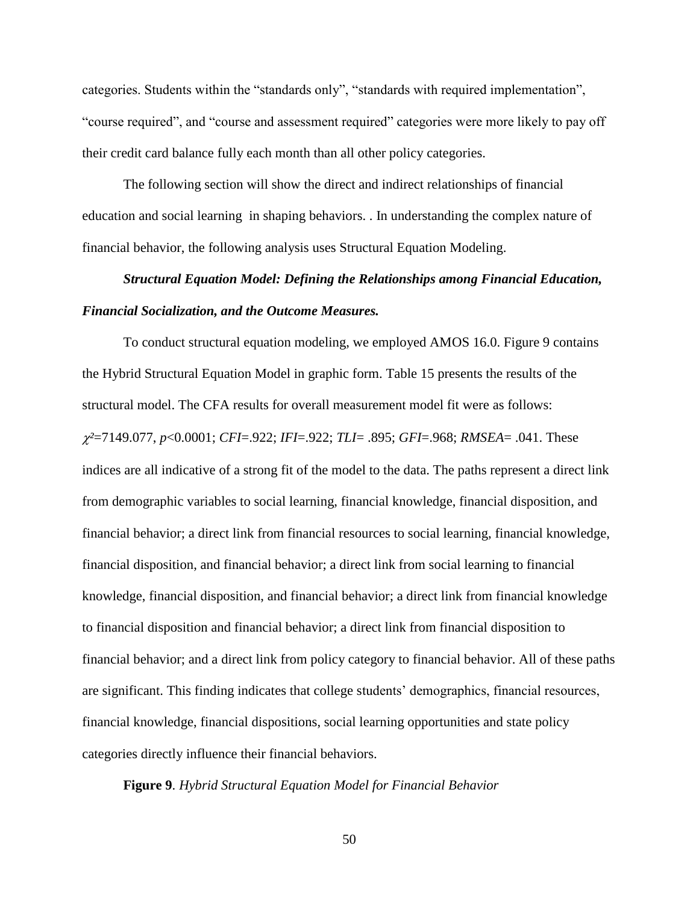categories. Students within the "standards only", "standards with required implementation", "course required", and "course and assessment required" categories were more likely to pay off their credit card balance fully each month than all other policy categories.

The following section will show the direct and indirect relationships of financial education and social learning  in shaping behaviors. . In understanding the complex nature of financial behavior, the following analysis uses Structural Equation Modeling.

***Structural Equation Model: Defining the Relationships among Financial Education, Financial Socialization, and the Outcome Measures.***

To conduct structural equation modeling, we employed AMOS 16.0. Figure 9 contains the Hybrid Structural Equation Model in graphic form. Table 15 presents the results of the structural model. The CFA results for overall measurement model fit were as follows: $\chi^2$=7149.077, $p$<0.0001; *CFI*=.922; *IFI*=.922; *TLI*= .895; *GFI*=.968; *RMSEA*= .041. These indices are all indicative of a strong fit of the model to the data. The paths represent a direct link from demographic variables to social learning, financial knowledge, financial disposition, and financial behavior; a direct link from financial resources to social learning, financial knowledge, financial disposition, and financial behavior; a direct link from social learning to financial knowledge, financial disposition, and financial behavior; a direct link from financial knowledge to financial disposition and financial behavior; a direct link from financial disposition to financial behavior; and a direct link from policy category to financial behavior. All of these paths are significant. This finding indicates that college students' demographics, financial resources, financial knowledge, financial dispositions, social learning opportunities and state policy categories directly influence their financial behaviors.

**Figure 9**. *Hybrid Structural Equation Model for Financial Behavior*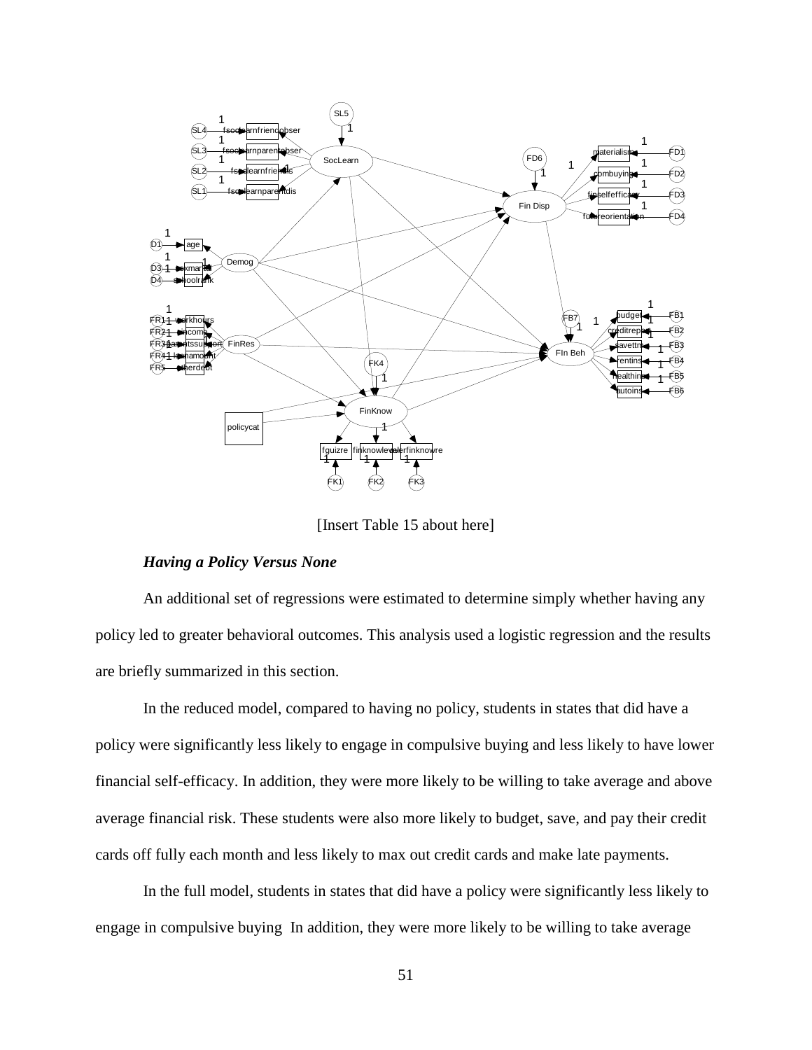[Insert Table 15 about here]

### *Having a Policy Versus None*

An additional set of regressions were estimated to determine simply whether having any policy led to greater behavioral outcomes. This analysis used a logistic regression and the results are briefly summarized in this section.

In the reduced model, compared to having no policy, students in states that did have a policy were significantly less likely to engage in compulsive buying and less likely to have lower financial self-efficacy. In addition, they were more likely to be willing to take average and above average financial risk. These students were also more likely to budget, save, and pay their credit cards off fully each month and less likely to max out credit cards and make late payments.

In the full model, students in states that did have a policy were significantly less likely to engage in compulsive buying In addition, they were more likely to be willing to take average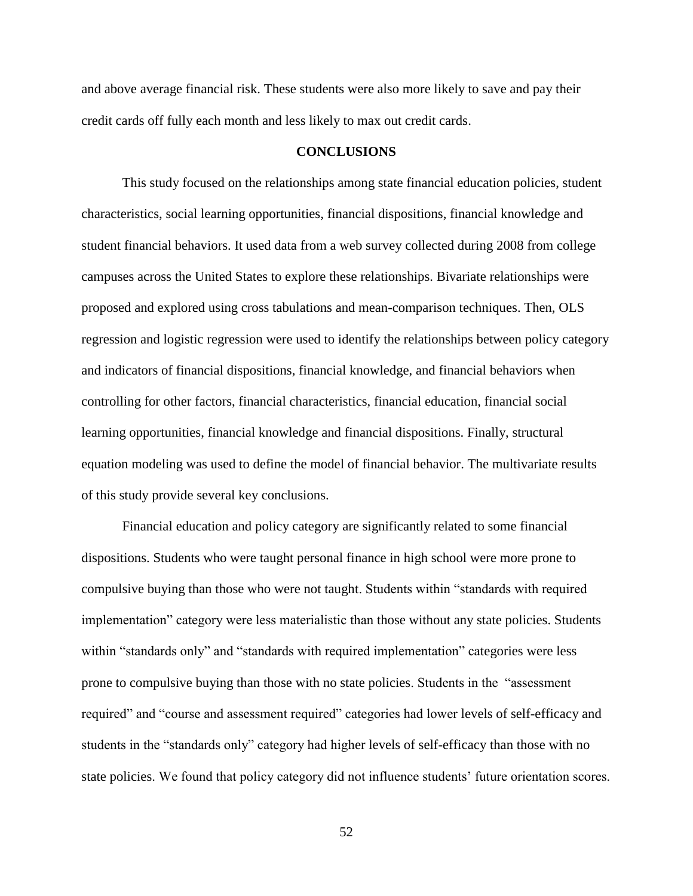and above average financial risk. These students were also more likely to save and pay their credit cards off fully each month and less likely to max out credit cards.

## CONCLUSIONS

This study focused on the relationships among state financial education policies, student characteristics, social learning opportunities, financial dispositions, financial knowledge and student financial behaviors. It used data from a web survey collected during 2008 from college campuses across the United States to explore these relationships. Bivariate relationships were proposed and explored using cross tabulations and mean-comparison techniques. Then, OLS regression and logistic regression were used to identify the relationships between policy category and indicators of financial dispositions, financial knowledge, and financial behaviors when controlling for other factors, financial characteristics, financial education, financial social learning opportunities, financial knowledge and financial dispositions. Finally, structural equation modeling was used to define the model of financial behavior. The multivariate results of this study provide several key conclusions.

Financial education and policy category are significantly related to some financial dispositions. Students who were taught personal finance in high school were more prone to compulsive buying than those who were not taught. Students within "standards with required implementation" category were less materialistic than those without any state policies. Students within "standards only" and "standards with required implementation" categories were less prone to compulsive buying than those with no state policies. Students in the "assessment required" and "course and assessment required" categories had lower levels of self-efficacy and students in the "standards only" category had higher levels of self-efficacy than those with no state policies. We found that policy category did not influence students' future orientation scores.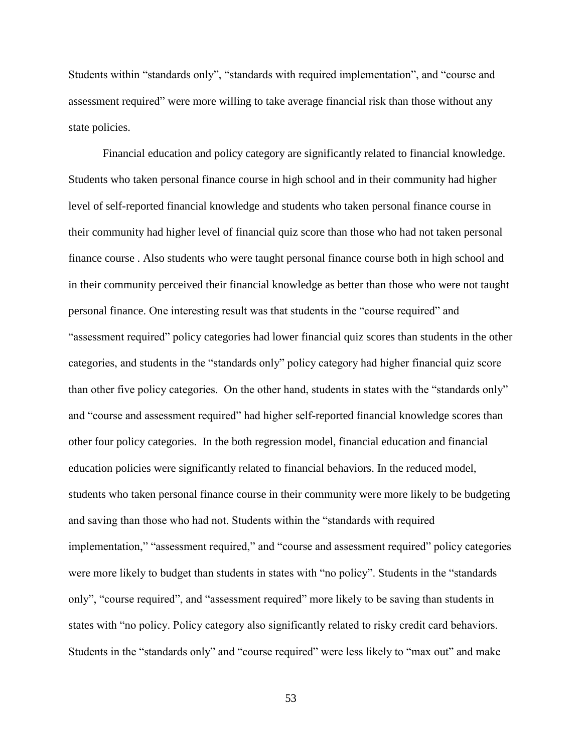Students within “standards only”, “standards with required implementation”, and “course and assessment required” were more willing to take average financial risk than those without any state policies.

Financial education and policy category are significantly related to financial knowledge. Students who taken personal finance course in high school and in their community had higher level of self-reported financial knowledge and students who taken personal finance course in their community had higher level of financial quiz score than those who had not taken personal finance course . Also students who were taught personal finance course both in high school and in their community perceived their financial knowledge as better than those who were not taught personal finance. One interesting result was that students in the “course required” and “assessment required” policy categories had lower financial quiz scores than students in the other categories, and students in the “standards only” policy category had higher financial quiz score than other five policy categories. On the other hand, students in states with the “standards only” and “course and assessment required” had higher self-reported financial knowledge scores than other four policy categories. In the both regression model, financial education and financial education policies were significantly related to financial behaviors. In the reduced model, students who taken personal finance course in their community were more likely to be budgeting and saving than those who had not. Students within the “standards with required implementation,” “assessment required,” and “course and assessment required” policy categories were more likely to budget than students in states with “no policy”. Students in the “standards only”, “course required”, and “assessment required” more likely to be saving than students in states with “no policy. Policy category also significantly related to risky credit card behaviors. Students in the “standards only” and “course required” were less likely to “max out” and make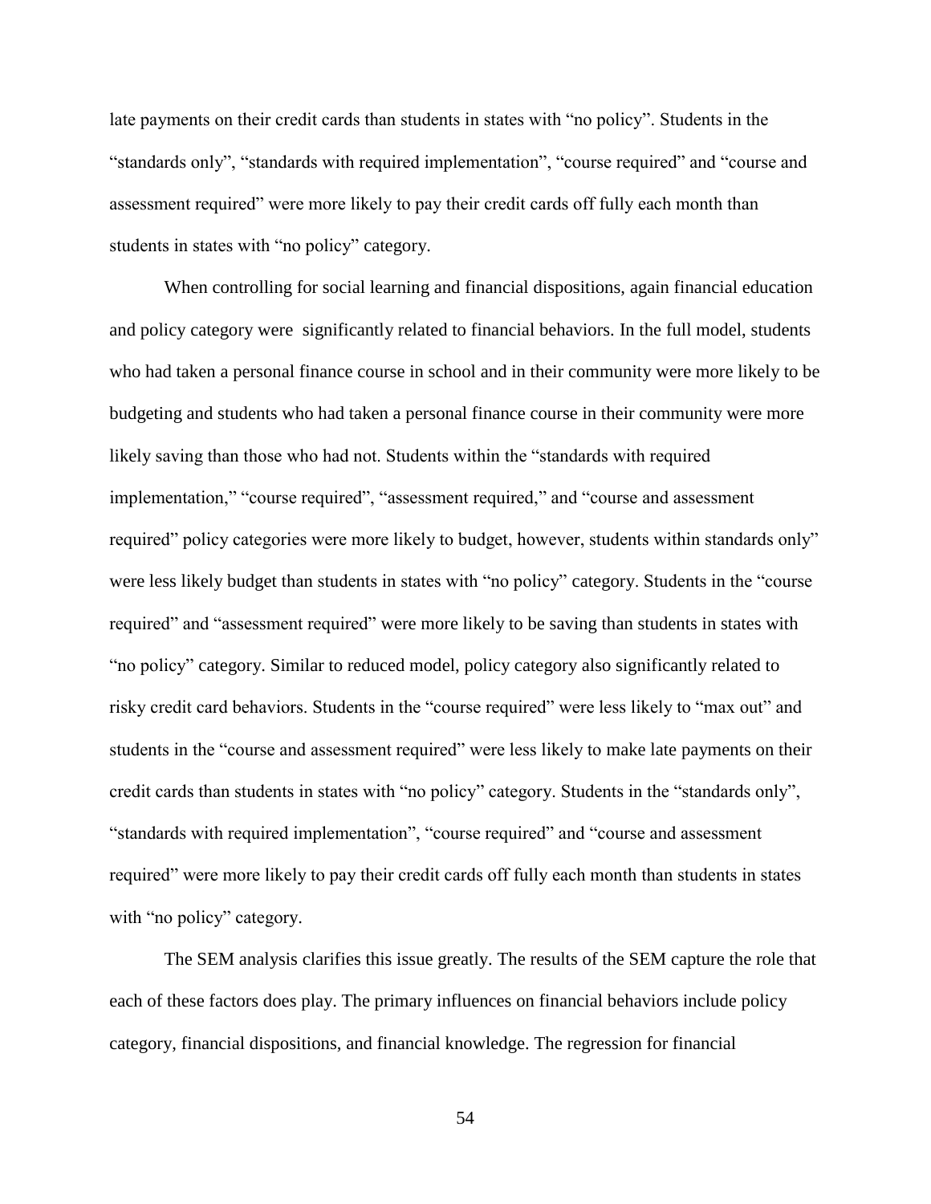late payments on their credit cards than students in states with "no policy". Students in the "standards only", "standards with required implementation", "course required" and "course and assessment required" were more likely to pay their credit cards off fully each month than students in states with "no policy" category.

When controlling for social learning and financial dispositions, again financial education and policy category were  significantly related to financial behaviors. In the full model, students who had taken a personal finance course in school and in their community were more likely to be budgeting and students who had taken a personal finance course in their community were more likely saving than those who had not. Students within the "standards with required implementation," "course required", "assessment required," and "course and assessment required" policy categories were more likely to budget, however, students within standards only" were less likely budget than students in states with "no policy" category. Students in the "course required" and "assessment required" were more likely to be saving than students in states with "no policy" category. Similar to reduced model, policy category also significantly related to risky credit card behaviors. Students in the "course required" were less likely to "max out" and students in the "course and assessment required" were less likely to make late payments on their credit cards than students in states with "no policy" category. Students in the "standards only", "standards with required implementation", "course required" and "course and assessment required" were more likely to pay their credit cards off fully each month than students in states with "no policy" category.

The SEM analysis clarifies this issue greatly. The results of the SEM capture the role that each of these factors does play. The primary influences on financial behaviors include policy category, financial dispositions, and financial knowledge. The regression for financial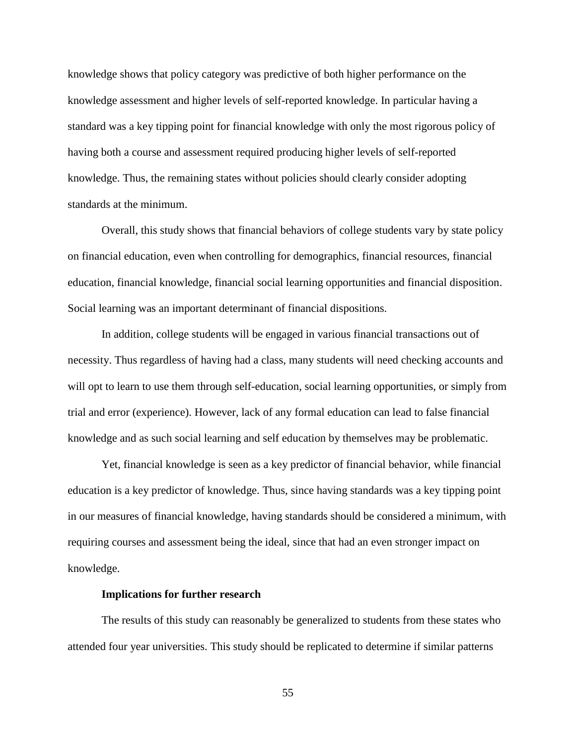knowledge shows that policy category was predictive of both higher performance on the knowledge assessment and higher levels of self-reported knowledge. In particular having a standard was a key tipping point for financial knowledge with only the most rigorous policy of having both a course and assessment required producing higher levels of self-reported knowledge. Thus, the remaining states without policies should clearly consider adopting standards at the minimum.

Overall, this study shows that financial behaviors of college students vary by state policy on financial education, even when controlling for demographics, financial resources, financial education, financial knowledge, financial social learning opportunities and financial disposition. Social learning was an important determinant of financial dispositions.

In addition, college students will be engaged in various financial transactions out of necessity. Thus regardless of having had a class, many students will need checking accounts and will opt to learn to use them through self-education, social learning opportunities, or simply from trial and error (experience). However, lack of any formal education can lead to false financial knowledge and as such social learning and self education by themselves may be problematic.

Yet, financial knowledge is seen as a key predictor of financial behavior, while financial education is a key predictor of knowledge. Thus, since having standards was a key tipping point in our measures of financial knowledge, having standards should be considered a minimum, with requiring courses and assessment being the ideal, since that had an even stronger impact on knowledge.

**Implications for further research**

The results of this study can reasonably be generalized to students from these states who attended four year universities. This study should be replicated to determine if similar patterns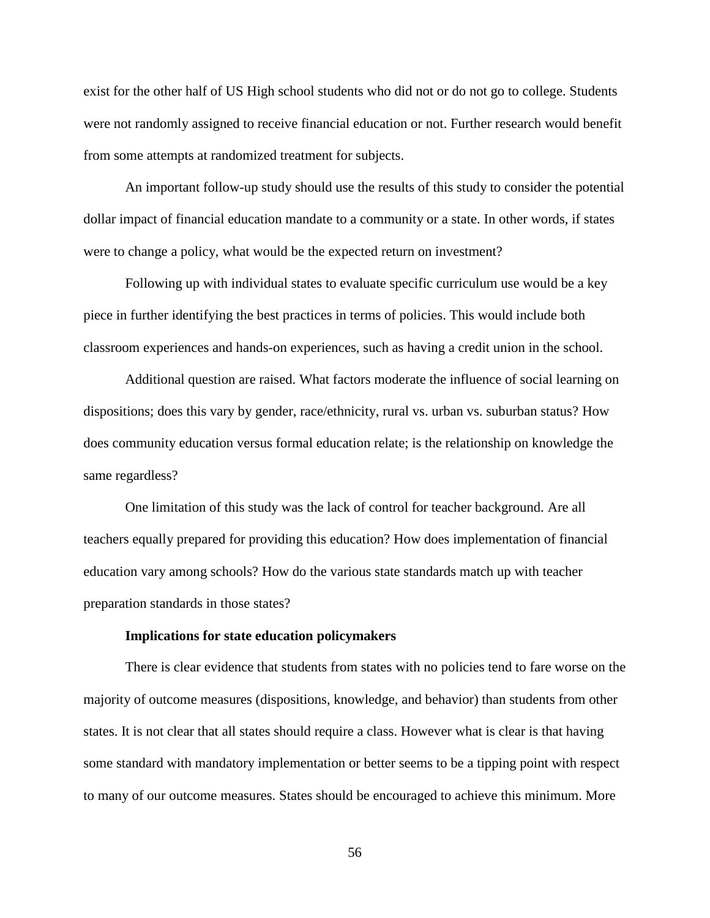exist for the other half of US High school students who did not or do not go to college. Students were not randomly assigned to receive financial education or not. Further research would benefit from some attempts at randomized treatment for subjects.

An important follow-up study should use the results of this study to consider the potential dollar impact of financial education mandate to a community or a state. In other words, if states were to change a policy, what would be the expected return on investment?

Following up with individual states to evaluate specific curriculum use would be a key piece in further identifying the best practices in terms of policies. This would include both classroom experiences and hands-on experiences, such as having a credit union in the school.

Additional question are raised. What factors moderate the influence of social learning on dispositions; does this vary by gender, race/ethnicity, rural vs. urban vs. suburban status? How does community education versus formal education relate; is the relationship on knowledge the same regardless?

One limitation of this study was the lack of control for teacher background. Are all teachers equally prepared for providing this education? How does implementation of financial education vary among schools? How do the various state standards match up with teacher preparation standards in those states?

### Implications for state education policymakers

There is clear evidence that students from states with no policies tend to fare worse on the majority of outcome measures (dispositions, knowledge, and behavior) than students from other states. It is not clear that all states should require a class. However what is clear is that having some standard with mandatory implementation or better seems to be a tipping point with respect to many of our outcome measures. States should be encouraged to achieve this minimum. More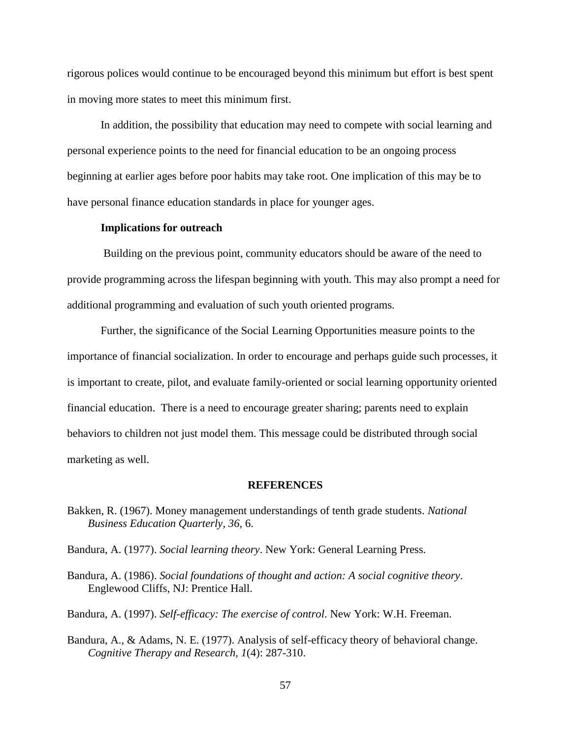rigorous polices would continue to be encouraged beyond this minimum but effort is best spent in moving more states to meet this minimum first.

In addition, the possibility that education may need to compete with social learning and personal experience points to the need for financial education to be an ongoing process beginning at earlier ages before poor habits may take root. One implication of this may be to have personal finance education standards in place for younger ages.

### Implications for outreach

Building on the previous point, community educators should be aware of the need to provide programming across the lifespan beginning with youth. This may also prompt a need for additional programming and evaluation of such youth oriented programs.

Further, the significance of the Social Learning Opportunities measure points to the importance of financial socialization. In order to encourage and perhaps guide such processes, it is important to create, pilot, and evaluate family-oriented or social learning opportunity oriented financial education. There is a need to encourage greater sharing; parents need to explain behaviors to children not just model them. This message could be distributed through social marketing as well.

## REFERENCES

Bakken, R. (1967). Money management understandings of tenth grade students. *National Business Education Quarterly, 36*, 6.

Bandura, A. (1977). *Social learning theory*. New York: General Learning Press.

Bandura, A. (1986). *Social foundations of thought and action: A social cognitive theory*. Englewood Cliffs, NJ: Prentice Hall.

Bandura, A. (1997). *Self-efficacy: The exercise of control*. New York: W.H. Freeman.

Bandura, A., & Adams, N. E. (1977). Analysis of self-efficacy theory of behavioral change. *Cognitive Therapy and Research, 1*(4): 287-310.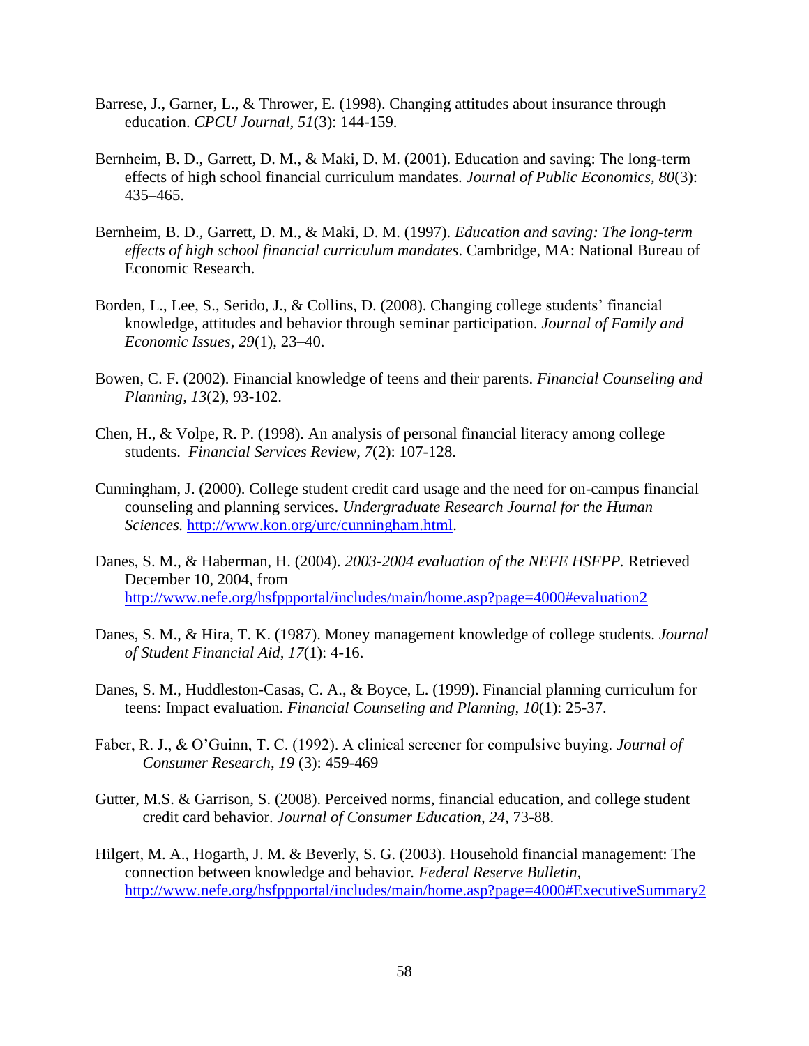Barrese, J., Garner, L., & Thrower, E. (1998). Changing attitudes about insurance through education. *CPCU Journal*, *51*(3): 144-159.

Bernheim, B. D., Garrett, D. M., & Maki, D. M. (2001). Education and saving: The long-term effects of high school financial curriculum mandates. *Journal of Public Economics, 80*(3): 435–465.

Bernheim, B. D., Garrett, D. M., & Maki, D. M. (1997). *Education and saving: The long-term effects of high school financial curriculum mandates*. Cambridge, MA: National Bureau of Economic Research.

Borden, L., Lee, S., Serido, J., & Collins, D. (2008). Changing college students' financial knowledge, attitudes and behavior through seminar participation. *Journal of Family and Economic Issues*, *29*(1), 23–40.

Bowen, C. F. (2002). Financial knowledge of teens and their parents. *Financial Counseling and Planning, 13*(2), 93-102.

Chen, H., & Volpe, R. P. (1998). An analysis of personal financial literacy among college students. *Financial Services Review, 7*(2): 107-128.

Cunningham, J. (2000). College student credit card usage and the need for on-campus financial counseling and planning services. *Undergraduate Research Journal for the Human Sciences.* http://www.kon.org/urc/cunningham.html.

Danes, S. M., & Haberman, H. (2004). *2003-2004 evaluation of the NEFE HSFPP.* Retrieved December 10, 2004, from http://www.nefe.org/hsfppportal/includes/main/home.asp?page=4000#evaluation2

Danes, S. M., & Hira, T. K. (1987). Money management knowledge of college students. *Journal of Student Financial Aid, 17*(1): 4-16.

Danes, S. M., Huddleston-Casas, C. A., & Boyce, L. (1999). Financial planning curriculum for teens: Impact evaluation. *Financial Counseling and Planning, 10*(1): 25-37.

Faber, R. J., & O'Guinn, T. C. (1992). A clinical screener for compulsive buying. *Journal of Consumer Research, 19* (3): 459-469

Gutter, M.S. & Garrison, S. (2008). Perceived norms, financial education, and college student credit card behavior. *Journal of Consumer Education*, *24,* 73-88.

Hilgert, M. A., Hogarth, J. M. & Beverly, S. G. (2003). Household financial management: The connection between knowledge and behavior. *Federal Reserve Bulletin*, http://www.nefe.org/hsfppportal/includes/main/home.asp?page=4000#ExecutiveSummary2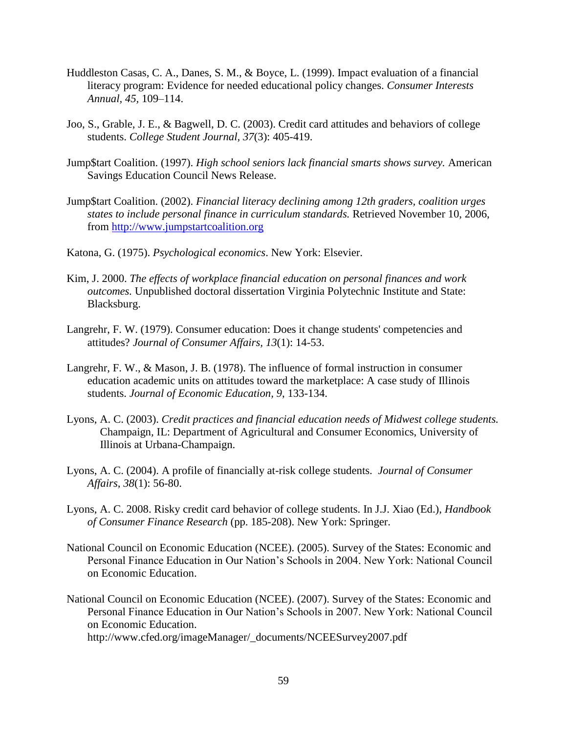Huddleston Casas, C. A., Danes, S. M., & Boyce, L. (1999). Impact evaluation of a financial literacy program: Evidence for needed educational policy changes. *Consumer Interests Annual, 45*, 109–114.

Joo, S., Grable, J. E., & Bagwell, D. C. (2003). Credit card attitudes and behaviors of college students. *College Student Journal, 37*(3): 405-419.

Jump$tart Coalition. (1997). *High school seniors lack financial smarts shows survey.* American Savings Education Council News Release.

Jump$tart Coalition. (2002). *Financial literacy declining among 12th graders, coalition urges states to include personal finance in curriculum standards.* Retrieved November 10, 2006, from http://www.jumpstartcoalition.org

Katona, G. (1975). *Psychological economics*. New York: Elsevier.

Kim, J. 2000. *The effects of workplace financial education on personal finances and work outcomes.* Unpublished doctoral dissertation Virginia Polytechnic Institute and State: Blacksburg.

Langrehr, F. W. (1979). Consumer education: Does it change students' competencies and attitudes? *Journal of Consumer Affairs, 13*(1): 14-53.

Langrehr, F. W., & Mason, J. B. (1978). The influence of formal instruction in consumer education academic units on attitudes toward the marketplace: A case study of Illinois students. *Journal of Economic Education, 9*, 133-134.

Lyons, A. C. (2003). *Credit practices and financial education needs of Midwest college students.* Champaign, IL: Department of Agricultural and Consumer Economics, University of Illinois at Urbana-Champaign.

Lyons, A. C. (2004). A profile of financially at-risk college students. *Journal of Consumer Affairs, 38*(1): 56-80.

Lyons, A. C. 2008. Risky credit card behavior of college students. In J.J. Xiao (Ed.), *Handbook of Consumer Finance Research* (pp. 185-208). New York: Springer.

National Council on Economic Education (NCEE). (2005). Survey of the States: Economic and Personal Finance Education in Our Nation's Schools in 2004. New York: National Council on Economic Education.

National Council on Economic Education (NCEE). (2007). Survey of the States: Economic and Personal Finance Education in Our Nation's Schools in 2007. New York: National Council on Economic Education. http://www.cfed.org/imageManager/_documents/NCEESurvey2007.pdf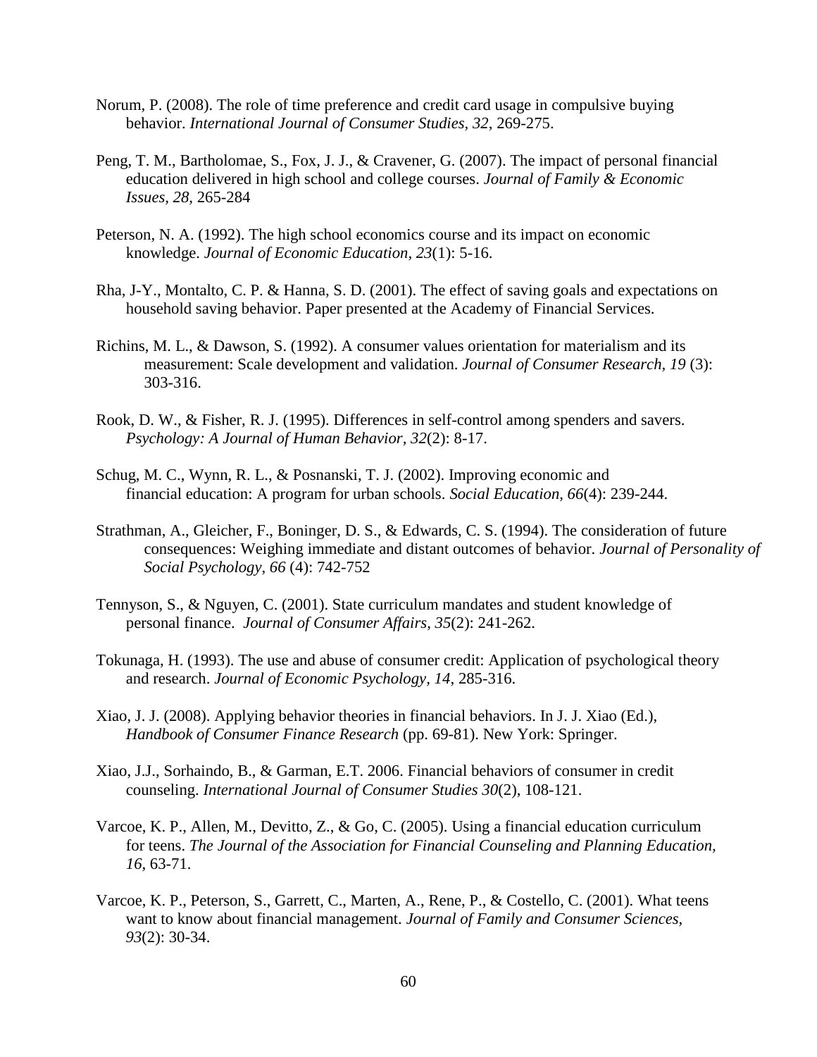Norum, P. (2008). The role of time preference and credit card usage in compulsive buying behavior. *International Journal of Consumer Studies, 32*, 269-275.

Peng, T. M., Bartholomae, S., Fox, J. J., & Cravener, G. (2007). The impact of personal financial education delivered in high school and college courses. *Journal of Family & Economic Issues, 28*, 265-284

Peterson, N. A. (1992). The high school economics course and its impact on economic knowledge. *Journal of Economic Education, 23*(1): 5-16.

Rha, J-Y., Montalto, C. P. & Hanna, S. D. (2001). The effect of saving goals and expectations on household saving behavior. Paper presented at the Academy of Financial Services.

Richins, M. L., & Dawson, S. (1992). A consumer values orientation for materialism and its measurement: Scale development and validation. *Journal of Consumer Research, 19* (3): 303-316.

Rook, D. W., & Fisher, R. J. (1995). Differences in self-control among spenders and savers. *Psychology: A Journal of Human Behavior, 32*(2): 8-17.

Schug, M. C., Wynn, R. L., & Posnanski, T. J. (2002). Improving economic and financial education: A program for urban schools. *Social Education, 66*(4): 239-244.

Strathman, A., Gleicher, F., Boninger, D. S., & Edwards, C. S. (1994). The consideration of future consequences: Weighing immediate and distant outcomes of behavior. *Journal of Personality of Social Psychology, 66* (4): 742-752

Tennyson, S., & Nguyen, C. (2001). State curriculum mandates and student knowledge of personal finance. *Journal of Consumer Affairs, 35*(2): 241-262.

Tokunaga, H. (1993). The use and abuse of consumer credit: Application of psychological theory and research. *Journal of Economic Psychology, 14*, 285-316.

Xiao, J. J. (2008). Applying behavior theories in financial behaviors. In J. J. Xiao (Ed.), *Handbook of Consumer Finance Research* (pp. 69-81). New York: Springer.

Xiao, J.J., Sorhaindo, B., & Garman, E.T. 2006. Financial behaviors of consumer in credit counseling. *International Journal of Consumer Studies 30*(2), 108-121.

Varcoe, K. P., Allen, M., Devitto, Z., & Go, C. (2005). Using a financial education curriculum for teens. *The Journal of the Association for Financial Counseling and Planning Education, 16*, 63-71.

Varcoe, K. P., Peterson, S., Garrett, C., Marten, A., Rene, P., & Costello, C. (2001). What teens want to know about financial management. *Journal of Family and Consumer Sciences, 93*(2): 30-34.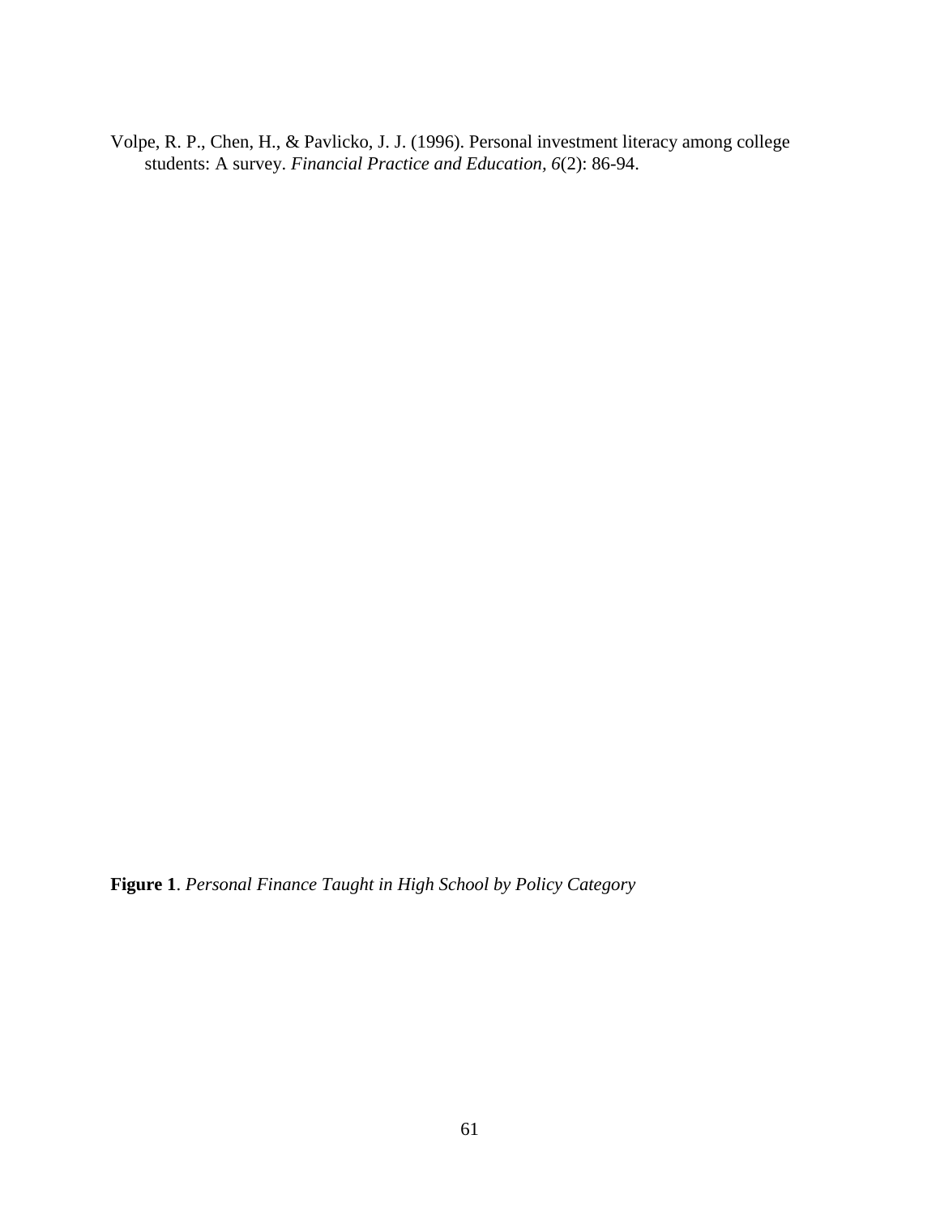Volpe, R. P., Chen, H., & Pavlicko, J. J. (1996). Personal investment literacy among college students: A survey. *Financial Practice and Education*, *6*(2): 86-94.

**Figure 1**. *Personal Finance Taught in High School by Policy Category*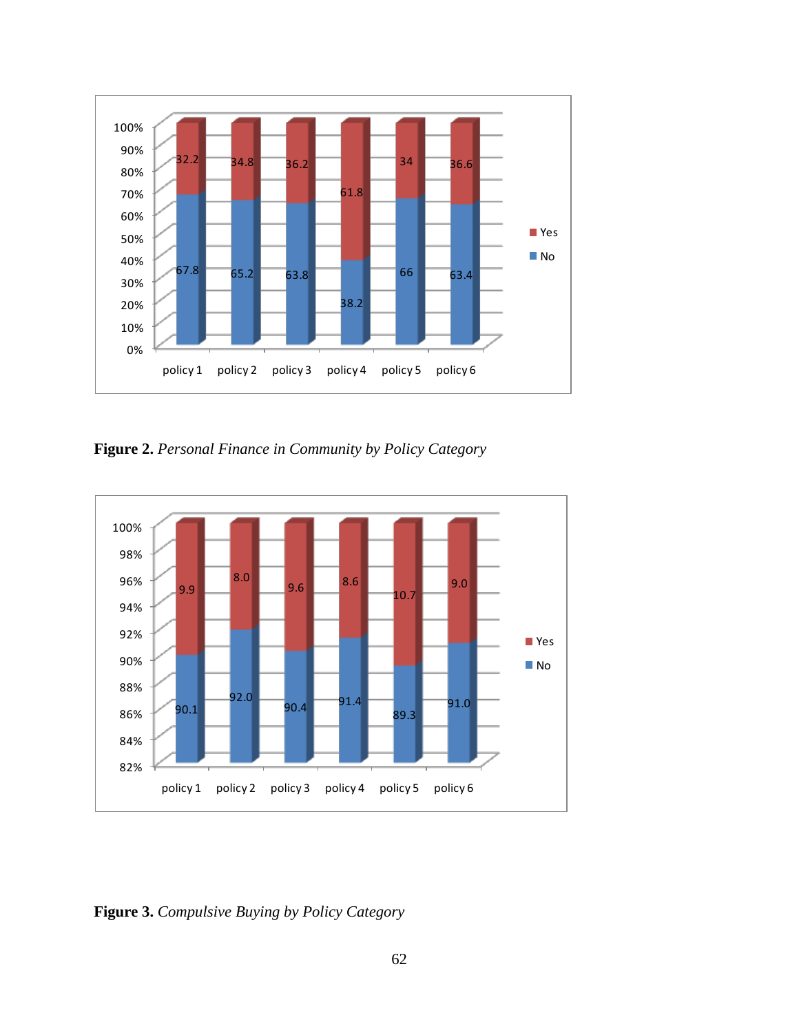| | policy 1 | policy 2 | policy 3 | policy 4 | policy 5 | policy 6 |
|---|---|---|---|---|---|---|
| Yes | 32.2 | 34.8 | 36.2 | 61.8 | 34 | 36.6 |
| No | 67.8 | 65.2 | 63.8 | 38.2 | 66 | 63.4 |

**Figure 2.** *Personal Finance in Community by Policy Category*

| | policy 1 | policy 2 | policy 3 | policy 4 | policy 5 | policy 6 |
|---|---|---|---|---|---|---|
| Yes | 9.9 | 8.0 | 9.6 | 8.6 | 10.7 | 9.0 |
| No | 90.1 | 92.0 | 90.4 | 91.4 | 89.3 | 91.0 |

**Figure 3.** *Compulsive Buying by Policy Category*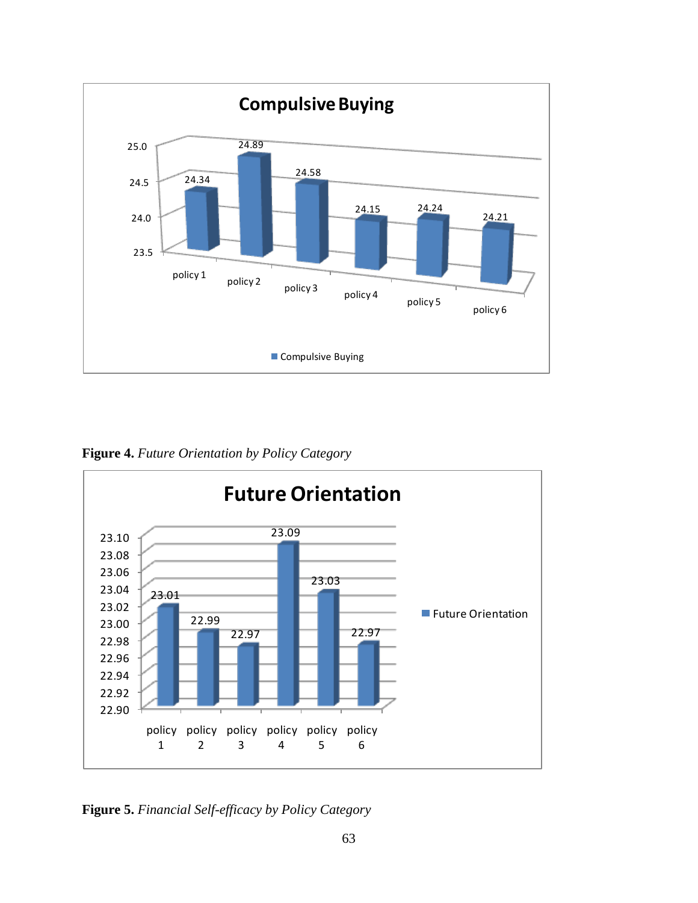**Compulsive Buying**

| | policy 1 | policy 2 | policy 3 | policy 4 | policy 5 | policy 6 |
|---|---|---|---|---|---|---|
| Compulsive Buying | 24.34 | 24.89 | 24.58 | 24.15 | 24.24 | 24.21 |

**Figure 4.** *Future Orientation by Policy Category*

**Future Orientation**

| | policy 1 | policy 2 | policy 3 | policy 4 | policy 5 | policy 6 |
|---|---|---|---|---|---|---|
| Future Orientation | 23.01 | 22.99 | 22.97 | 23.09 | 23.03 | 22.97 |

**Figure 5.** *Financial Self-efficacy by Policy Category*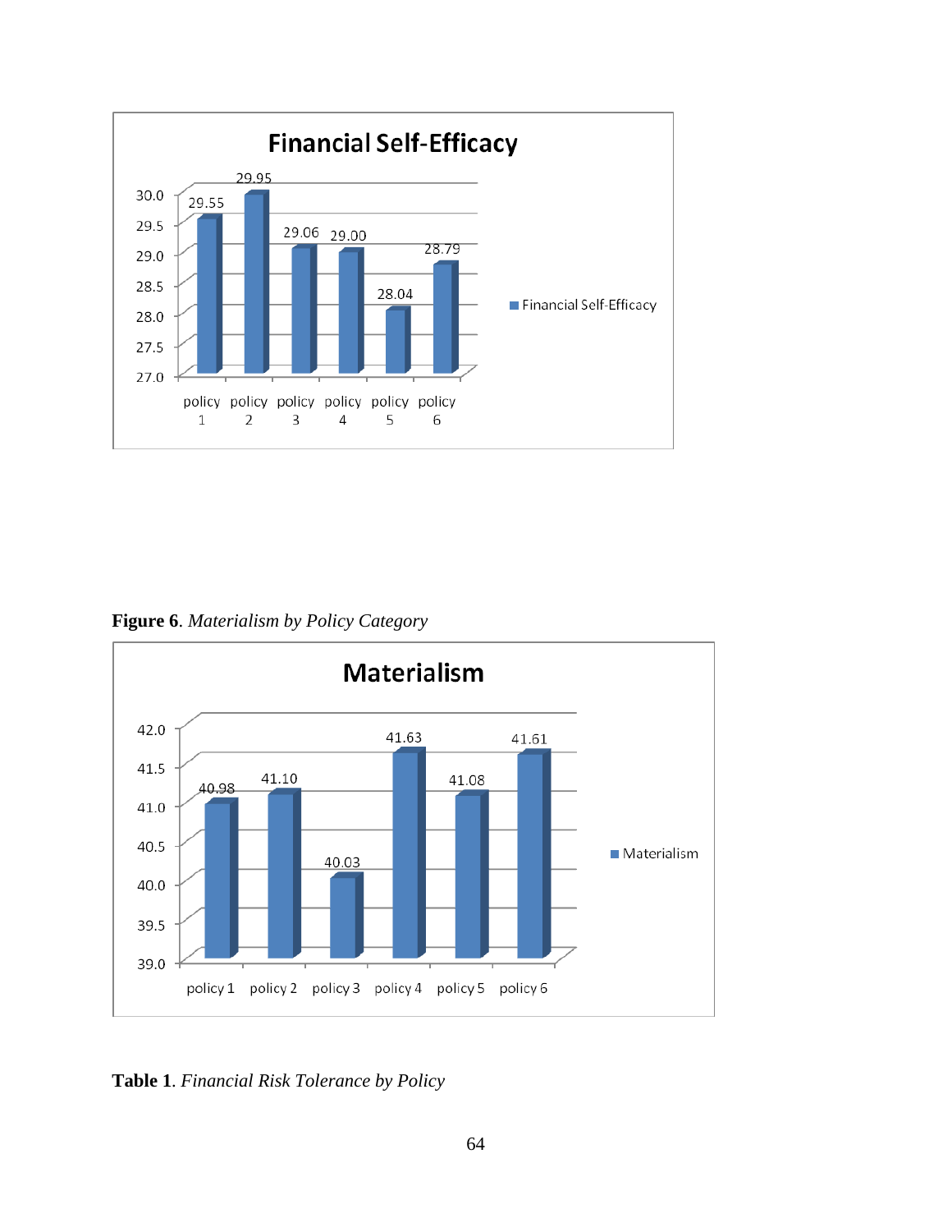**Figure 6**. *Materialism by Policy Category*

**Table 1**. *Financial Risk Tolerance by Policy*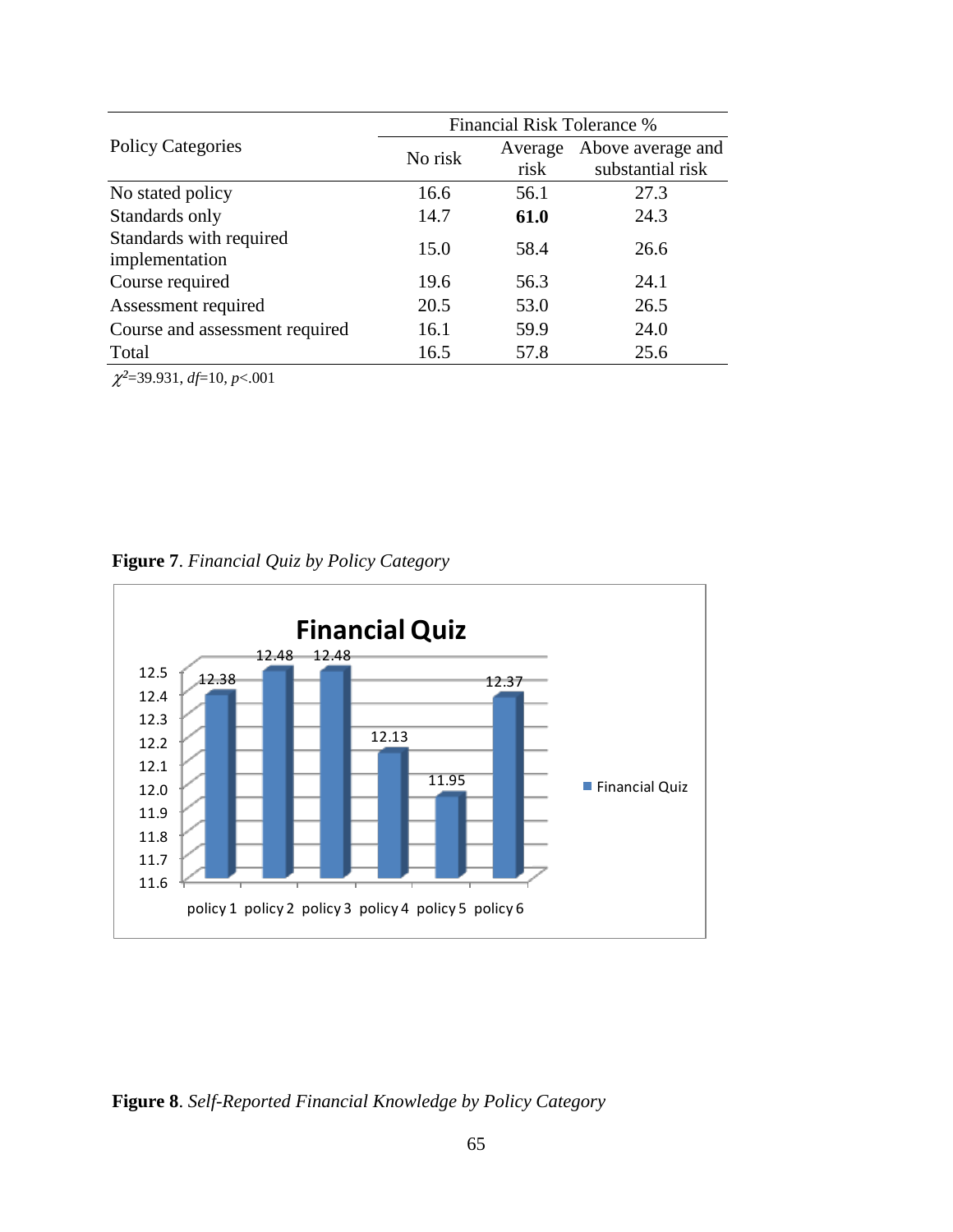| Policy Categories | Financial Risk Tolerance % | | |
|---|---|---|---|
| | No risk | Average risk | Above average and substantial risk |
| No stated policy | 16.6 | 56.1 | 27.3 |
| Standards only | 14.7 | **61.0** | 24.3 |
| Standards with required implementation | 15.0 | 58.4 | 26.6 |
| Course required | 19.6 | 56.3 | 24.1 |
| Assessment required | 20.5 | 53.0 | 26.5 |
| Course and assessment required | 16.1 | 59.9 | 24.0 |
| Total | 16.5 | 57.8 | 25.6 |

$\chi^2$=39.931, *df*=10, *p*<.001

**Figure 7**. *Financial Quiz by Policy Category*

**Figure 8**. *Self-Reported Financial Knowledge by Policy Category*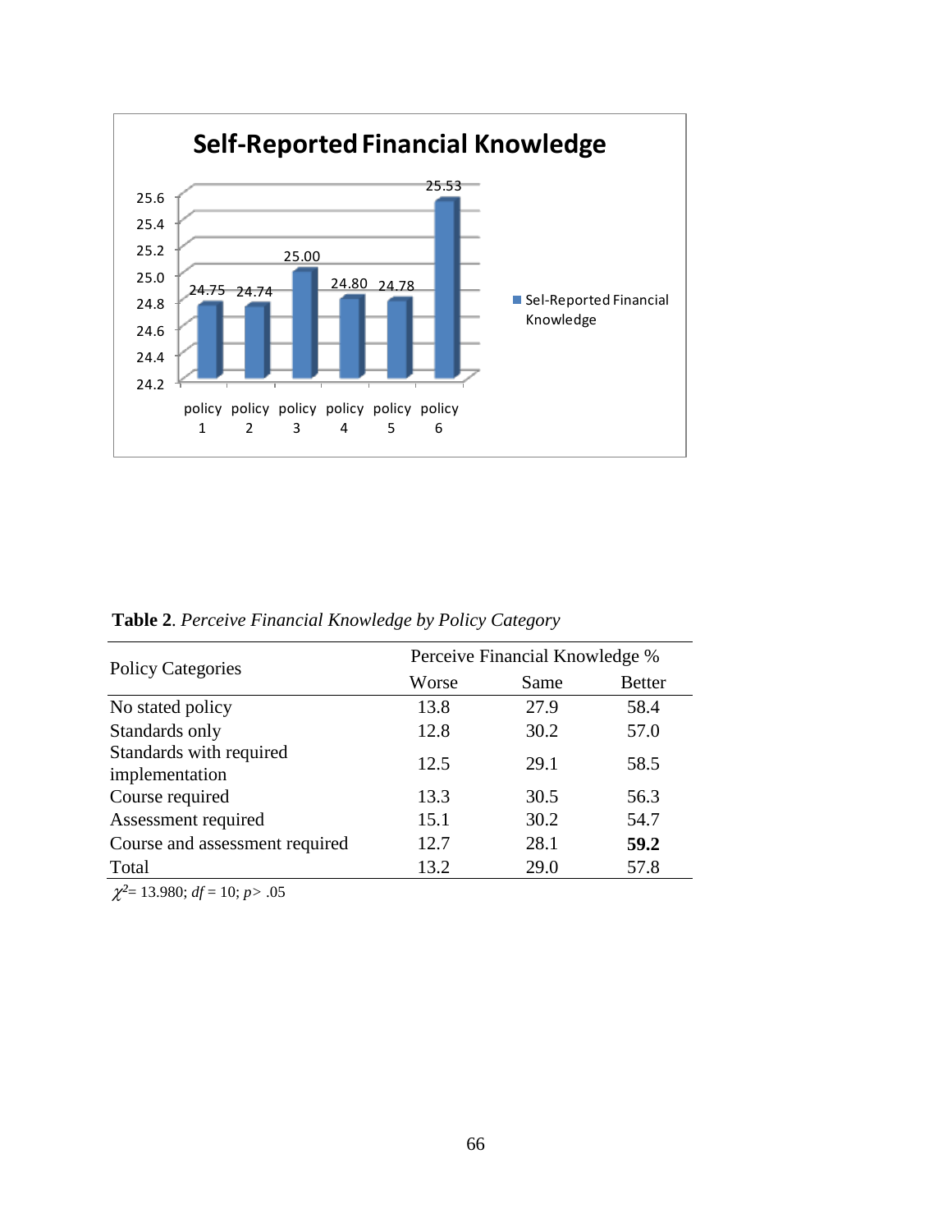**Self-Reported Financial Knowledge**

| | policy 1 | policy 2 | policy 3 | policy 4 | policy 5 | policy 6 |
|---|---|---|---|---|---|---|
| Sel-Reported Financial Knowledge | 24.75 | 24.74 | 25.00 | 24.80 | 24.78 | 25.53 |

**Table 2**. *Perceive Financial Knowledge by Policy Category*

| Policy Categories | Perceive Financial Knowledge % | | |
|---|---|---|---|
| | Worse | Same | Better |
| No stated policy | 13.8 | 27.9 | 58.4 |
| Standards only | 12.8 | 30.2 | 57.0 |
| Standards with required implementation | 12.5 | 29.1 | 58.5 |
| Course required | 13.3 | 30.5 | 56.3 |
| Assessment required | 15.1 | 30.2 | 54.7 |
| Course and assessment required | 12.7 | 28.1 | **59.2** |
| Total | 13.2 | 29.0 | 57.8 |

$\chi^2 = 13.980$; $df = 10$; $p > .05$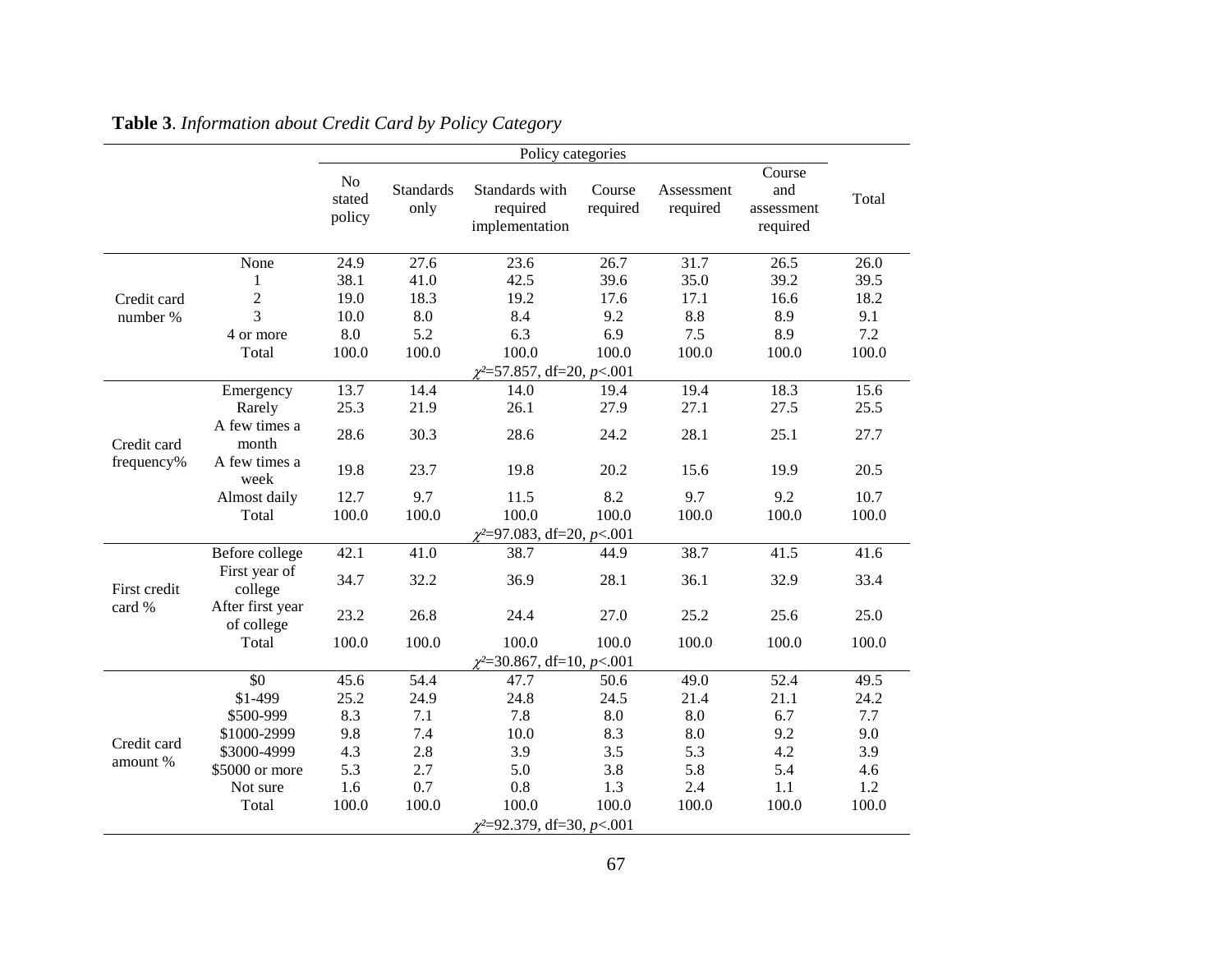**Table 3**. *Information about Credit Card by Policy Category*

| | | Policy categories | | | | | | |
|---|---|---|---|---|---|---|---|---|
| | | No stated policy | Standards only | Standards with required implementation | Course required | Assessment required | Course and assessment required | Total |
| Credit card number % | None | 24.9 | 27.6 | 23.6 | 26.7 | 31.7 | 26.5 | 26.0 |
| | 1 | 38.1 | 41.0 | 42.5 | 39.6 | 35.0 | 39.2 | 39.5 |
| | 2 | 19.0 | 18.3 | 19.2 | 17.6 | 17.1 | 16.6 | 18.2 |
| | 3 | 10.0 | 8.0 | 8.4 | 9.2 | 8.8 | 8.9 | 9.1 |
| | 4 or more | 8.0 | 5.2 | 6.3 | 6.9 | 7.5 | 8.9 | 7.2 |
| | Total | 100.0 | 100.0 | 100.0 | 100.0 | 100.0 | 100.0 | 100.0 |
| | | $\chi^2$=57.857, df=20, $p$<.001 | | | | | | |
| Credit card frequency% | Emergency | 13.7 | 14.4 | 14.0 | 19.4 | 19.4 | 18.3 | 15.6 |
| | Rarely | 25.3 | 21.9 | 26.1 | 27.9 | 27.1 | 27.5 | 25.5 |
| | A few times a month | 28.6 | 30.3 | 28.6 | 24.2 | 28.1 | 25.1 | 27.7 |
| | A few times a week | 19.8 | 23.7 | 19.8 | 20.2 | 15.6 | 19.9 | 20.5 |
| | Almost daily | 12.7 | 9.7 | 11.5 | 8.2 | 9.7 | 9.2 | 10.7 |
| | Total | 100.0 | 100.0 | 100.0 | 100.0 | 100.0 | 100.0 | 100.0 |
| | | $\chi^2$=97.083, df=20, $p$<.001 | | | | | | |
| First credit card % | Before college | 42.1 | 41.0 | 38.7 | 44.9 | 38.7 | 41.5 | 41.6 |
| | First year of college | 34.7 | 32.2 | 36.9 | 28.1 | 36.1 | 32.9 | 33.4 |
| | After first year of college | 23.2 | 26.8 | 24.4 | 27.0 | 25.2 | 25.6 | 25.0 |
| | Total | 100.0 | 100.0 | 100.0 | 100.0 | 100.0 | 100.0 | 100.0 |
| | | $\chi^2$=30.867, df=10, $p$<.001 | | | | | | |
| Credit card amount % | $0 | 45.6 | 54.4 | 47.7 | 50.6 | 49.0 | 52.4 | 49.5 |
| | $1-499 | 25.2 | 24.9 | 24.8 | 24.5 | 21.4 | 21.1 | 24.2 |
| | $500-999 | 8.3 | 7.1 | 7.8 | 8.0 | 8.0 | 6.7 | 7.7 |
| | $1000-2999 | 9.8 | 7.4 | 10.0 | 8.3 | 8.0 | 9.2 | 9.0 |
| | $3000-4999 | 4.3 | 2.8 | 3.9 | 3.5 | 5.3 | 4.2 | 3.9 |
| | $5000 or more | 5.3 | 2.7 | 5.0 | 3.8 | 5.8 | 5.4 | 4.6 |
| | Not sure | 1.6 | 0.7 | 0.8 | 1.3 | 2.4 | 1.1 | 1.2 |
| | Total | 100.0 | 100.0 | 100.0 | 100.0 | 100.0 | 100.0 | 100.0 |
| | | $\chi^2$=92.379, df=30, $p$<.001 | | | | | | |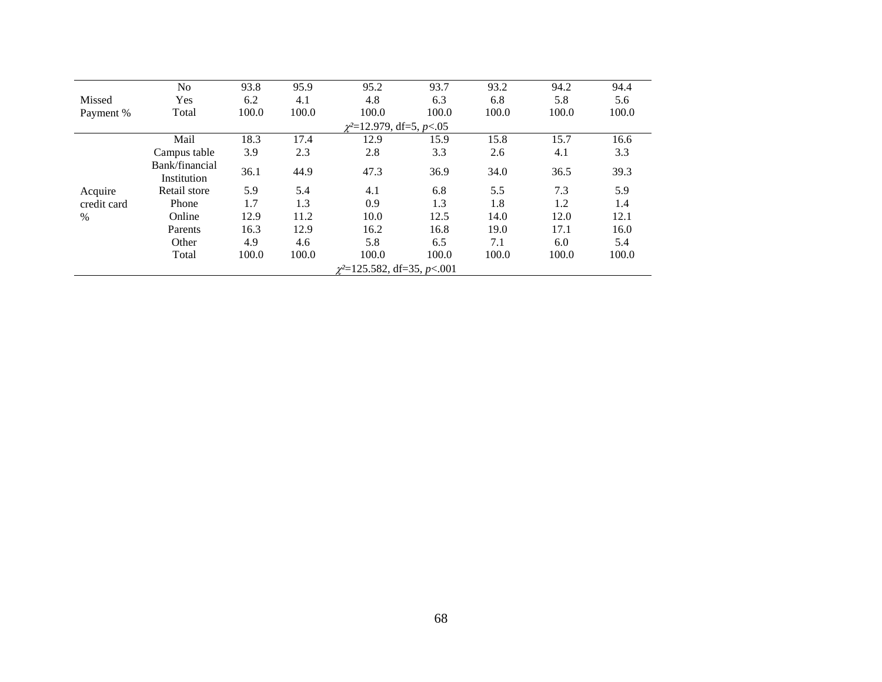| | | | | | | | | |
|---|---|---|---|---|---|---|---|---|
| Missed Payment % | No | 93.8 | 95.9 | 95.2 | 93.7 | 93.2 | 94.2 | 94.4 |
| | Yes | 6.2 | 4.1 | 4.8 | 6.3 | 6.8 | 5.8 | 5.6 |
| | Total | 100.0 | 100.0 | 100.0 | 100.0 | 100.0 | 100.0 | 100.0 |
| | | | | $\chi^2$=12.979, df=5, $p$<.05 | | | | |
| Acquire credit card % | Mail | 18.3 | 17.4 | 12.9 | 15.9 | 15.8 | 15.7 | 16.6 |
| | Campus table | 3.9 | 2.3 | 2.8 | 3.3 | 2.6 | 4.1 | 3.3 |
| | Bank/financial Institution | 36.1 | 44.9 | 47.3 | 36.9 | 34.0 | 36.5 | 39.3 |
| | Retail store | 5.9 | 5.4 | 4.1 | 6.8 | 5.5 | 7.3 | 5.9 |
| | Phone | 1.7 | 1.3 | 0.9 | 1.3 | 1.8 | 1.2 | 1.4 |
| | Online | 12.9 | 11.2 | 10.0 | 12.5 | 14.0 | 12.0 | 12.1 |
| | Parents | 16.3 | 12.9 | 16.2 | 16.8 | 19.0 | 17.1 | 16.0 |
| | Other | 4.9 | 4.6 | 5.8 | 6.5 | 7.1 | 6.0 | 5.4 |
| | Total | 100.0 | 100.0 | 100.0 | 100.0 | 100.0 | 100.0 | 100.0 |
| | | | | $\chi^2$=125.582, df=35, $p$<.001 | | | | |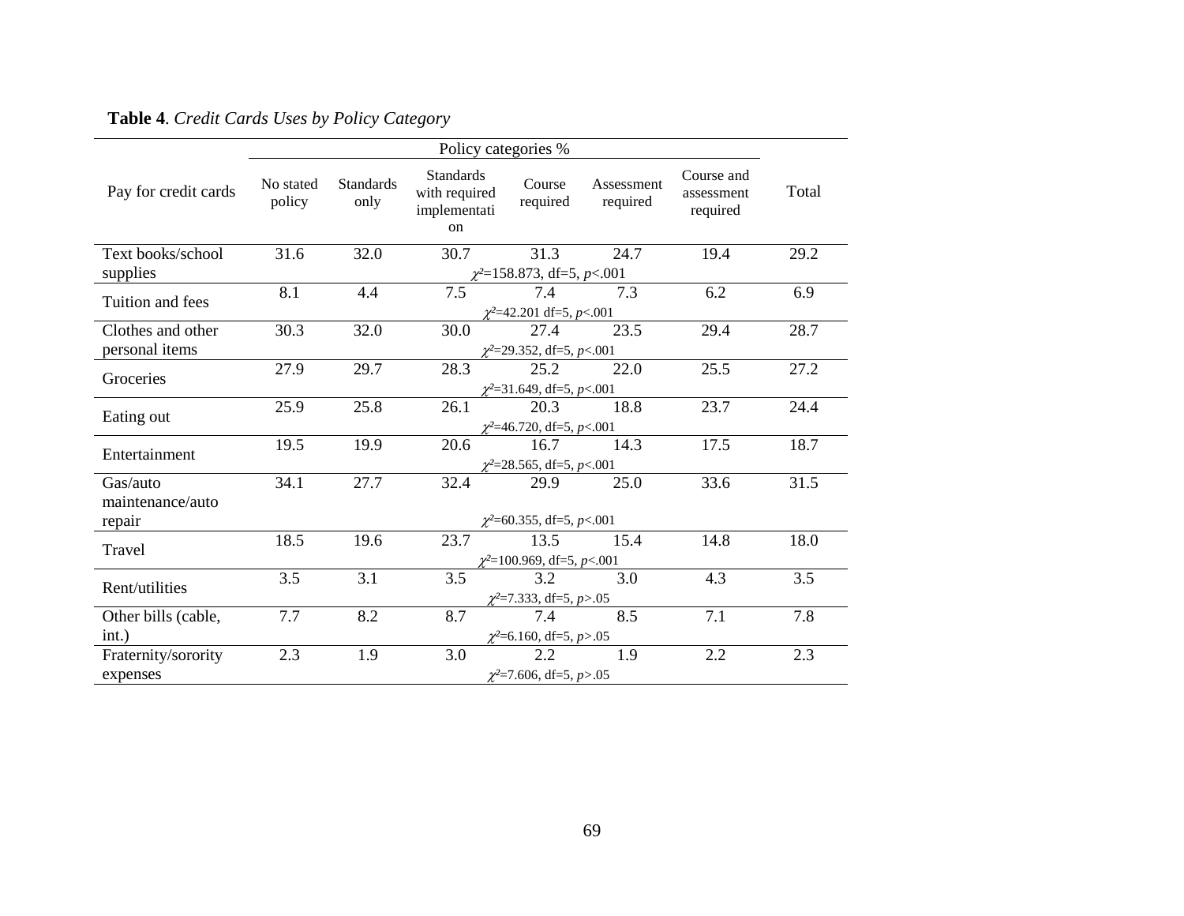**Table 4**. *Credit Cards Uses by Policy Category*

| Pay for credit cards | Policy categories % | | | | | | Total |
|---|---|---|---|---|---|---|---|
| | No stated policy | Standards only | Standards with required implementation | Course required | Assessment required | Course and assessment required | |
| Text books/school supplies | 31.6 | 32.0 | 30.7 | 31.3 | 24.7 | 19.4 | 29.2 |
| | $\chi^2$=158.873, df=5, $p$<.001 | | | | | | |
| Tuition and fees | 8.1 | 4.4 | 7.5 | 7.4 | 7.3 | 6.2 | 6.9 |
| | $\chi^2$=42.201 df=5, $p$<.001 | | | | | | |
| Clothes and other personal items | 30.3 | 32.0 | 30.0 | 27.4 | 23.5 | 29.4 | 28.7 |
| | $\chi^2$=29.352, df=5, $p$<.001 | | | | | | |
| Groceries | 27.9 | 29.7 | 28.3 | 25.2 | 22.0 | 25.5 | 27.2 |
| | $\chi^2$=31.649, df=5, $p$<.001 | | | | | | |
| Eating out | 25.9 | 25.8 | 26.1 | 20.3 | 18.8 | 23.7 | 24.4 |
| | $\chi^2$=46.720, df=5, $p$<.001 | | | | | | |
| Entertainment | 19.5 | 19.9 | 20.6 | 16.7 | 14.3 | 17.5 | 18.7 |
| | $\chi^2$=28.565, df=5, $p$<.001 | | | | | | |
| Gas/auto maintenance/auto repair | 34.1 | 27.7 | 32.4 | 29.9 | 25.0 | 33.6 | 31.5 |
| | $\chi^2$=60.355, df=5, $p$<.001 | | | | | | |
| Travel | 18.5 | 19.6 | 23.7 | 13.5 | 15.4 | 14.8 | 18.0 |
| | $\chi^2$=100.969, df=5, $p$<.001 | | | | | | |
| Rent/utilities | 3.5 | 3.1 | 3.5 | 3.2 | 3.0 | 4.3 | 3.5 |
| | $\chi^2$=7.333, df=5, $p$>.05 | | | | | | |
| Other bills (cable, int.) | 7.7 | 8.2 | 8.7 | 7.4 | 8.5 | 7.1 | 7.8 |
| | $\chi^2$=6.160, df=5, $p$>.05 | | | | | | |
| Fraternity/sorority expenses | 2.3 | 1.9 | 3.0 | 2.2 | 1.9 | 2.2 | 2.3 |
| | $\chi^2$=7.606, df=5, $p$>.05 | | | | | | |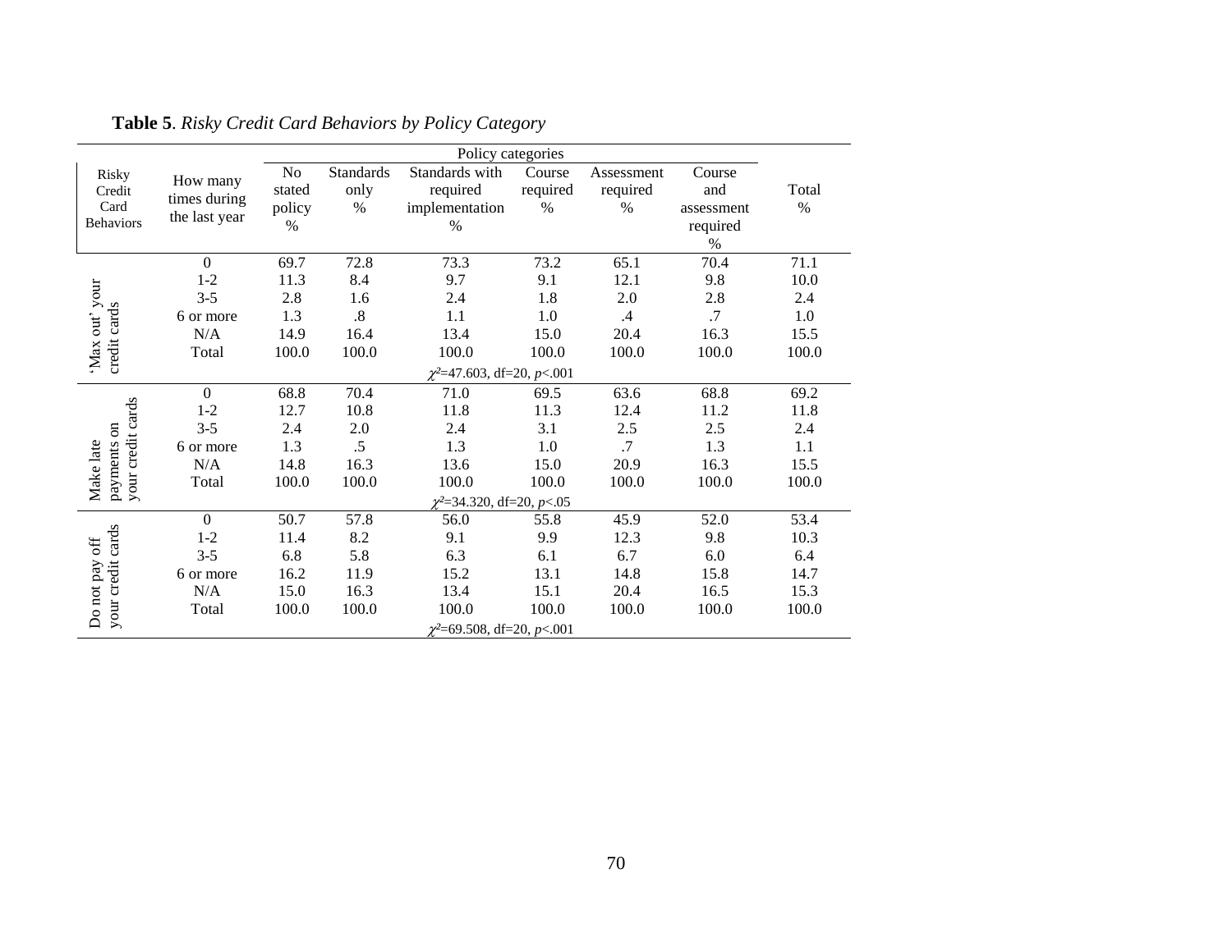**Table 5**. *Risky Credit Card Behaviors by Policy Category*

| Risky Credit Card Behaviors | How many times during the last year | Policy categories | | | | | | Total % |
|---|---|---|---|---|---|---|---|---|
| | | No stated policy % | Standards only % | Standards with required implementation % | Course required % | Assessment required % | Course and assessment required % | |
| 'Max out' your credit cards | 0 | 69.7 | 72.8 | 73.3 | 73.2 | 65.1 | 70.4 | 71.1 |
| | 1-2 | 11.3 | 8.4 | 9.7 | 9.1 | 12.1 | 9.8 | 10.0 |
| | 3-5 | 2.8 | 1.6 | 2.4 | 1.8 | 2.0 | 2.8 | 2.4 |
| | 6 or more | 1.3 | .8 | 1.1 | 1.0 | .4 | .7 | 1.0 |
| | N/A | 14.9 | 16.4 | 13.4 | 15.0 | 20.4 | 16.3 | 15.5 |
| | Total | 100.0 | 100.0 | 100.0 | 100.0 | 100.0 | 100.0 | 100.0 |
| | | $\chi^2$=47.603, df=20, $p$<.001 | | | | | | |
| Make late payments on your credit cards | 0 | 68.8 | 70.4 | 71.0 | 69.5 | 63.6 | 68.8 | 69.2 |
| | 1-2 | 12.7 | 10.8 | 11.8 | 11.3 | 12.4 | 11.2 | 11.8 |
| | 3-5 | 2.4 | 2.0 | 2.4 | 3.1 | 2.5 | 2.5 | 2.4 |
| | 6 or more | 1.3 | .5 | 1.3 | 1.0 | .7 | 1.3 | 1.1 |
| | N/A | 14.8 | 16.3 | 13.6 | 15.0 | 20.9 | 16.3 | 15.5 |
| | Total | 100.0 | 100.0 | 100.0 | 100.0 | 100.0 | 100.0 | 100.0 |
| | | $\chi^2$=34.320, df=20, $p$<.05 | | | | | | |
| Do not pay off your credit cards | 0 | 50.7 | 57.8 | 56.0 | 55.8 | 45.9 | 52.0 | 53.4 |
| | 1-2 | 11.4 | 8.2 | 9.1 | 9.9 | 12.3 | 9.8 | 10.3 |
| | 3-5 | 6.8 | 5.8 | 6.3 | 6.1 | 6.7 | 6.0 | 6.4 |
| | 6 or more | 16.2 | 11.9 | 15.2 | 13.1 | 14.8 | 15.8 | 14.7 |
| | N/A | 15.0 | 16.3 | 13.4 | 15.1 | 20.4 | 16.5 | 15.3 |
| | Total | 100.0 | 100.0 | 100.0 | 100.0 | 100.0 | 100.0 | 100.0 |
| | | $\chi^2$=69.508, df=20, $p$<.001 | | | | | | |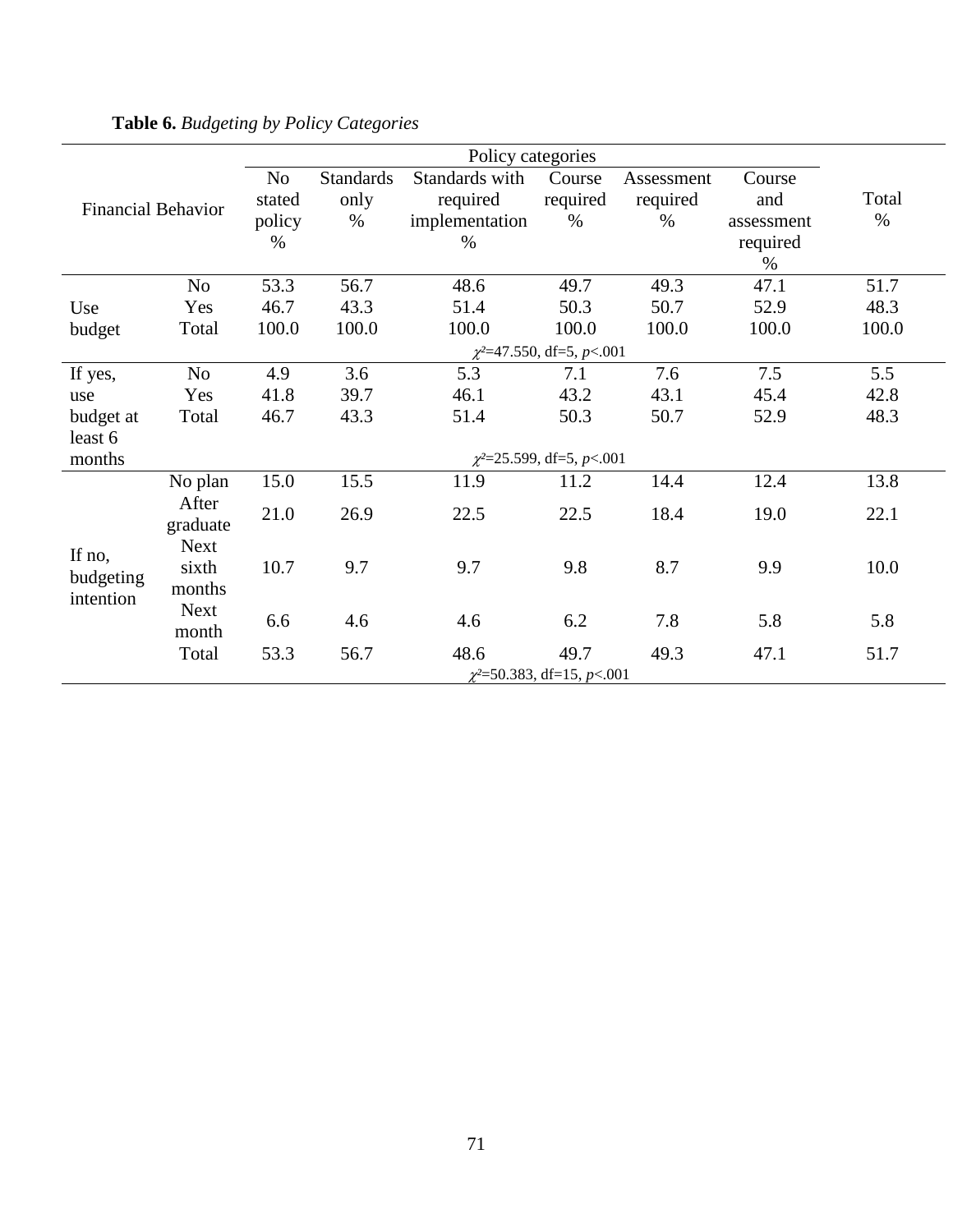**Table 6.** *Budgeting by Policy Categories*

| Financial Behavior | | Policy categories | | | | | | Total % |
|---|---|---|---|---|---|---|---|---|
| | | No stated policy % | Standards only % | Standards with required implementation % | Course required % | Assessment required % | Course and assessment required % | |
| Use budget | No | 53.3 | 56.7 | 48.6 | 49.7 | 49.3 | 47.1 | 51.7 |
| | Yes | 46.7 | 43.3 | 51.4 | 50.3 | 50.7 | 52.9 | 48.3 |
| | Total | 100.0 | 100.0 | 100.0 | 100.0 | 100.0 | 100.0 | 100.0 |
| | | $\chi^2$=47.550, df=5, $p$<.001 | | | | | | |
| If yes, use budget at least 6 months | No | 4.9 | 3.6 | 5.3 | 7.1 | 7.6 | 7.5 | 5.5 |
| | Yes | 41.8 | 39.7 | 46.1 | 43.2 | 43.1 | 45.4 | 42.8 |
| | Total | 46.7 | 43.3 | 51.4 | 50.3 | 50.7 | 52.9 | 48.3 |
| | | $\chi^2$=25.599, df=5, $p$<.001 | | | | | | |
| If no, budgeting intention | No plan | 15.0 | 15.5 | 11.9 | 11.2 | 14.4 | 12.4 | 13.8 |
| | After graduate | 21.0 | 26.9 | 22.5 | 22.5 | 18.4 | 19.0 | 22.1 |
| | Next sixth months | 10.7 | 9.7 | 9.7 | 9.8 | 8.7 | 9.9 | 10.0 |
| | Next month | 6.6 | 4.6 | 4.6 | 6.2 | 7.8 | 5.8 | 5.8 |
| | Total | 53.3 | 56.7 | 48.6 | 49.7 | 49.3 | 47.1 | 51.7 |
| | | $\chi^2$=50.383, df=15, $p$<.001 | | | | | | |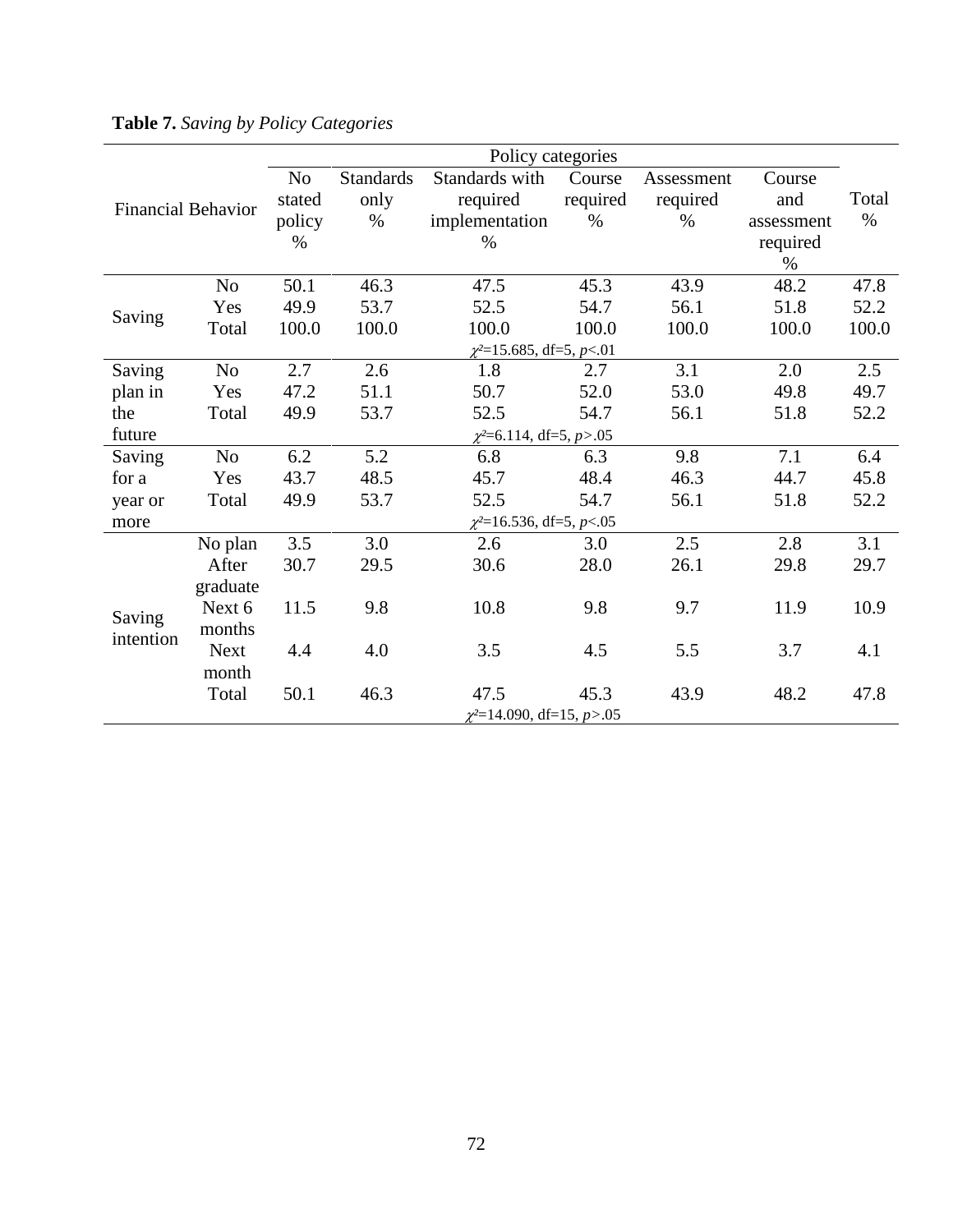**Table 7.** *Saving by Policy Categories*

| Financial Behavior | | No stated policy % | Standards only % | Standards with required implementation % | Course required % | Assessment required % | Course and assessment required % | Total % |
|---|---|---|---|---|---|---|---|---|
| Saving | No | 50.1 | 46.3 | 47.5 | 45.3 | 43.9 | 48.2 | 47.8 |
| | Yes | 49.9 | 53.7 | 52.5 | 54.7 | 56.1 | 51.8 | 52.2 |
| | Total | 100.0 | 100.0 | 100.0 | 100.0 | 100.0 | 100.0 | 100.0 |
| | | $\chi^2$=15.685, df=5, $p$<.01 | | | | | | |
| Saving plan in the future | No | 2.7 | 2.6 | 1.8 | 2.7 | 3.1 | 2.0 | 2.5 |
| | Yes | 47.2 | 51.1 | 50.7 | 52.0 | 53.0 | 49.8 | 49.7 |
| | Total | 49.9 | 53.7 | 52.5 | 54.7 | 56.1 | 51.8 | 52.2 |
| | | $\chi^2$=6.114, df=5, $p$>.05 | | | | | | |
| Saving for a year or more | No | 6.2 | 5.2 | 6.8 | 6.3 | 9.8 | 7.1 | 6.4 |
| | Yes | 43.7 | 48.5 | 45.7 | 48.4 | 46.3 | 44.7 | 45.8 |
| | Total | 49.9 | 53.7 | 52.5 | 54.7 | 56.1 | 51.8 | 52.2 |
| | | $\chi^2$=16.536, df=5, $p$<.05 | | | | | | |
| Saving intention | No plan | 3.5 | 3.0 | 2.6 | 3.0 | 2.5 | 2.8 | 3.1 |
| | After graduate | 30.7 | 29.5 | 30.6 | 28.0 | 26.1 | 29.8 | 29.7 |
| | Next 6 months | 11.5 | 9.8 | 10.8 | 9.8 | 9.7 | 11.9 | 10.9 |
| | Next month | 4.4 | 4.0 | 3.5 | 4.5 | 5.5 | 3.7 | 4.1 |
| | Total | 50.1 | 46.3 | 47.5 | 45.3 | 43.9 | 48.2 | 47.8 |
| | | $\chi^2$=14.090, df=15, $p$>.05 | | | | | | |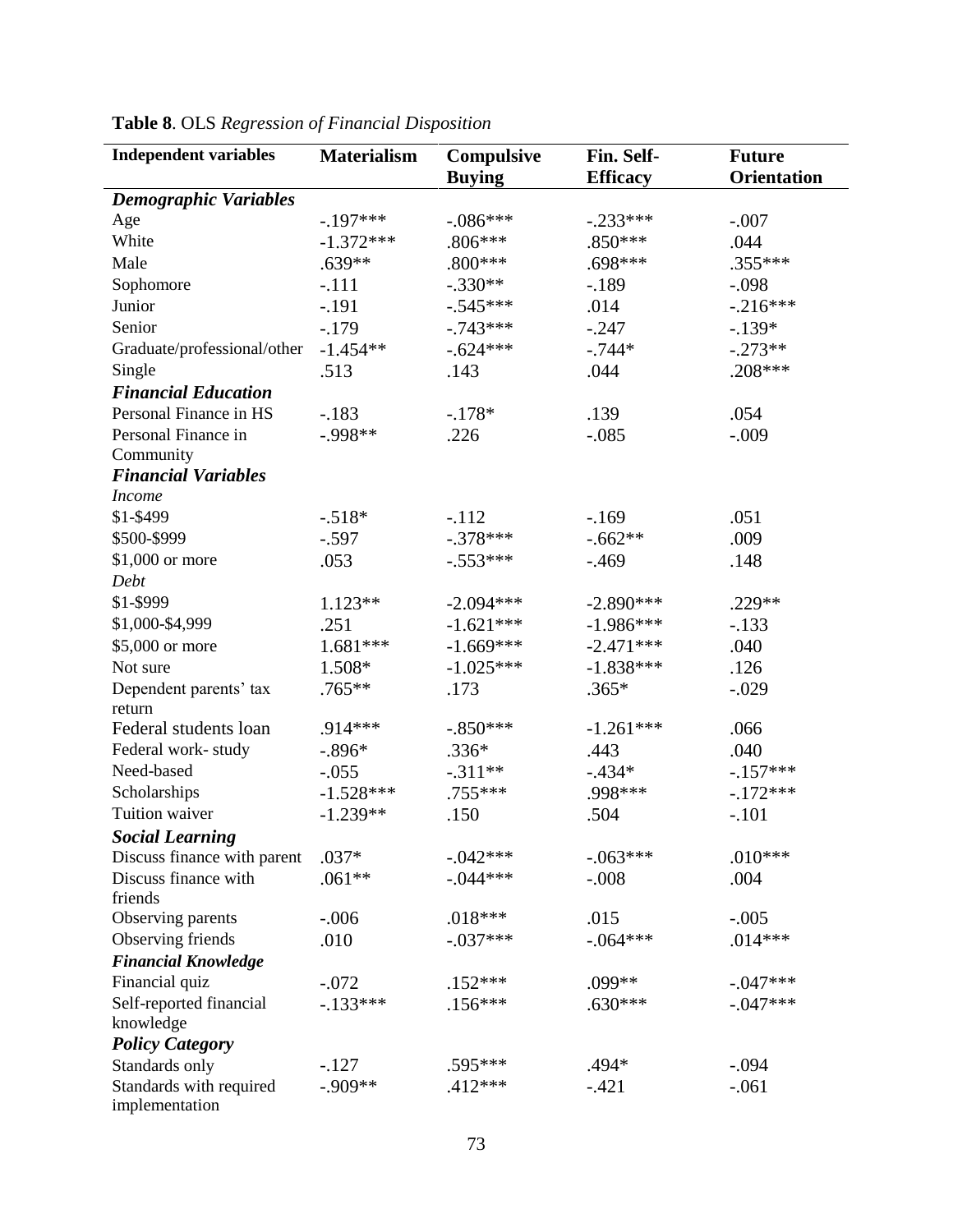**Table 8**. OLS *Regression of Financial Disposition*

| Independent variables | Materialism | Compulsive Buying | Fin. Self-Efficacy | Future Orientation |
|---|---|---|---|---|
| ***Demographic Variables*** | | | | |
| Age | -.197*** | -.086*** | -.233*** | -.007 |
| White | -1.372*** | .806*** | .850*** | .044 |
| Male | .639** | .800*** | .698*** | .355*** |
| Sophomore | -.111 | -.330** | -.189 | -.098 |
| Junior | -.191 | -.545*** | .014 | -.216*** |
| Senior | -.179 | -.743*** | -.247 | -.139* |
| Graduate/professional/other | -1.454** | -.624*** | -.744* | -.273** |
| Single | .513 | .143 | .044 | .208*** |
| ***Financial Education*** | | | | |
| Personal Finance in HS | -.183 | -.178* | .139 | .054 |
| Personal Finance in Community | -.998** | .226 | -.085 | -.009 |
| ***Financial Variables*** | | | | |
| *Income* | | | | |
| $1-$499 | -.518* | -.112 | -.169 | .051 |
| $500-$999 | -.597 | -.378*** | -.662** | .009 |
| $1,000 or more | .053 | -.553*** | -.469 | .148 |
| *Debt* | | | | |
| $1-$999 | 1.123** | -2.094*** | -2.890*** | .229** |
| $1,000-$4,999 | .251 | -1.621*** | -1.986*** | -.133 |
| $5,000 or more | 1.681*** | -1.669*** | -2.471*** | .040 |
| Not sure | 1.508* | -1.025*** | -1.838*** | .126 |
| Dependent parents' tax return | .765** | .173 | .365* | -.029 |
| Federal students loan | .914*** | -.850*** | -1.261*** | .066 |
| Federal work- study | -.896* | .336* | .443 | .040 |
| Need-based | -.055 | -.311** | -.434* | -.157*** |
| Scholarships | -1.528*** | .755*** | .998*** | -.172*** |
| Tuition waiver | -1.239** | .150 | .504 | -.101 |
| ***Social Learning*** | | | | |
| Discuss finance with parent | .037* | -.042*** | -.063*** | .010*** |
| Discuss finance with friends | .061** | -.044*** | -.008 | .004 |
| Observing parents | -.006 | .018*** | .015 | -.005 |
| Observing friends | .010 | -.037*** | -.064*** | .014*** |
| ***Financial Knowledge*** | | | | |
| Financial quiz | -.072 | .152*** | .099** | -.047*** |
| Self-reported financial knowledge | -.133*** | .156*** | .630*** | -.047*** |
| ***Policy Category*** | | | | |
| Standards only | -.127 | .595*** | .494* | -.094 |
| Standards with required implementation | -.909** | .412*** | -.421 | -.061 |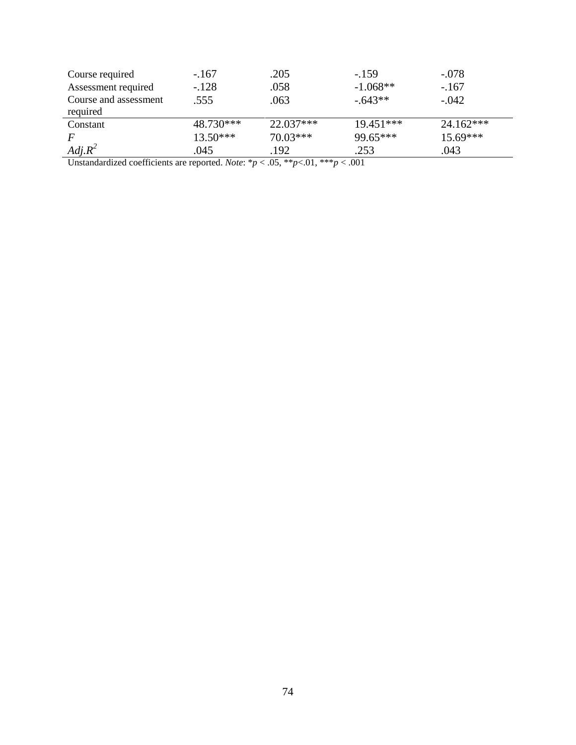| | | | | |
|---|---|---|---|---|
| Course required | -.167 | .205 | -.159 | -.078 |
| Assessment required | -.128 | .058 | -1.068** | -.167 |
| Course and assessment required | .555 | .063 | -.643** | -.042 |
| Constant | 48.730*** | 22.037*** | 19.451*** | 24.162*** |
| *F* | 13.50*** | 70.03*** | 99.65*** | 15.69*** |
| $Adj.R^2$ | .045 | .192 | .253 | .043 |

Unstandardized coefficients are reported. *Note*: *$p$ < .05, **$p$<.01, ***$p$ < .001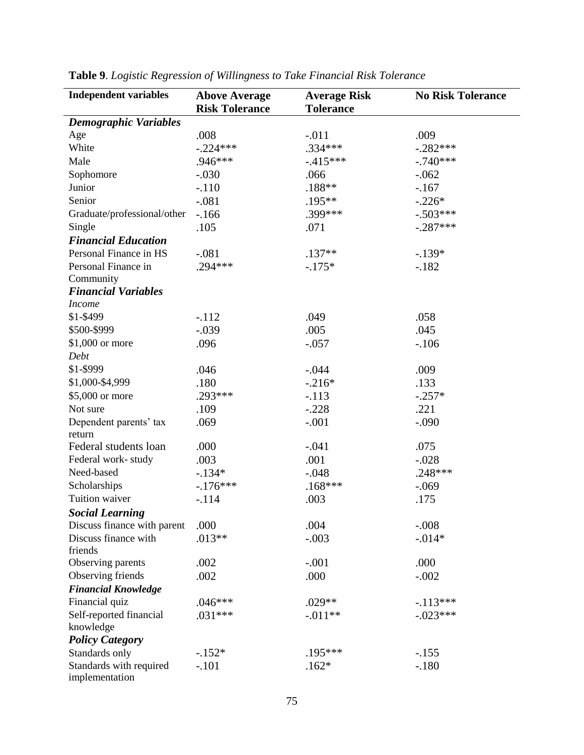**Table 9**. *Logistic Regression of Willingness to Take Financial Risk Tolerance*

| Independent variables | Above Average Risk Tolerance | Average Risk Tolerance | No Risk Tolerance |
|---|---|---|---|
| ***Demographic Variables*** | | | |
| Age | .008 | -.011 | .009 |
| White | -.224*** | .334*** | -.282*** |
| Male | .946*** | -.415*** | -.740*** |
| Sophomore | -.030 | .066 | -.062 |
| Junior | -.110 | .188** | -.167 |
| Senior | -.081 | .195** | -.226* |
| Graduate/professional/other | -.166 | .399*** | -.503*** |
| Single | .105 | .071 | -.287*** |
| ***Financial Education*** | | | |
| Personal Finance in HS | -.081 | .137** | -.139* |
| Personal Finance in Community | .294*** | -.175* | -.182 |
| ***Financial Variables*** | | | |
| *Income* | | | |
| \$1-\$499 | -.112 | .049 | .058 |
| \$500-\$999 | -.039 | .005 | .045 |
| \$1,000 or more | .096 | -.057 | -.106 |
| *Debt* | | | |
| \$1-\$999 | .046 | -.044 | .009 |
| \$1,000-\$4,999 | .180 | -.216* | .133 |
| \$5,000 or more | .293*** | -.113 | -.257* |
| Not sure | .109 | -.228 | .221 |
| Dependent parents' tax return | .069 | -.001 | -.090 |
| Federal students loan | .000 | -.041 | .075 |
| Federal work- study | .003 | .001 | -.028 |
| Need-based | -.134* | -.048 | .248*** |
| Scholarships | -.176*** | .168*** | -.069 |
| Tuition waiver | -.114 | .003 | .175 |
| ***Social Learning*** | | | |
| Discuss finance with parent | .000 | .004 | -.008 |
| Discuss finance with friends | .013** | -.003 | -.014* |
| Observing parents | .002 | -.001 | .000 |
| Observing friends | .002 | .000 | -.002 |
| ***Financial Knowledge*** | | | |
| Financial quiz | .046*** | .029** | -.113*** |
| Self-reported financial knowledge | .031*** | -.011** | -.023*** |
| ***Policy Category*** | | | |
| Standards only | -.152* | .195*** | -.155 |
| Standards with required implementation | -.101 | .162* | -.180 |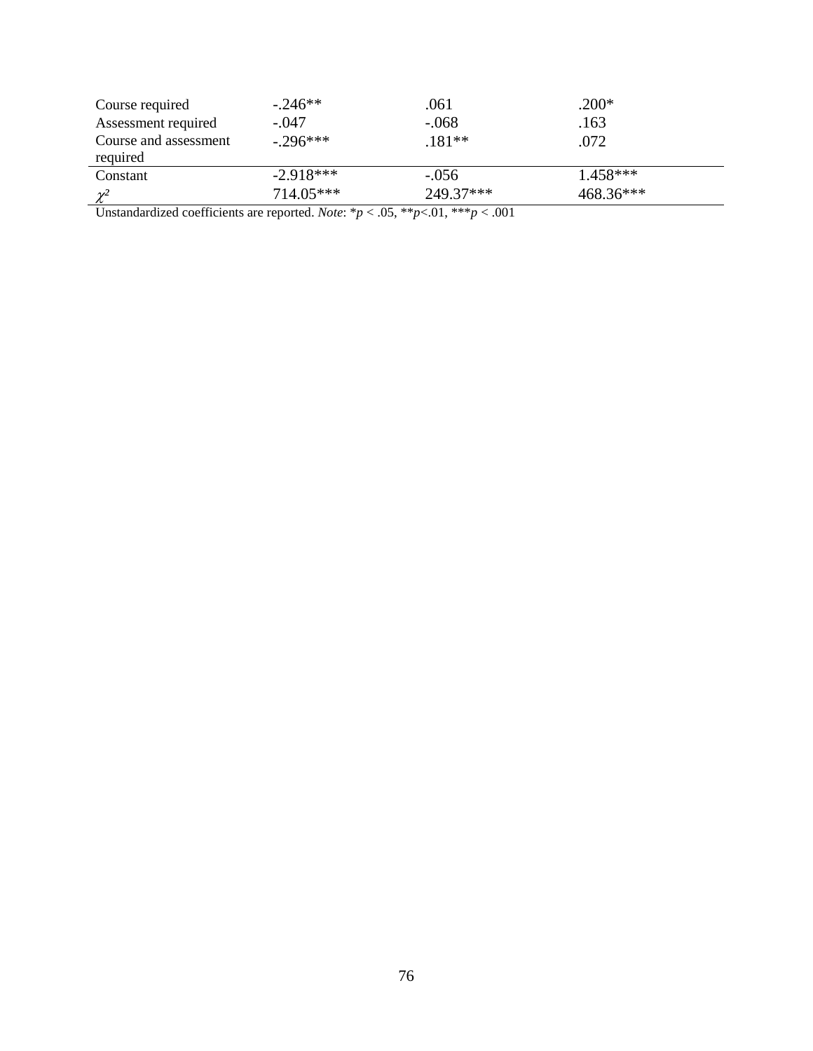| | | | |
|---|---|---|---|
| Course required | -.246** | .061 | .200* |
| Assessment required | -.047 | -.068 | .163 |
| Course and assessment required | -.296*** | .181** | .072 |
| Constant | -2.918*** | -.056 | 1.458*** |
| $\chi^2$ | 714.05*** | 249.37*** | 468.36*** |

Unstandardized coefficients are reported. *Note*: *$p < .05$, **$p<.01$, ***$p < .001$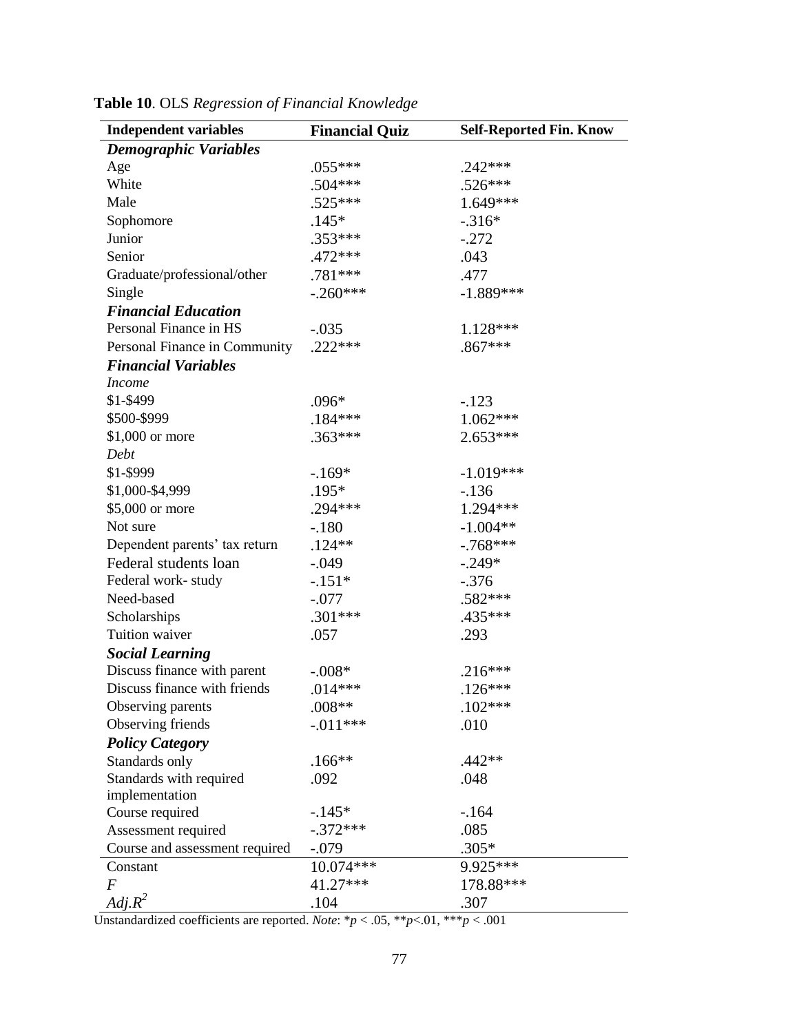**Table 10**. OLS *Regression of Financial Knowledge*

| Independent variables | Financial Quiz | Self-Reported Fin. Know |
|---|---|---|
| ***Demographic Variables*** | | |
| Age | .055*** | .242*** |
| White | .504*** | .526*** |
| Male | .525*** | 1.649*** |
| Sophomore | .145* | -.316* |
| Junior | .353*** | -.272 |
| Senior | .472*** | .043 |
| Graduate/professional/other | .781*** | .477 |
| Single | -.260*** | -1.889*** |
| ***Financial Education*** | | |
| Personal Finance in HS | -.035 | 1.128*** |
| Personal Finance in Community | .222*** | .867*** |
| ***Financial Variables*** | | |
| *Income* | | |
| $1-$499 | .096* | -.123 |
| $500-$999 | .184*** | 1.062*** |
| $1,000 or more | .363*** | 2.653*** |
| *Debt* | | |
| $1-$999 | -.169* | -1.019*** |
| $1,000-$4,999 | .195* | -.136 |
| $5,000 or more | .294*** | 1.294*** |
| Not sure | -.180 | -1.004** |
| Dependent parents' tax return | .124** | -.768*** |
| Federal students loan | -.049 | -.249* |
| Federal work- study | -.151* | -.376 |
| Need-based | -.077 | .582*** |
| Scholarships | .301*** | .435*** |
| Tuition waiver | .057 | .293 |
| ***Social Learning*** | | |
| Discuss finance with parent | -.008* | .216*** |
| Discuss finance with friends | .014*** | .126*** |
| Observing parents | .008** | .102*** |
| Observing friends | -.011*** | .010 |
| ***Policy Category*** | | |
| Standards only | .166** | .442** |
| Standards with required implementation | .092 | .048 |
| Course required | -.145* | -.164 |
| Assessment required | -.372*** | .085 |
| Course and assessment required | -.079 | .305* |
| Constant | 10.074*** | 9.925*** |
| $F$ | 41.27*** | 178.88*** |
| $Adj.R^2$ | .104 | .307 |

Unstandardized coefficients are reported. *Note*: $*p < .05$, $**p<.01$, $***p < .001$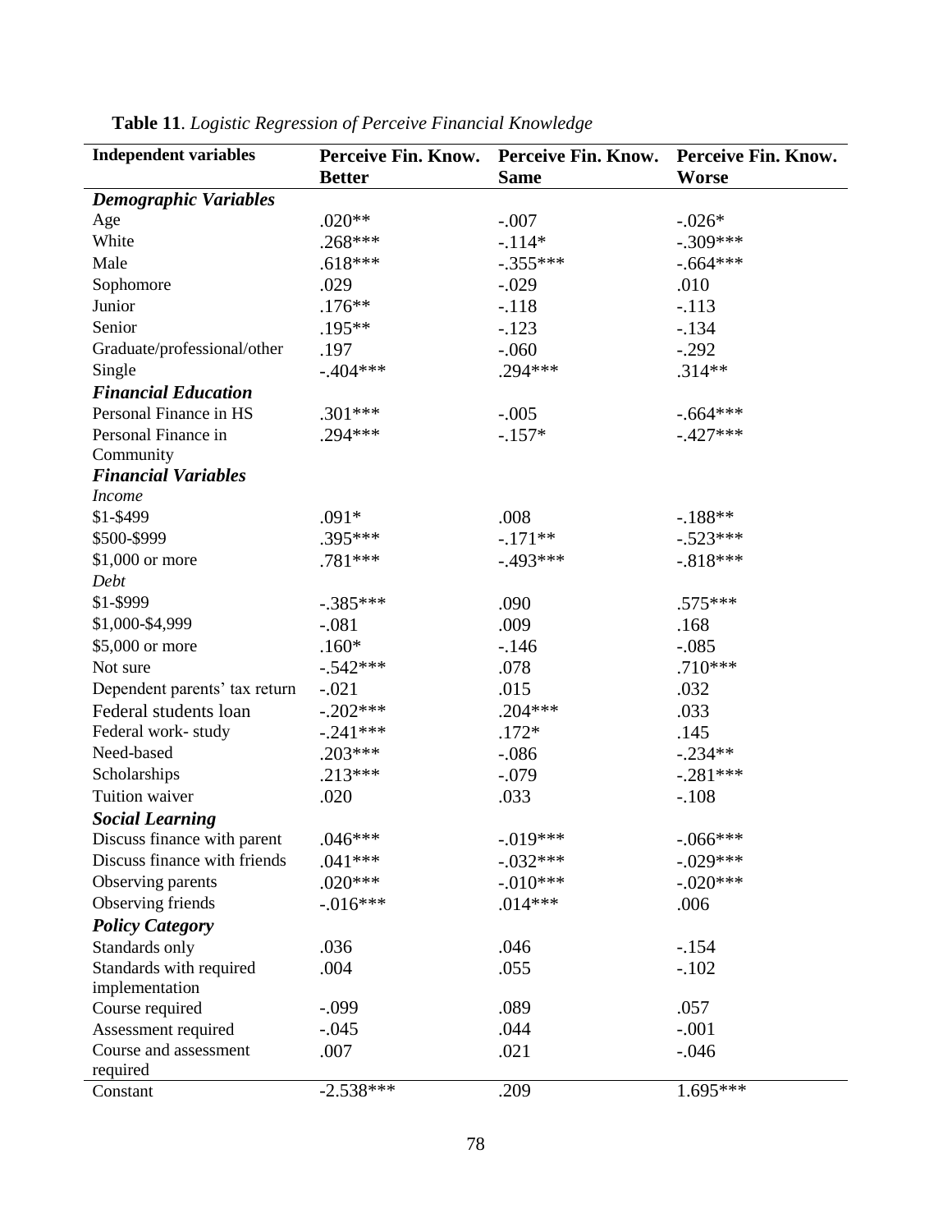**Table 11**. *Logistic Regression of Perceive Financial Knowledge*

| Independent variables | Perceive Fin. Know. Better | Perceive Fin. Know. Same | Perceive Fin. Know. Worse |
|---|---|---|---|
| ***Demographic Variables*** | | | |
| Age | .020** | -.007 | -.026* |
| White | .268*** | -.114* | -.309*** |
| Male | .618*** | -.355*** | -.664*** |
| Sophomore | .029 | -.029 | .010 |
| Junior | .176** | -.118 | -.113 |
| Senior | .195** | -.123 | -.134 |
| Graduate/professional/other | .197 | -.060 | -.292 |
| Single | -.404*** | .294*** | .314** |
| ***Financial Education*** | | | |
| Personal Finance in HS | .301*** | -.005 | -.664*** |
| Personal Finance in Community | .294*** | -.157* | -.427*** |
| ***Financial Variables*** | | | |
| *Income* | | | |
| $1-$499 | .091* | .008 | -.188** |
| $500-$999 | .395*** | -.171** | -.523*** |
| $1,000 or more | .781*** | -.493*** | -.818*** |
| *Debt* | | | |
| $1-$999 | -.385*** | .090 | .575*** |
| $1,000-$4,999 | -.081 | .009 | .168 |
| $5,000 or more | .160* | -.146 | -.085 |
| Not sure | -.542*** | .078 | .710*** |
| Dependent parents' tax return | -.021 | .015 | .032 |
| Federal students loan | -.202*** | .204*** | .033 |
| Federal work- study | -.241*** | .172* | .145 |
| Need-based | .203*** | -.086 | -.234** |
| Scholarships | .213*** | -.079 | -.281*** |
| Tuition waiver | .020 | .033 | -.108 |
| ***Social Learning*** | | | |
| Discuss finance with parent | .046*** | -.019*** | -.066*** |
| Discuss finance with friends | .041*** | -.032*** | -.029*** |
| Observing parents | .020*** | -.010*** | -.020*** |
| Observing friends | -.016*** | .014*** | .006 |
| ***Policy Category*** | | | |
| Standards only | .036 | .046 | -.154 |
| Standards with required implementation | .004 | .055 | -.102 |
| Course required | -.099 | .089 | .057 |
| Assessment required | -.045 | .044 | -.001 |
| Course and assessment required | .007 | .021 | -.046 |
| Constant | -2.538*** | .209 | 1.695*** |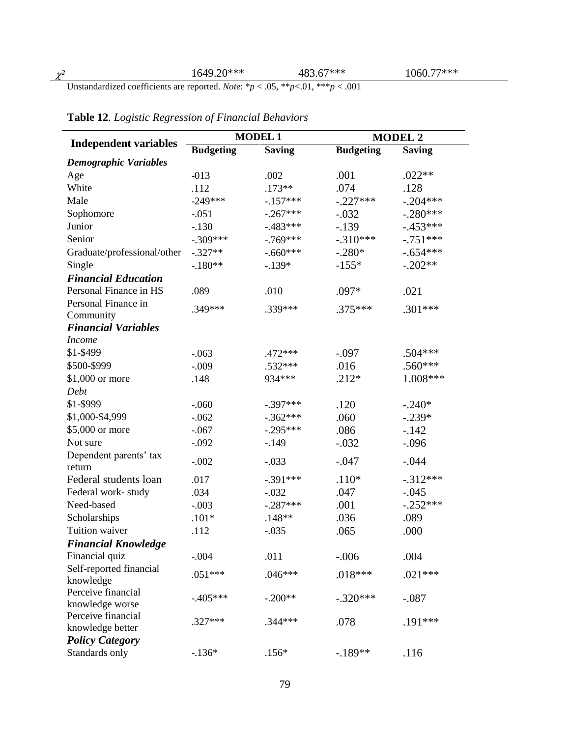| $\chi^2$ | 1649.20*** | 483.67*** | 1060.77*** |
|---|---|---|---|

Unstandardized coefficients are reported. *Note*: *$p < .05$, **$p<.01$, ***$p < .001$

**Table 12**. *Logistic Regression of Financial Behaviors*

| Independent variables | MODEL 1 | | MODEL 2 | |
|---|---|---|---|---|
| | Budgeting | Saving | Budgeting | Saving |
| ***Demographic Variables*** | | | | |
| Age | -013 | .002 | .001 | .022** |
| White | .112 | .173** | .074 | .128 |
| Male | -249*** | -.157*** | -.227*** | -.204*** |
| Sophomore | -.051 | -.267*** | -.032 | -.280*** |
| Junior | -.130 | -.483*** | -.139 | -.453*** |
| Senior | -.309*** | -.769*** | -.310*** | -.751*** |
| Graduate/professional/other | -.327** | -.660*** | -.280* | -.654*** |
| Single | -.180** | -.139* | -155* | -.202** |
| ***Financial Education*** | | | | |
| Personal Finance in HS | .089 | .010 | .097* | .021 |
| Personal Finance in Community | .349*** | .339*** | .375*** | .301*** |
| ***Financial Variables*** | | | | |
| *Income* | | | | |
| \$1-\$499 | -.063 | .472*** | -.097 | .504*** |
| \$500-\$999 | -.009 | .532*** | .016 | .560*** |
| \$1,000 or more | .148 | 934*** | .212* | 1.008*** |
| *Debt* | | | | |
| \$1-\$999 | -.060 | -.397*** | .120 | -.240* |
| \$1,000-\$4,999 | -.062 | -.362*** | .060 | -.239* |
| \$5,000 or more | -.067 | -.295*** | .086 | -.142 |
| Not sure | -.092 | -.149 | -.032 | -.096 |
| Dependent parents' tax return | -.002 | -.033 | -.047 | -.044 |
| Federal students loan | .017 | -.391*** | .110* | -.312*** |
| Federal work- study | .034 | -.032 | .047 | -.045 |
| Need-based | -.003 | -.287*** | .001 | -.252*** |
| Scholarships | .101* | .148** | .036 | .089 |
| Tuition waiver | .112 | -.035 | .065 | .000 |
| ***Financial Knowledge*** | | | | |
| Financial quiz | -.004 | .011 | -.006 | .004 |
| Self-reported financial knowledge | .051*** | .046*** | .018*** | .021*** |
| Perceive financial knowledge worse | -.405*** | -.200** | -.320*** | -.087 |
| Perceive financial knowledge better | .327*** | .344*** | .078 | .191*** |
| ***Policy Category*** | | | | |
| Standards only | -.136* | .156* | -.189** | .116 |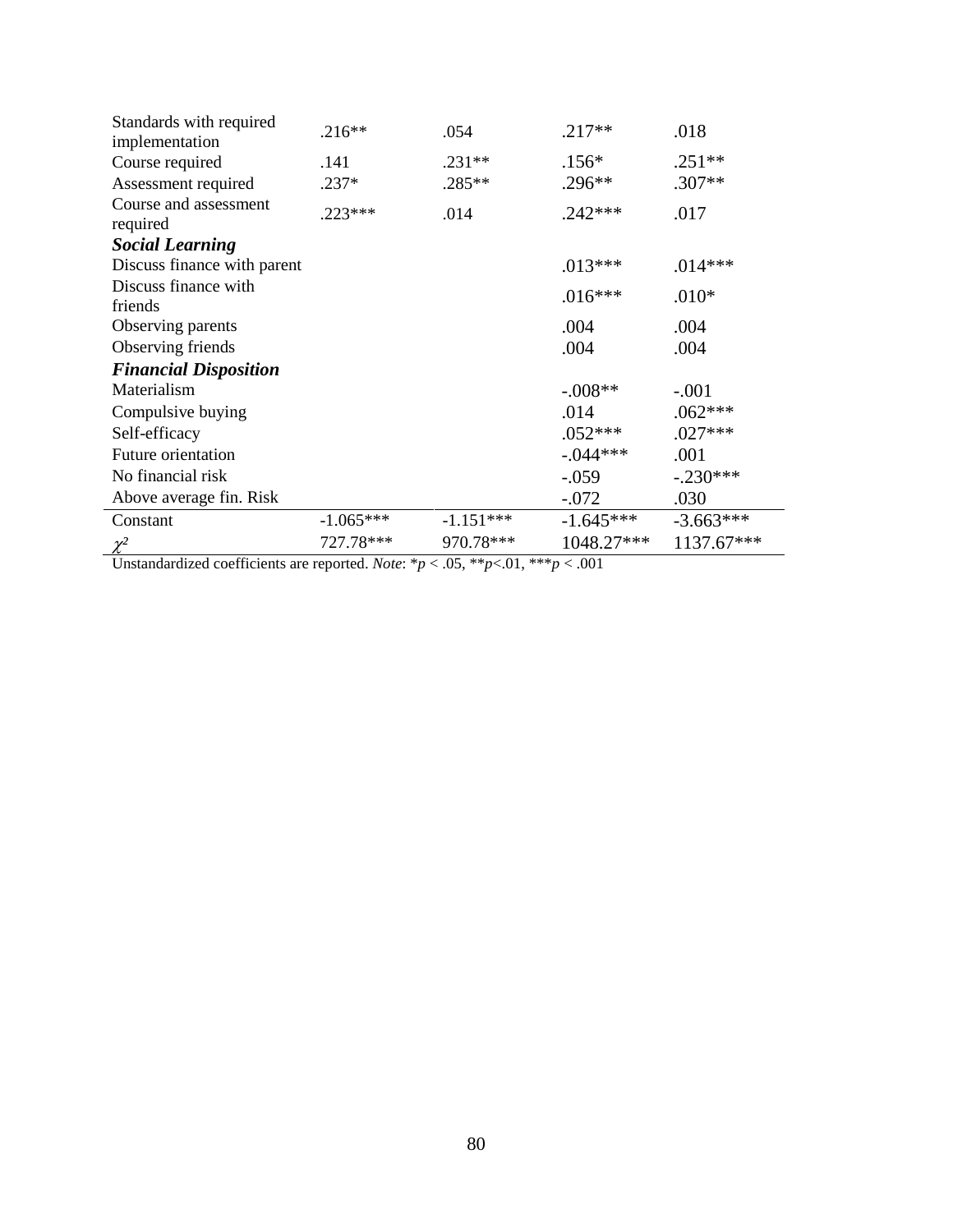| | | | | |
|---|---|---|---|---|
| Standards with required implementation | .216** | .054 | .217** | .018 |
| Course required | .141 | .231** | .156* | .251** |
| Assessment required | .237* | .285** | .296** | .307** |
| Course and assessment required | .223*** | .014 | .242*** | .017 |
| ***Social Learning*** | | | | |
| Discuss finance with parent | | | .013*** | .014*** |
| Discuss finance with friends | | | .016*** | .010* |
| Observing parents | | | .004 | .004 |
| Observing friends | | | .004 | .004 |
| ***Financial Disposition*** | | | | |
| Materialism | | | -.008** | -.001 |
| Compulsive buying | | | .014 | .062*** |
| Self-efficacy | | | .052*** | .027*** |
| Future orientation | | | -.044*** | .001 |
| No financial risk | | | -.059 | -.230*** |
| Above average fin. Risk | | | -.072 | .030 |
| Constant | -1.065*** | -1.151*** | -1.645*** | -3.663*** |
| $\chi^2$ | 727.78*** | 970.78*** | 1048.27*** | 1137.67*** |

Unstandardized coefficients are reported. *Note*: \**p* < .05, \*\**p*<.01, \*\*\**p* < .001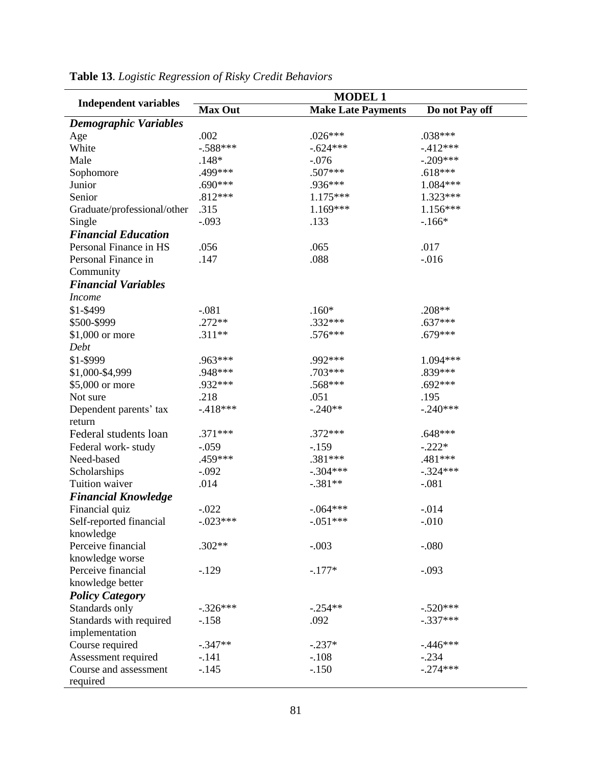**Table 13**. *Logistic Regression of Risky Credit Behaviors*

| Independent variables | MODEL 1 | | |
|---|---|---|---|
| | **Max Out** | **Make Late Payments** | **Do not Pay off** |
| ***Demographic Variables*** | | | |
| Age | .002 | .026*** | .038*** |
| White | -.588*** | -.624*** | -.412*** |
| Male | .148* | -.076 | -.209*** |
| Sophomore | .499*** | .507*** | .618*** |
| Junior | .690*** | .936*** | 1.084*** |
| Senior | .812*** | 1.175*** | 1.323*** |
| Graduate/professional/other | .315 | 1.169*** | 1.156*** |
| Single | -.093 | .133 | -.166* |
| ***Financial Education*** | | | |
| Personal Finance in HS | .056 | .065 | .017 |
| Personal Finance in Community | .147 | .088 | -.016 |
| ***Financial Variables*** | | | |
| *Income* | | | |
| $1-$499 | -.081 | .160* | .208** |
| $500-$999 | .272** | .332*** | .637*** |
| $1,000 or more | .311** | .576*** | .679*** |
| *Debt* | | | |
| $1-$999 | .963*** | .992*** | 1.094*** |
| $1,000-$4,999 | .948*** | .703*** | .839*** |
| $5,000 or more | .932*** | .568*** | .692*** |
| Not sure | .218 | .051 | .195 |
| Dependent parents' tax return | -.418*** | -.240** | -.240*** |
| Federal students loan | .371*** | .372*** | .648*** |
| Federal work- study | -.059 | -.159 | -.222* |
| Need-based | .459*** | .381*** | .481*** |
| Scholarships | -.092 | -.304*** | -.324*** |
| Tuition waiver | .014 | -.381** | -.081 |
| ***Financial Knowledge*** | | | |
| Financial quiz | -.022 | -.064*** | -.014 |
| Self-reported financial knowledge | -.023*** | -.051*** | -.010 |
| Perceive financial knowledge worse | .302** | -.003 | -.080 |
| Perceive financial knowledge better | -.129 | -.177* | -.093 |
| ***Policy Category*** | | | |
| Standards only | -.326*** | -.254** | -.520*** |
| Standards with required implementation | -.158 | .092 | -.337*** |
| Course required | -.347** | -.237* | -.446*** |
| Assessment required | -.141 | -.108 | -.234 |
| Course and assessment required | -.145 | -.150 | -.274*** |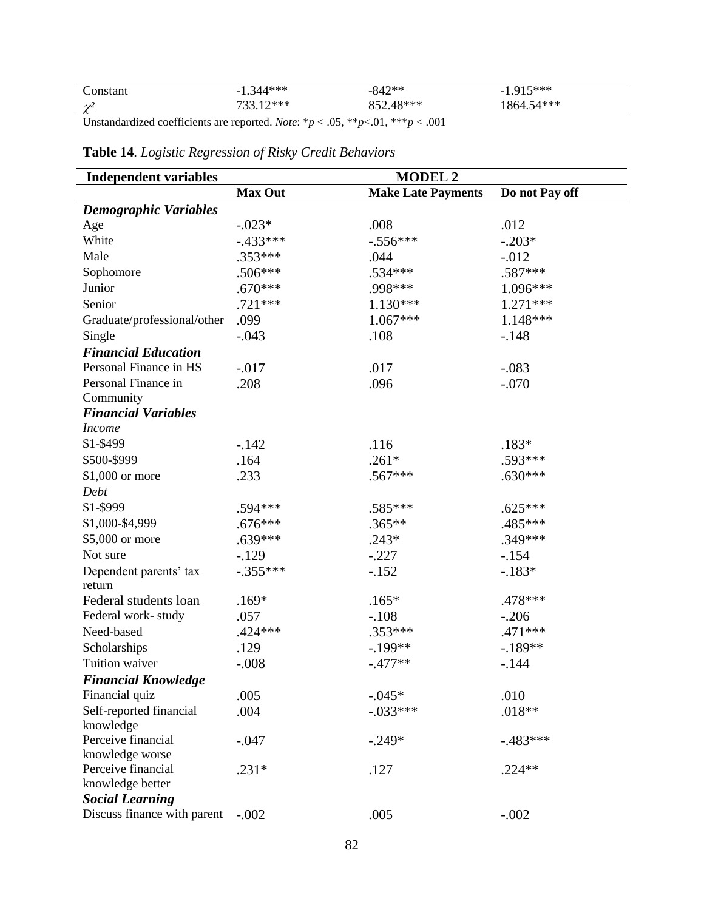| | | | |
|---|---|---|---|
| Constant | -1.344*** | -842** | -1.915*** |
| $\chi^2$ | 733.12*** | 852.48*** | 1864.54*** |

Unstandardized coefficients are reported. *Note*: *$p < .05$, **$p<.01$, ***$p < .001$

**Table 14**. *Logistic Regression of Risky Credit Behaviors*

| **Independent variables** | **MODEL 2** | | |
|---|---|---|---|
| | **Max Out** | **Make Late Payments** | **Do not Pay off** |
| ***Demographic Variables*** | | | |
| Age | -.023* | .008 | .012 |
| White | -.433*** | -.556*** | -.203* |
| Male | .353*** | .044 | -.012 |
| Sophomore | .506*** | .534*** | .587*** |
| Junior | .670*** | .998*** | 1.096*** |
| Senior | .721*** | 1.130*** | 1.271*** |
| Graduate/professional/other | .099 | 1.067*** | 1.148*** |
| Single | -.043 | .108 | -.148 |
| ***Financial Education*** | | | |
| Personal Finance in HS | -.017 | .017 | -.083 |
| Personal Finance in Community | .208 | .096 | -.070 |
| ***Financial Variables*** | | | |
| *Income* | | | |
| $1-$499 | -.142 | .116 | .183* |
| $500-$999 | .164 | .261* | .593*** |
| $1,000 or more | .233 | .567*** | .630*** |
| *Debt* | | | |
| $1-$999 | .594*** | .585*** | .625*** |
| $1,000-$4,999 | .676*** | .365** | .485*** |
| $5,000 or more | .639*** | .243* | .349*** |
| Not sure | -.129 | -.227 | -.154 |
| Dependent parents' tax return | -.355*** | -.152 | -.183* |
| Federal students loan | .169* | .165* | .478*** |
| Federal work- study | .057 | -.108 | -.206 |
| Need-based | .424*** | .353*** | .471*** |
| Scholarships | .129 | -.199** | -.189** |
| Tuition waiver | -.008 | -.477** | -.144 |
| ***Financial Knowledge*** | | | |
| Financial quiz | .005 | -.045* | .010 |
| Self-reported financial knowledge | .004 | -.033*** | .018** |
| Perceive financial knowledge worse | -.047 | -.249* | -.483*** |
| Perceive financial knowledge better | .231* | .127 | .224** |
| ***Social Learning*** | | | |
| Discuss finance with parent | -.002 | .005 | -.002 |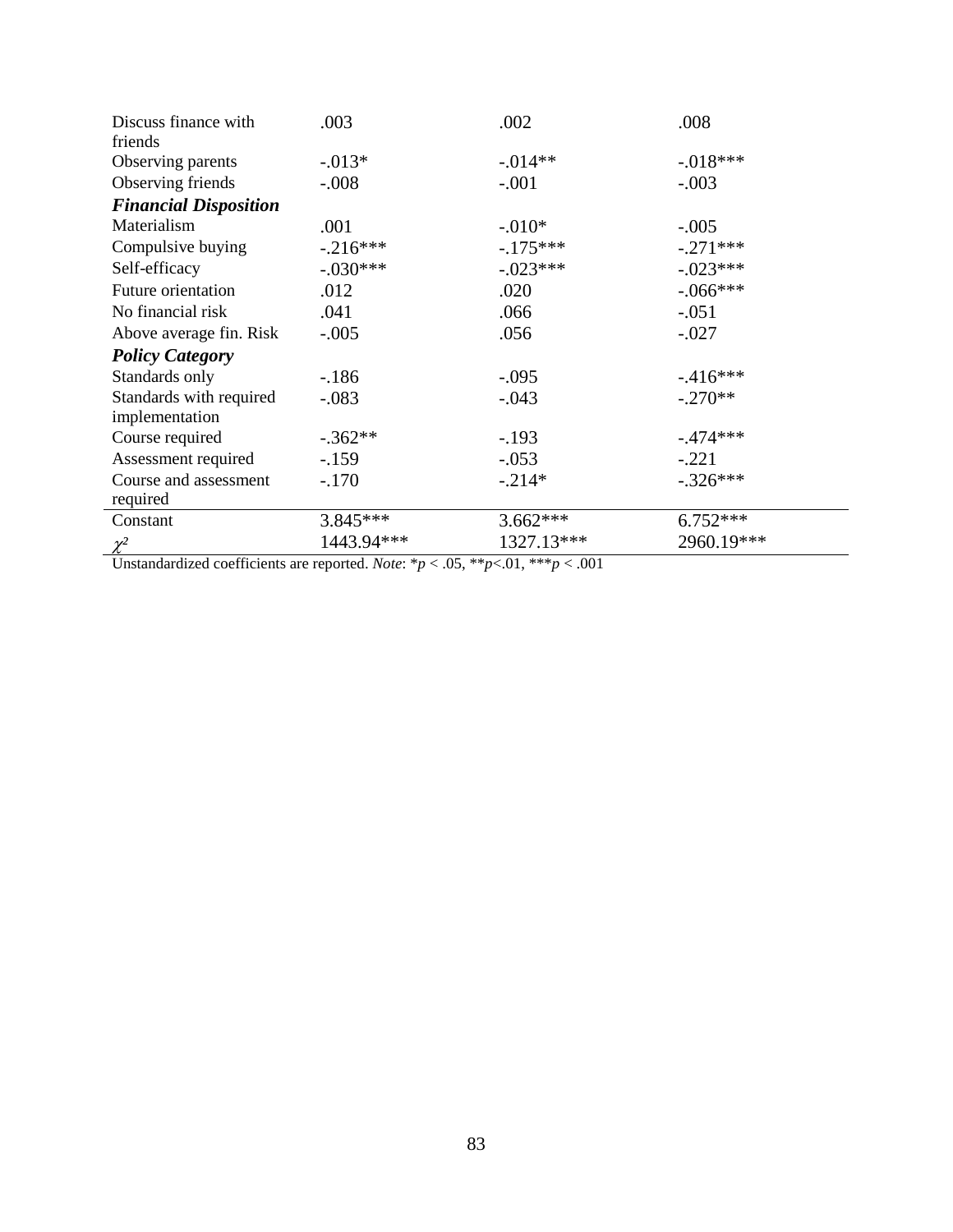| | | | |
|---|---|---|---|
| Discuss finance with friends | .003 | .002 | .008 |
| Observing parents | -.013* | -.014** | -.018*** |
| Observing friends | -.008 | -.001 | -.003 |
| ***Financial Disposition*** | | | |
| Materialism | .001 | -.010* | -.005 |
| Compulsive buying | -.216*** | -.175*** | -.271*** |
| Self-efficacy | -.030*** | -.023*** | -.023*** |
| Future orientation | .012 | .020 | -.066*** |
| No financial risk | .041 | .066 | -.051 |
| Above average fin. Risk | -.005 | .056 | -.027 |
| ***Policy Category*** | | | |
| Standards only | -.186 | -.095 | -.416*** |
| Standards with required implementation | -.083 | -.043 | -.270** |
| Course required | -.362** | -.193 | -.474*** |
| Assessment required | -.159 | -.053 | -.221 |
| Course and assessment required | -.170 | -.214* | -.326*** |
| Constant | 3.845*** | 3.662*** | 6.752*** |
| $\chi^2$ | 1443.94*** | 1327.13*** | 2960.19*** |

Unstandardized coefficients are reported. *Note*: *$p < .05$, **$p < .01$, ***$p < .001$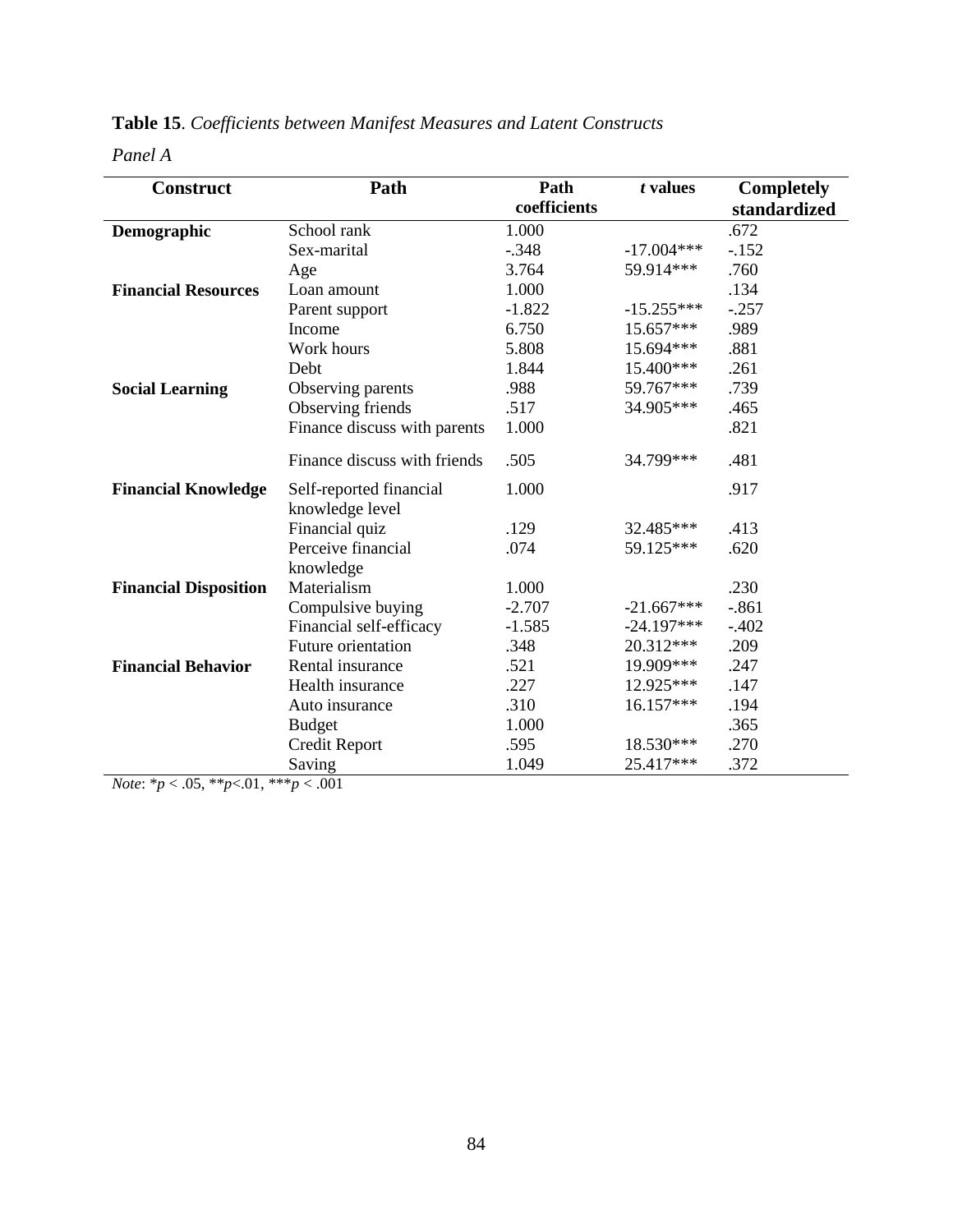**Table 15**. *Coefficients between Manifest Measures and Latent Constructs*

*Panel A*

| Construct | Path | Path coefficients | *t* values | Completely standardized |
|---|---|---|---|---|
| **Demographic** | School rank | 1.000 | | .672 |
| | Sex-marital | -.348 | -17.004*** | -.152 |
| | Age | 3.764 | 59.914*** | .760 |
| **Financial Resources** | Loan amount | 1.000 | | .134 |
| | Parent support | -1.822 | -15.255*** | -.257 |
| | Income | 6.750 | 15.657*** | .989 |
| | Work hours | 5.808 | 15.694*** | .881 |
| | Debt | 1.844 | 15.400*** | .261 |
| **Social Learning** | Observing parents | .988 | 59.767*** | .739 |
| | Observing friends | .517 | 34.905*** | .465 |
| | Finance discuss with parents | 1.000 | | .821 |
| | Finance discuss with friends | .505 | 34.799*** | .481 |
| **Financial Knowledge** | Self-reported financial knowledge level | 1.000 | | .917 |
| | Financial quiz | .129 | 32.485*** | .413 |
| | Perceive financial knowledge | .074 | 59.125*** | .620 |
| **Financial Disposition** | Materialism | 1.000 | | .230 |
| | Compulsive buying | -2.707 | -21.667*** | -.861 |
| | Financial self-efficacy | -1.585 | -24.197*** | -.402 |
| | Future orientation | .348 | 20.312*** | .209 |
| **Financial Behavior** | Rental insurance | .521 | 19.909*** | .247 |
| | Health insurance | .227 | 12.925*** | .147 |
| | Auto insurance | .310 | 16.157*** | .194 |
| | Budget | 1.000 | | .365 |
| | Credit Report | .595 | 18.530*** | .270 |
| | Saving | 1.049 | 25.417*** | .372 |

*Note*: \**p* < .05, \*\**p*<.01, \*\*\**p* < .001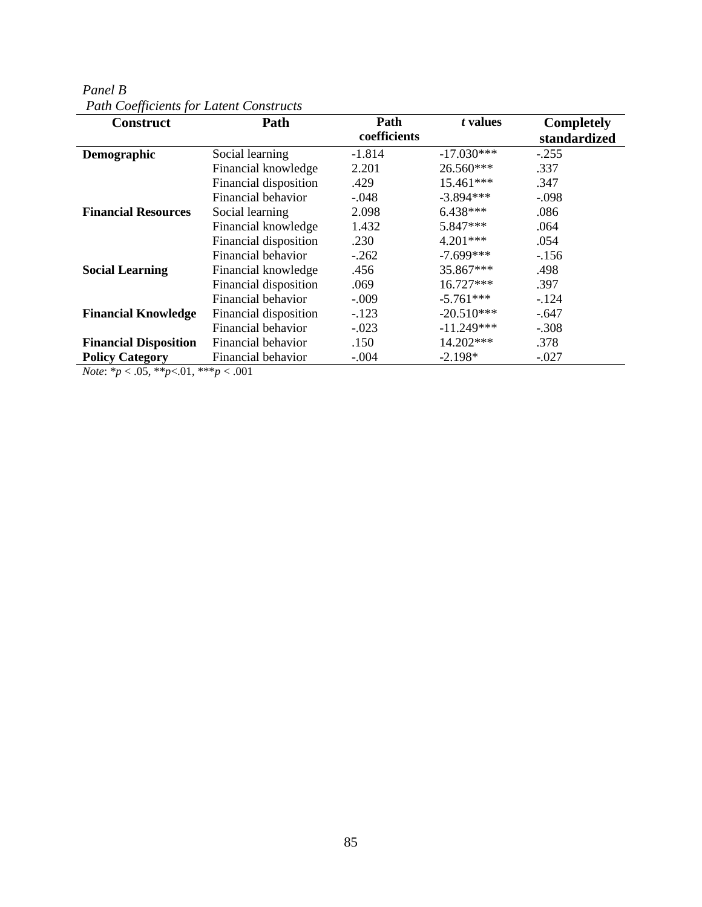*Panel B*

*Path Coefficients for Latent Constructs*

| Construct | Path | Path coefficients | *t* values | Completely standardized |
|---|---|---|---|---|
| **Demographic** | Social learning | -1.814 | -17.030*** | -.255 |
| | Financial knowledge | 2.201 | 26.560*** | .337 |
| | Financial disposition | .429 | 15.461*** | .347 |
| | Financial behavior | -.048 | -3.894*** | -.098 |
| **Financial Resources** | Social learning | 2.098 | 6.438*** | .086 |
| | Financial knowledge | 1.432 | 5.847*** | .064 |
| | Financial disposition | .230 | 4.201*** | .054 |
| | Financial behavior | -.262 | -7.699*** | -.156 |
| **Social Learning** | Financial knowledge | .456 | 35.867*** | .498 |
| | Financial disposition | .069 | 16.727*** | .397 |
| | Financial behavior | -.009 | -5.761*** | -.124 |
| **Financial Knowledge** | Financial disposition | -.123 | -20.510*** | -.647 |
| | Financial behavior | -.023 | -11.249*** | -.308 |
| **Financial Disposition** | Financial behavior | .150 | 14.202*** | .378 |
| **Policy Category** | Financial behavior | -.004 | -2.198* | -.027 |

*Note*: $^{*}p < .05$, $^{**}p < .01$, $^{***}p < .001$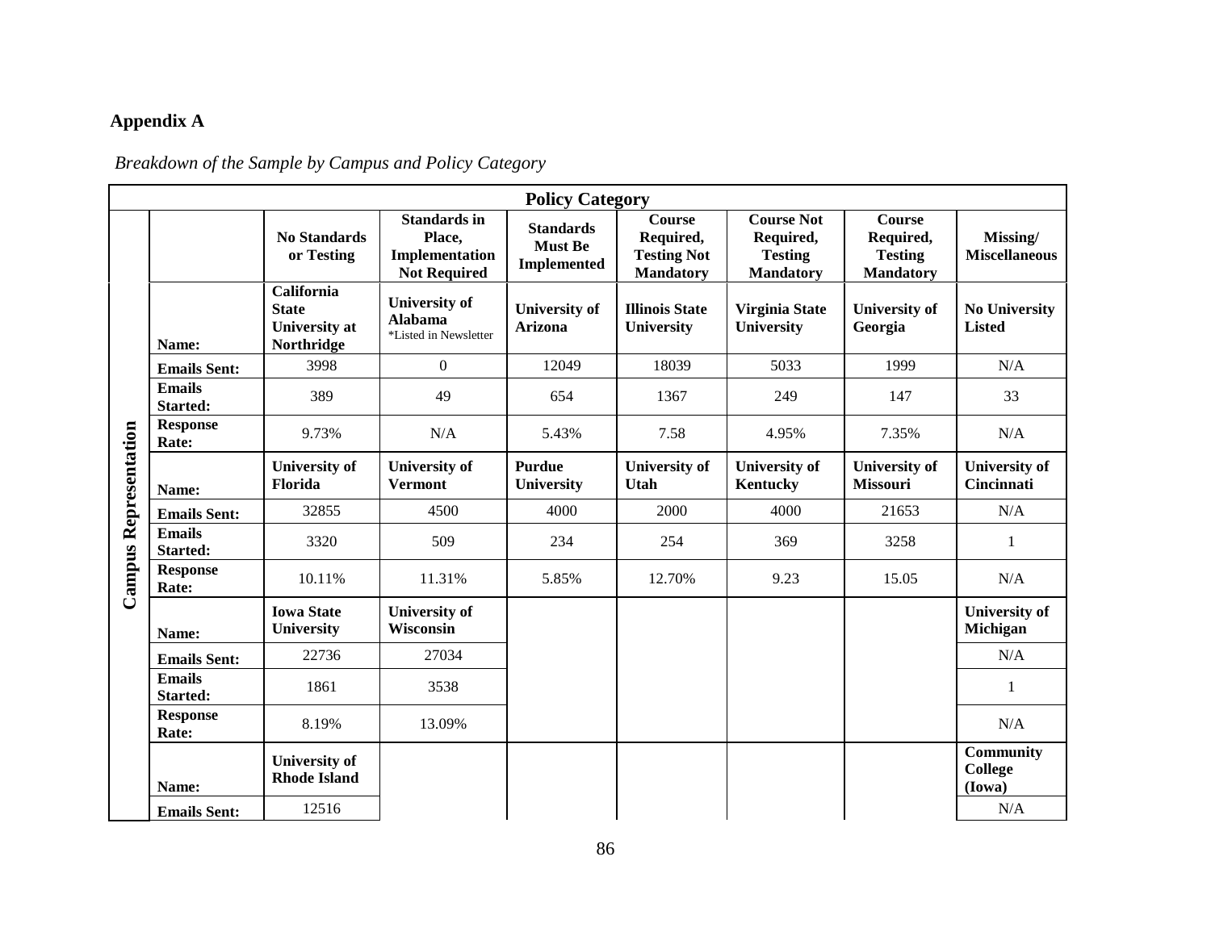## Appendix A

*Breakdown of the Sample by Campus and Policy Category*

| | | Policy Category | | | | | | |
|---|---|---|---|---|---|---|---|---|
| | | **No Standards or Testing** | **Standards in Place, Implementation Not Required** | **Standards Must Be Implemented** | **Course Required, Testing Not Mandatory** | **Course Not Required, Testing Mandatory** | **Course Required, Testing Mandatory** | **Missing/ Miscellaneous** |
| **Campus Representation** | **Name:** | **California State University at Northridge** | **University of Alabama** *Listed in Newsletter | **University of Arizona** | **Illinois State University** | **Virginia State University** | **University of Georgia** | **No University Listed** |
| | **Emails Sent:** | 3998 | 0 | 12049 | 18039 | 5033 | 1999 | N/A |
| | **Emails Started:** | 389 | 49 | 654 | 1367 | 249 | 147 | 33 |
| | **Response Rate:** | 9.73% | N/A | 5.43% | 7.58 | 4.95% | 7.35% | N/A |
| | **Name:** | **University of Florida** | **University of Vermont** | **Purdue University** | **University of Utah** | **University of Kentucky** | **University of Missouri** | **University of Cincinnati** |
| | **Emails Sent:** | 32855 | 4500 | 4000 | 2000 | 4000 | 21653 | N/A |
| | **Emails Started:** | 3320 | 509 | 234 | 254 | 369 | 3258 | 1 |
| | **Response Rate:** | 10.11% | 11.31% | 5.85% | 12.70% | 9.23 | 15.05 | N/A |
| | **Name:** | **Iowa State University** | **University of Wisconsin** | | | | | **University of Michigan** |
| | **Emails Sent:** | 22736 | 27034 | | | | | N/A |
| | **Emails Started:** | 1861 | 3538 | | | | | 1 |
| | **Response Rate:** | 8.19% | 13.09% | | | | | N/A |
| | **Name:** | **University of Rhode Island** | | | | | | **Community College (Iowa)** |
| | **Emails Sent:** | 12516 | | | | | | N/A |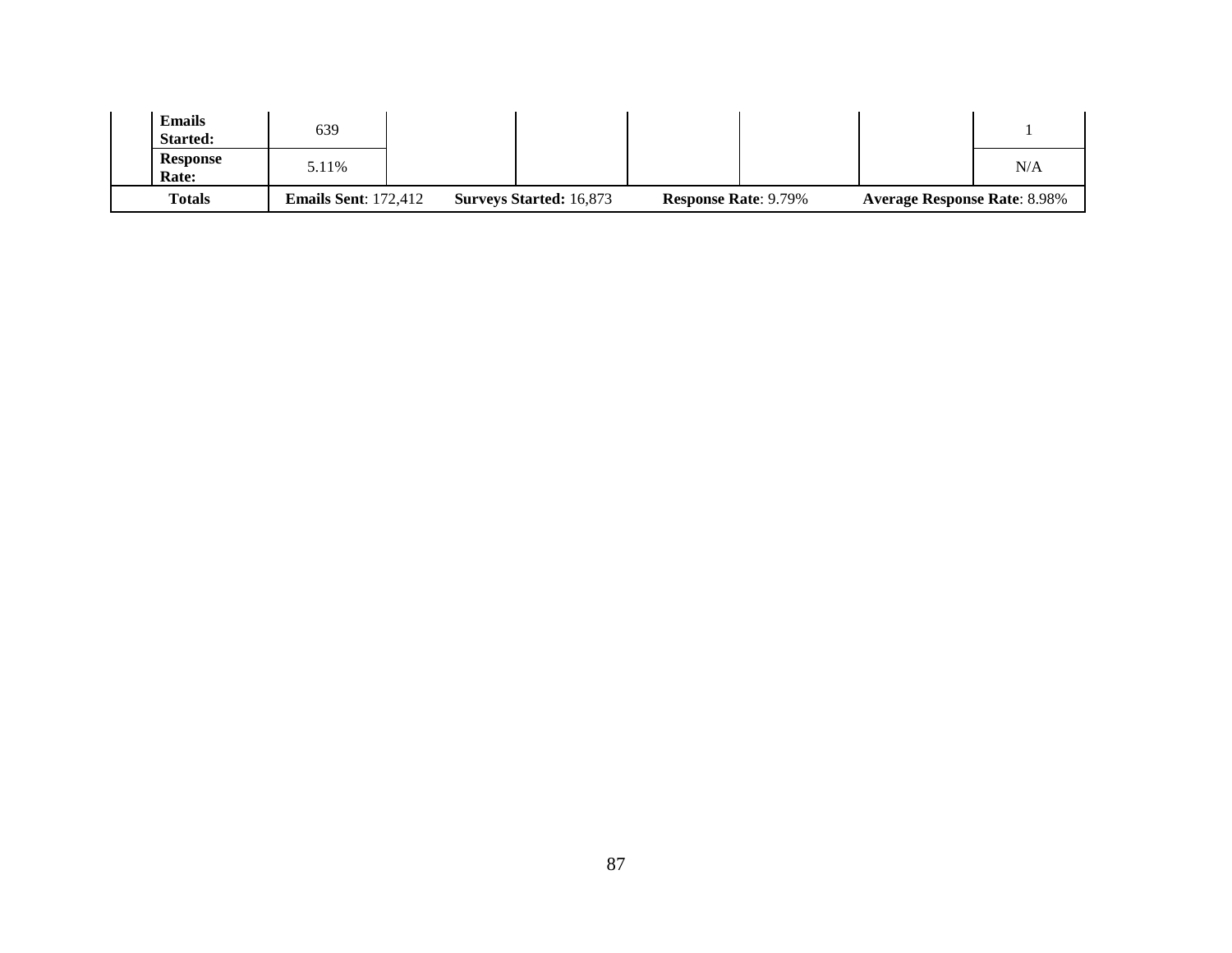| | **Emails Started:** | 639 | | | | | | 1 |
|---|---|---|---|---|---|---|---|---|
| | **Response Rate:** | 5.11% | | | | | | N/A |
| **Totals** | | **Emails Sent**: 172,412 | | **Surveys Started:** 16,873 | | **Response Rate**: 9.79% | | **Average Response Rate**: 8.98% |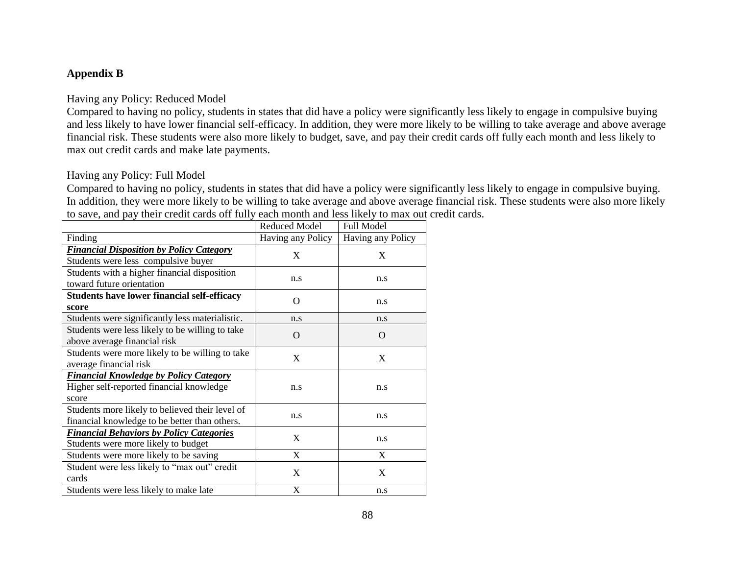**Appendix B**

Having any Policy: Reduced Model

Compared to having no policy, students in states that did have a policy were significantly less likely to engage in compulsive buying and less likely to have lower financial self-efficacy. In addition, they were more likely to be willing to take average and above average financial risk. These students were also more likely to budget, save, and pay their credit cards off fully each month and less likely to max out credit cards and make late payments.

Having any Policy: Full Model

Compared to having no policy, students in states that did have a policy were significantly less likely to engage in compulsive buying. In addition, they were more likely to be willing to take average and above average financial risk. These students were also more likely to save, and pay their credit cards off fully each month and less likely to max out credit cards.

| | Reduced Model | Full Model |
|---|---|---|
| Finding | Having any Policy | Having any Policy |
| ***Financial Disposition by Policy Category*** Students were less compulsive buyer | X | X |
| Students with a higher financial disposition toward future orientation | n.s | n.s |
| **Students have lower financial self-efficacy score** | O | n.s |
| Students were significantly less materialistic. | n.s | n.s |
| Students were less likely to be willing to take above average financial risk | O | O |
| Students were more likely to be willing to take average financial risk | X | X |
| ***Financial Knowledge by Policy Category*** Higher self-reported financial knowledge score | n.s | n.s |
| Students more likely to believed their level of financial knowledge to be better than others. | n.s | n.s |
| ***Financial Behaviors by Policy Categories*** Students were more likely to budget | X | n.s |
| Students were more likely to be saving | X | X |
| Student were less likely to "max out" credit cards | X | X |
| Students were less likely to make late | X | n.s |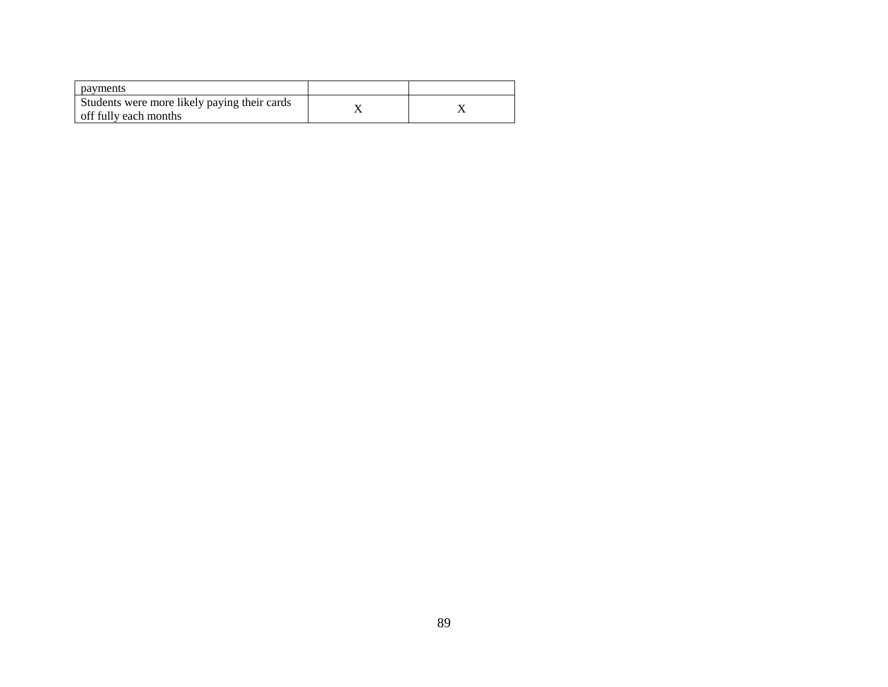| | | |
|---|---|---|
| payments | | |
| Students were more likely paying their cards off fully each months | X | X |